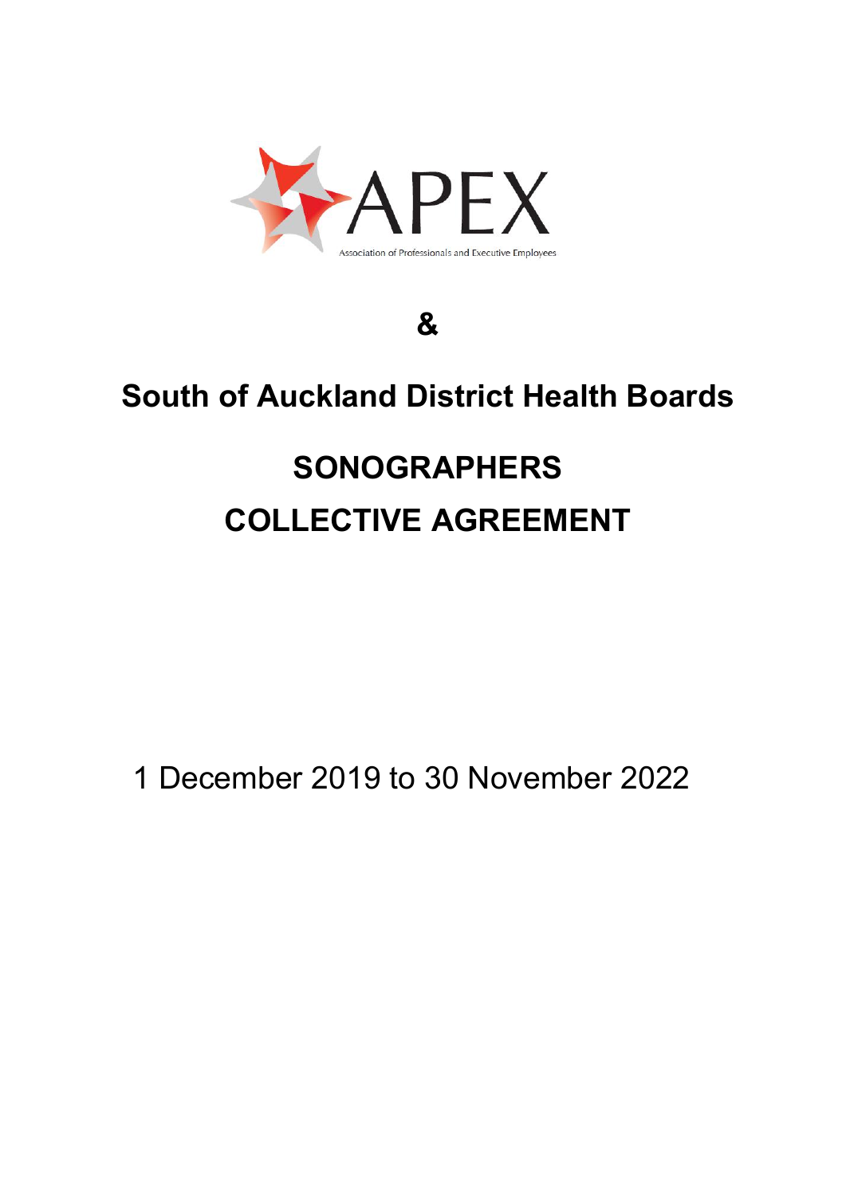APEX

Association of Professionals and Executive Employees

&

# South of Auckland District Health Boards

# SONOGRAPHERS COLLECTIVE AGREEMENT

1 December 2019 to 30 November 2022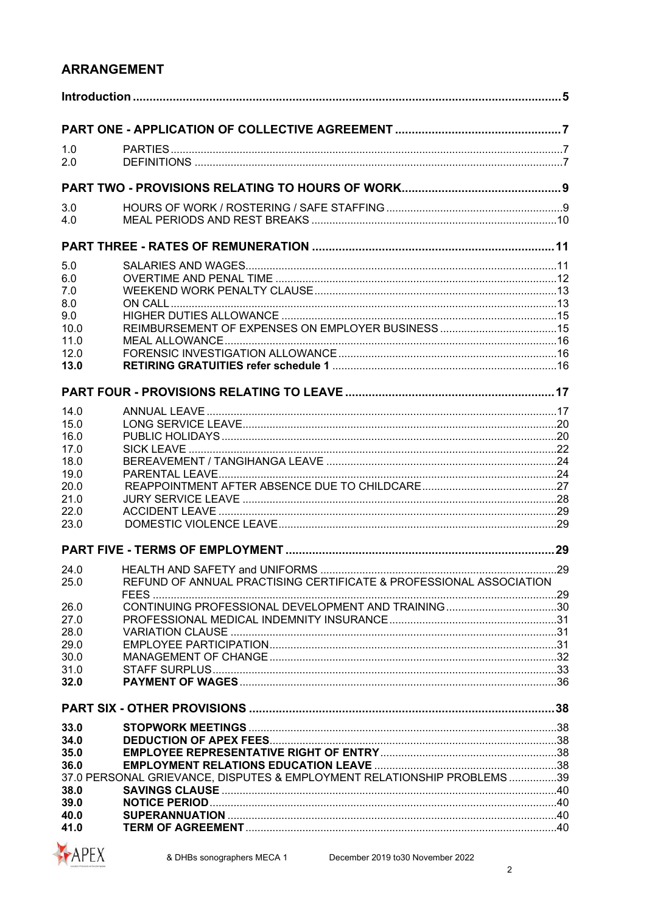## ARRANGEMENT

| | | |
|---|---|---|
| **Introduction** | | **5** |
| **PART ONE - APPLICATION OF COLLECTIVE AGREEMENT** | | **7** |
| 1.0 | PARTIES | 7 |
| 2.0 | DEFINITIONS | 7 |
| **PART TWO - PROVISIONS RELATING TO HOURS OF WORK** | | **9** |
| 3.0 | HOURS OF WORK / ROSTERING / SAFE STAFFING | 9 |
| 4.0 | MEAL PERIODS AND REST BREAKS | 10 |
| **PART THREE - RATES OF REMUNERATION** | | **11** |
| 5.0 | SALARIES AND WAGES | 11 |
| 6.0 | OVERTIME AND PENAL TIME | 12 |
| 7.0 | WEEKEND WORK PENALTY CLAUSE | 13 |
| 8.0 | ON CALL | 13 |
| 9.0 | HIGHER DUTIES ALLOWANCE | 15 |
| 10.0 | REIMBURSEMENT OF EXPENSES ON EMPLOYER BUSINESS | 15 |
| 11.0 | MEAL ALLOWANCE | 16 |
| 12.0 | FORENSIC INVESTIGATION ALLOWANCE | 16 |
| **13.0** | **RETIRING GRATUITIES refer schedule 1** | 16 |
| **PART FOUR - PROVISIONS RELATING TO LEAVE** | | **17** |
| 14.0 | ANNUAL LEAVE | 17 |
| 15.0 | LONG SERVICE LEAVE | 20 |
| 16.0 | PUBLIC HOLIDAYS | 20 |
| 17.0 | SICK LEAVE | 22 |
| 18.0 | BEREAVEMENT / TANGIHANGA LEAVE | 24 |
| 19.0 | PARENTAL LEAVE | 24 |
| 20.0 | REAPPOINTMENT AFTER ABSENCE DUE TO CHILDCARE | 27 |
| 21.0 | JURY SERVICE LEAVE | 28 |
| 22.0 | ACCIDENT LEAVE | 29 |
| 23.0 | DOMESTIC VIOLENCE LEAVE | 29 |
| **PART FIVE - TERMS OF EMPLOYMENT** | | **29** |
| 24.0 | HEALTH AND SAFETY and UNIFORMS | 29 |
| 25.0 | REFUND OF ANNUAL PRACTISING CERTIFICATE & PROFESSIONAL ASSOCIATION FEES | 29 |
| 26.0 | CONTINUING PROFESSIONAL DEVELOPMENT AND TRAINING | 30 |
| 27.0 | PROFESSIONAL MEDICAL INDEMNITY INSURANCE | 31 |
| 28.0 | VARIATION CLAUSE | 31 |
| 29.0 | EMPLOYEE PARTICIPATION | 31 |
| 30.0 | MANAGEMENT OF CHANGE | 32 |
| 31.0 | STAFF SURPLUS | 33 |
| **32.0** | **PAYMENT OF WAGES** | 36 |
| **PART SIX - OTHER PROVISIONS** | | **38** |
| **33.0** | **STOPWORK MEETINGS** | 38 |
| **34.0** | **DEDUCTION OF APEX FEES** | 38 |
| **35.0** | **EMPLOYEE REPRESENTATIVE RIGHT OF ENTRY** | 38 |
| **36.0** | **EMPLOYMENT RELATIONS EDUCATION LEAVE** | 38 |
| 37.0 | PERSONAL GRIEVANCE, DISPUTES & EMPLOYMENT RELATIONSHIP PROBLEMS | 39 |
| **38.0** | **SAVINGS CLAUSE** | 40 |
| **39.0** | **NOTICE PERIOD** | 40 |
| **40.0** | **SUPERANNUATION** | 40 |
| **41.0** | **TERM OF AGREEMENT** | 40 |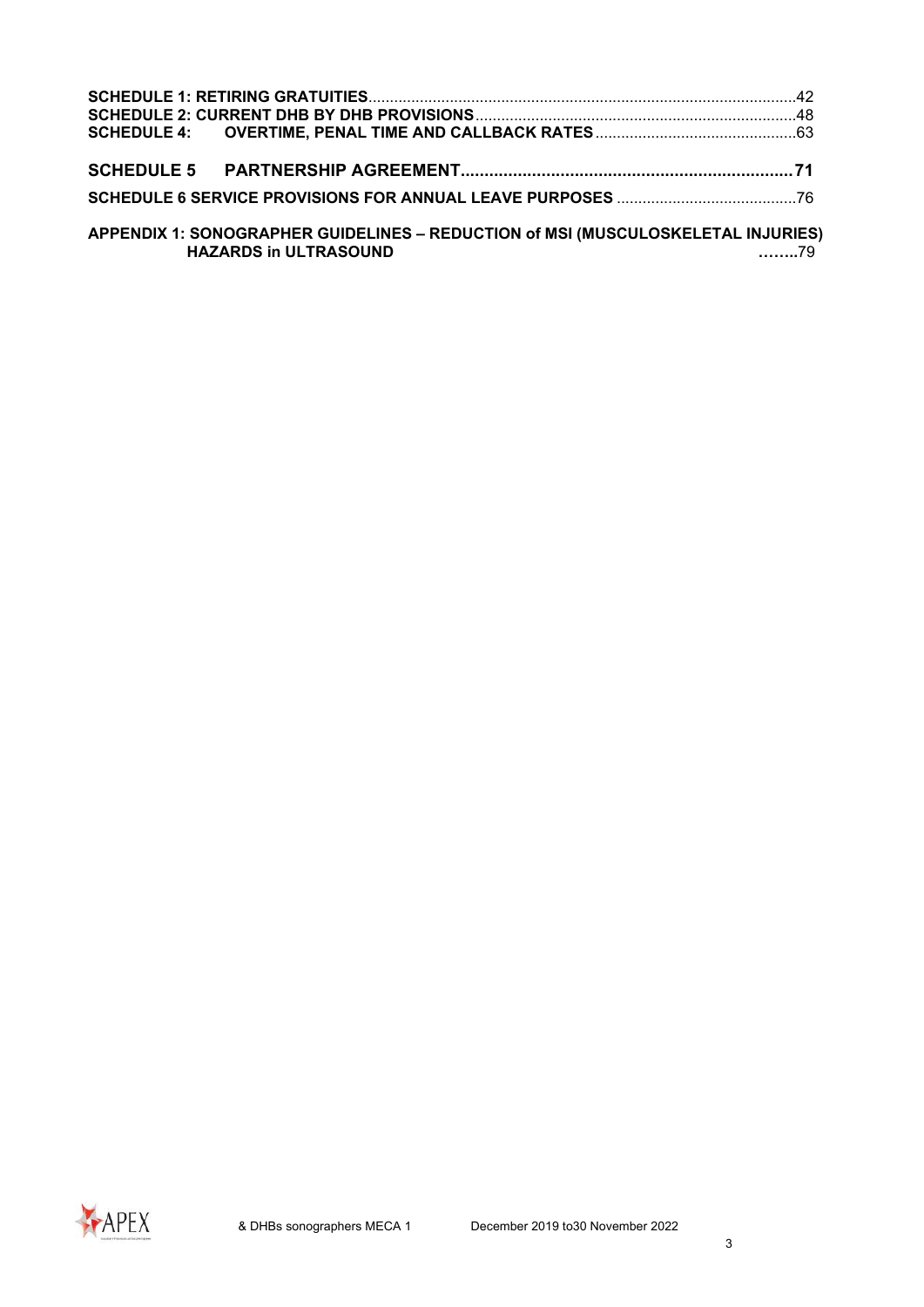**SCHEDULE 1: RETIRING GRATUITIES**..................................................................................................42
**SCHEDULE 2: CURRENT DHB BY DHB PROVISIONS**..........................................................................48
**SCHEDULE 4: OVERTIME, PENAL TIME AND CALLBACK RATES**...............................................63

**SCHEDULE 5 PARTNERSHIP AGREEMENT**.....................................................................**71**

**SCHEDULE 6 SERVICE PROVISIONS FOR ANNUAL LEAVE PURPOSES** ..........................................76

**APPENDIX 1: SONOGRAPHER GUIDELINES – REDUCTION of MSI (MUSCULOSKELETAL INJURIES) HAZARDS in ULTRASOUND** **……..**79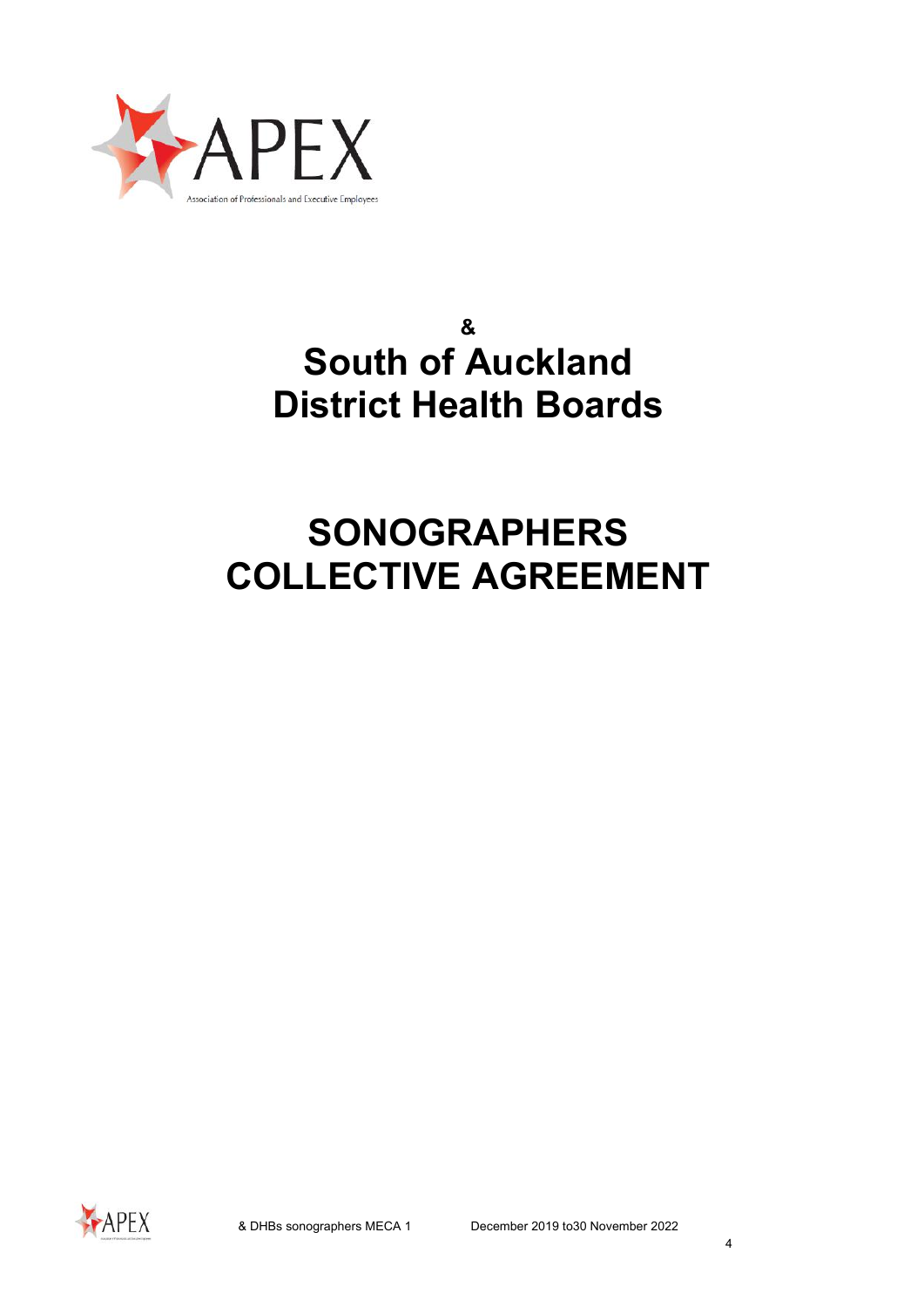APEX

Association of Professionals and Executive Employees

# &

# South of Auckland District Health Boards

# SONOGRAPHERS COLLECTIVE AGREEMENT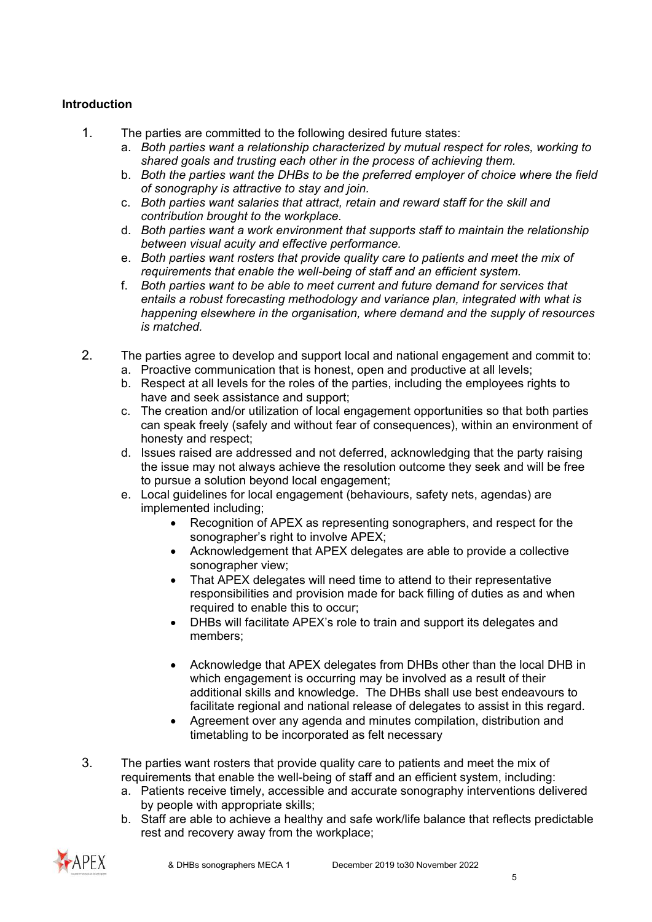## Introduction

1. The parties are committed to the following desired future states:
   a. *Both parties want a relationship characterized by mutual respect for roles, working to shared goals and trusting each other in the process of achieving them.*
   b. *Both the parties want the DHBs to be the preferred employer of choice where the field of sonography is attractive to stay and join.*
   c. *Both parties want salaries that attract, retain and reward staff for the skill and contribution brought to the workplace.*
   d. *Both parties want a work environment that supports staff to maintain the relationship between visual acuity and effective performance.*
   e. *Both parties want rosters that provide quality care to patients and meet the mix of requirements that enable the well-being of staff and an efficient system.*
   f. *Both parties want to be able to meet current and future demand for services that entails a robust forecasting methodology and variance plan, integrated with what is happening elsewhere in the organisation, where demand and the supply of resources is matched.*

2. The parties agree to develop and support local and national engagement and commit to:
   a. Proactive communication that is honest, open and productive at all levels;
   b. Respect at all levels for the roles of the parties, including the employees rights to have and seek assistance and support;
   c. The creation and/or utilization of local engagement opportunities so that both parties can speak freely (safely and without fear of consequences), within an environment of honesty and respect;
   d. Issues raised are addressed and not deferred, acknowledging that the party raising the issue may not always achieve the resolution outcome they seek and will be free to pursue a solution beyond local engagement;
   e. Local guidelines for local engagement (behaviours, safety nets, agendas) are implemented including;
      - Recognition of APEX as representing sonographers, and respect for the sonographer's right to involve APEX;
      - Acknowledgement that APEX delegates are able to provide a collective sonographer view;
      - That APEX delegates will need time to attend to their representative responsibilities and provision made for back filling of duties as and when required to enable this to occur;
      - DHBs will facilitate APEX's role to train and support its delegates and members;
      - Acknowledge that APEX delegates from DHBs other than the local DHB in which engagement is occurring may be involved as a result of their additional skills and knowledge. The DHBs shall use best endeavours to facilitate regional and national release of delegates to assist in this regard.
      - Agreement over any agenda and minutes compilation, distribution and timetabling to be incorporated as felt necessary

3. The parties want rosters that provide quality care to patients and meet the mix of requirements that enable the well-being of staff and an efficient system, including:
   a. Patients receive timely, accessible and accurate sonography interventions delivered by people with appropriate skills;
   b. Staff are able to achieve a healthy and safe work/life balance that reflects predictable rest and recovery away from the workplace;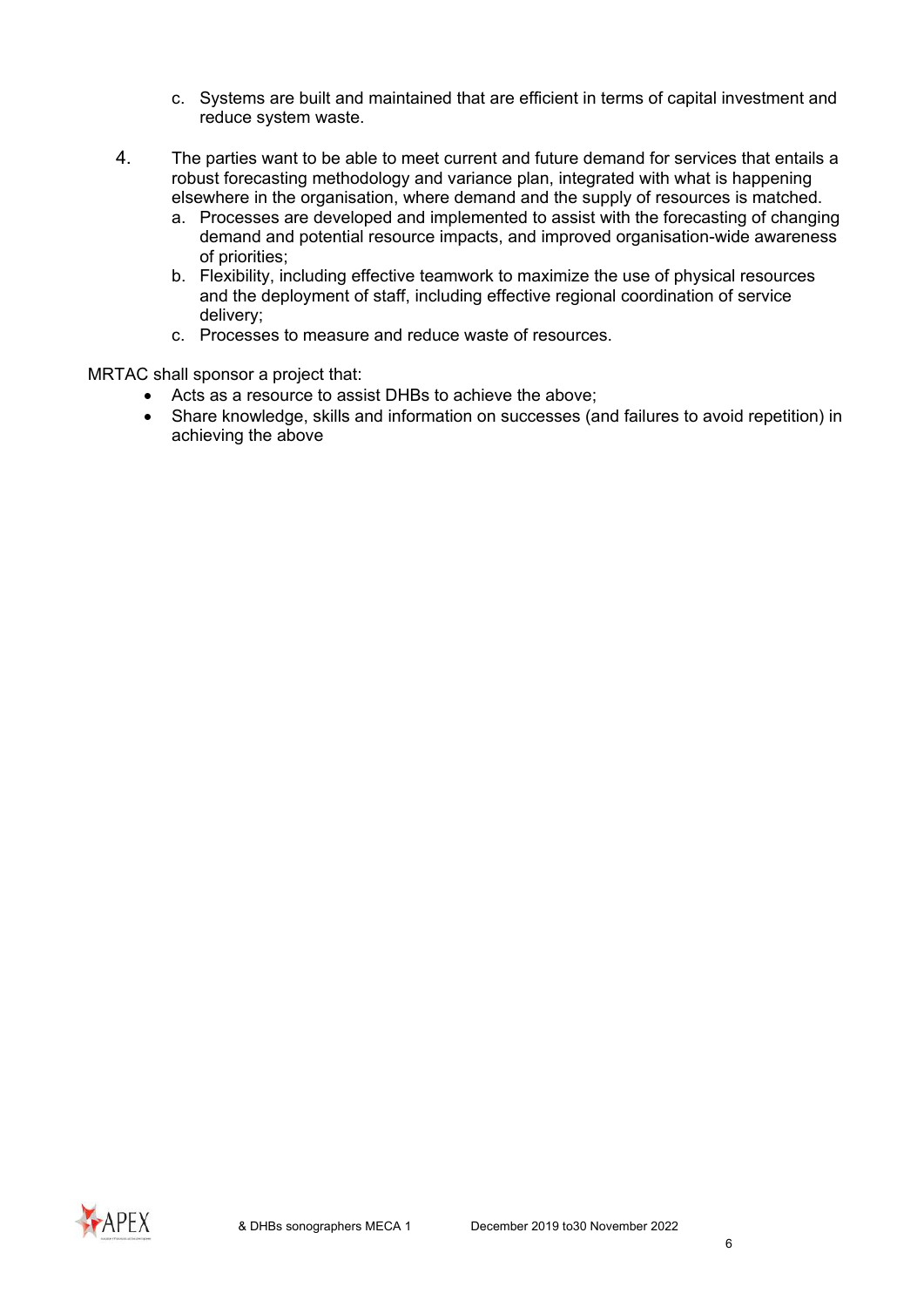c. Systems are built and maintained that are efficient in terms of capital investment and reduce system waste.

4. The parties want to be able to meet current and future demand for services that entails a robust forecasting methodology and variance plan, integrated with what is happening elsewhere in the organisation, where demand and the supply of resources is matched.
   a. Processes are developed and implemented to assist with the forecasting of changing demand and potential resource impacts, and improved organisation-wide awareness of priorities;
   b. Flexibility, including effective teamwork to maximize the use of physical resources and the deployment of staff, including effective regional coordination of service delivery;
   c. Processes to measure and reduce waste of resources.

MRTAC shall sponsor a project that:

- Acts as a resource to assist DHBs to achieve the above;
- Share knowledge, skills and information on successes (and failures to avoid repetition) in achieving the above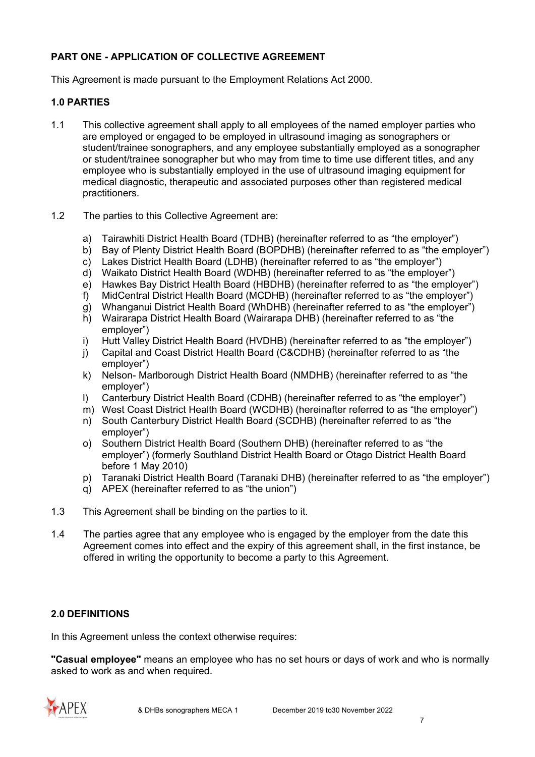## PART ONE - APPLICATION OF COLLECTIVE AGREEMENT

This Agreement is made pursuant to the Employment Relations Act 2000.

### 1.0 PARTIES

1.1 This collective agreement shall apply to all employees of the named employer parties who are employed or engaged to be employed in ultrasound imaging as sonographers or student/trainee sonographers, and any employee substantially employed as a sonographer or student/trainee sonographer but who may from time to time use different titles, and any employee who is substantially employed in the use of ultrasound imaging equipment for medical diagnostic, therapeutic and associated purposes other than registered medical practitioners.

1.2 The parties to this Collective Agreement are:

a) Tairawhiti District Health Board (TDHB) (hereinafter referred to as "the employer")
b) Bay of Plenty District Health Board (BOPDHB) (hereinafter referred to as "the employer")
c) Lakes District Health Board (LDHB) (hereinafter referred to as "the employer")
d) Waikato District Health Board (WDHB) (hereinafter referred to as "the employer")
e) Hawkes Bay District Health Board (HBDHB) (hereinafter referred to as "the employer")
f) MidCentral District Health Board (MCDHB) (hereinafter referred to as "the employer")
g) Whanganui District Health Board (WhDHB) (hereinafter referred to as "the employer")
h) Wairarapa District Health Board (Wairarapa DHB) (hereinafter referred to as "the employer")
i) Hutt Valley District Health Board (HVDHB) (hereinafter referred to as "the employer")
j) Capital and Coast District Health Board (C&CDHB) (hereinafter referred to as "the employer")
k) Nelson- Marlborough District Health Board (NMDHB) (hereinafter referred to as "the employer")
l) Canterbury District Health Board (CDHB) (hereinafter referred to as "the employer")
m) West Coast District Health Board (WCDHB) (hereinafter referred to as "the employer")
n) South Canterbury District Health Board (SCDHB) (hereinafter referred to as "the employer")
o) Southern District Health Board (Southern DHB) (hereinafter referred to as "the employer") (formerly Southland District Health Board or Otago District Health Board before 1 May 2010)
p) Taranaki District Health Board (Taranaki DHB) (hereinafter referred to as "the employer")
q) APEX (hereinafter referred to as "the union")

1.3 This Agreement shall be binding on the parties to it.

1.4 The parties agree that any employee who is engaged by the employer from the date this Agreement comes into effect and the expiry of this agreement shall, in the first instance, be offered in writing the opportunity to become a party to this Agreement.

### 2.0 DEFINITIONS

In this Agreement unless the context otherwise requires:

**"Casual employee"** means an employee who has no set hours or days of work and who is normally asked to work as and when required.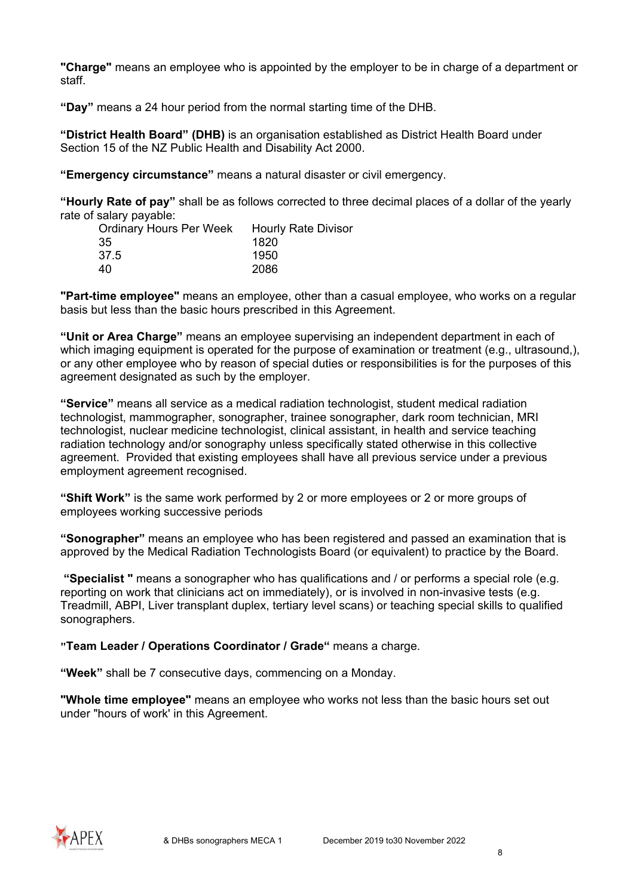**"Charge"** means an employee who is appointed by the employer to be in charge of a department or staff.

**"Day"** means a 24 hour period from the normal starting time of the DHB.

**"District Health Board" (DHB)** is an organisation established as District Health Board under Section 15 of the NZ Public Health and Disability Act 2000.

**"Emergency circumstance"** means a natural disaster or civil emergency.

**"Hourly Rate of pay"** shall be as follows corrected to three decimal places of a dollar of the yearly rate of salary payable:

| Ordinary Hours Per Week | Hourly Rate Divisor |
|---|---|
| 35 | 1820 |
| 37.5 | 1950 |
| 40 | 2086 |

**"Part-time employee"** means an employee, other than a casual employee, who works on a regular basis but less than the basic hours prescribed in this Agreement.

**"Unit or Area Charge"** means an employee supervising an independent department in each of which imaging equipment is operated for the purpose of examination or treatment (e.g., ultrasound,), or any other employee who by reason of special duties or responsibilities is for the purposes of this agreement designated as such by the employer.

**"Service"** means all service as a medical radiation technologist, student medical radiation technologist, mammographer, sonographer, trainee sonographer, dark room technician, MRI technologist, nuclear medicine technologist, clinical assistant, in health and service teaching radiation technology and/or sonography unless specifically stated otherwise in this collective agreement. Provided that existing employees shall have all previous service under a previous employment agreement recognised.

**"Shift Work"** is the same work performed by 2 or more employees or 2 or more groups of employees working successive periods

**"Sonographer"** means an employee who has been registered and passed an examination that is approved by the Medical Radiation Technologists Board (or equivalent) to practice by the Board.

**"Specialist "** means a sonographer who has qualifications and / or performs a special role (e.g. reporting on work that clinicians act on immediately), or is involved in non-invasive tests (e.g. Treadmill, ABPI, Liver transplant duplex, tertiary level scans) or teaching special skills to qualified sonographers.

**"Team Leader / Operations Coordinator / Grade"** means a charge.

**"Week"** shall be 7 consecutive days, commencing on a Monday.

**"Whole time employee"** means an employee who works not less than the basic hours set out under "hours of work' in this Agreement.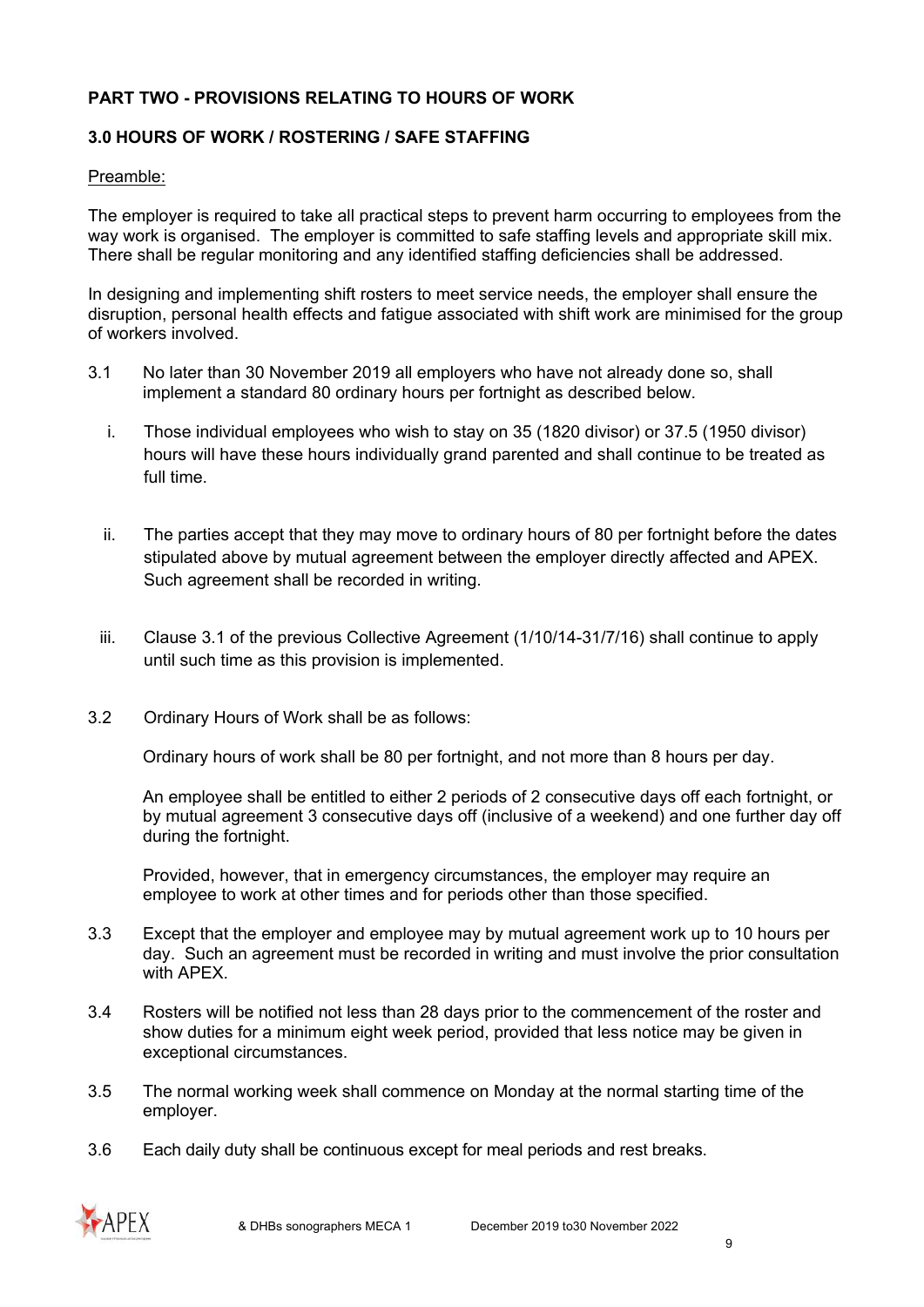## PART TWO - PROVISIONS RELATING TO HOURS OF WORK

### 3.0 HOURS OF WORK / ROSTERING / SAFE STAFFING

Preamble:

The employer is required to take all practical steps to prevent harm occurring to employees from the way work is organised. The employer is committed to safe staffing levels and appropriate skill mix. There shall be regular monitoring and any identified staffing deficiencies shall be addressed.

In designing and implementing shift rosters to meet service needs, the employer shall ensure the disruption, personal health effects and fatigue associated with shift work are minimised for the group of workers involved.

3.1 No later than 30 November 2019 all employers who have not already done so, shall implement a standard 80 ordinary hours per fortnight as described below.

i. Those individual employees who wish to stay on 35 (1820 divisor) or 37.5 (1950 divisor) hours will have these hours individually grand parented and shall continue to be treated as full time.

ii. The parties accept that they may move to ordinary hours of 80 per fortnight before the dates stipulated above by mutual agreement between the employer directly affected and APEX. Such agreement shall be recorded in writing.

iii. Clause 3.1 of the previous Collective Agreement (1/10/14-31/7/16) shall continue to apply until such time as this provision is implemented.

3.2 Ordinary Hours of Work shall be as follows:

Ordinary hours of work shall be 80 per fortnight, and not more than 8 hours per day.

An employee shall be entitled to either 2 periods of 2 consecutive days off each fortnight, or by mutual agreement 3 consecutive days off (inclusive of a weekend) and one further day off during the fortnight.

Provided, however, that in emergency circumstances, the employer may require an employee to work at other times and for periods other than those specified.

3.3 Except that the employer and employee may by mutual agreement work up to 10 hours per day. Such an agreement must be recorded in writing and must involve the prior consultation with APEX.

3.4 Rosters will be notified not less than 28 days prior to the commencement of the roster and show duties for a minimum eight week period, provided that less notice may be given in exceptional circumstances.

3.5 The normal working week shall commence on Monday at the normal starting time of the employer.

3.6 Each daily duty shall be continuous except for meal periods and rest breaks.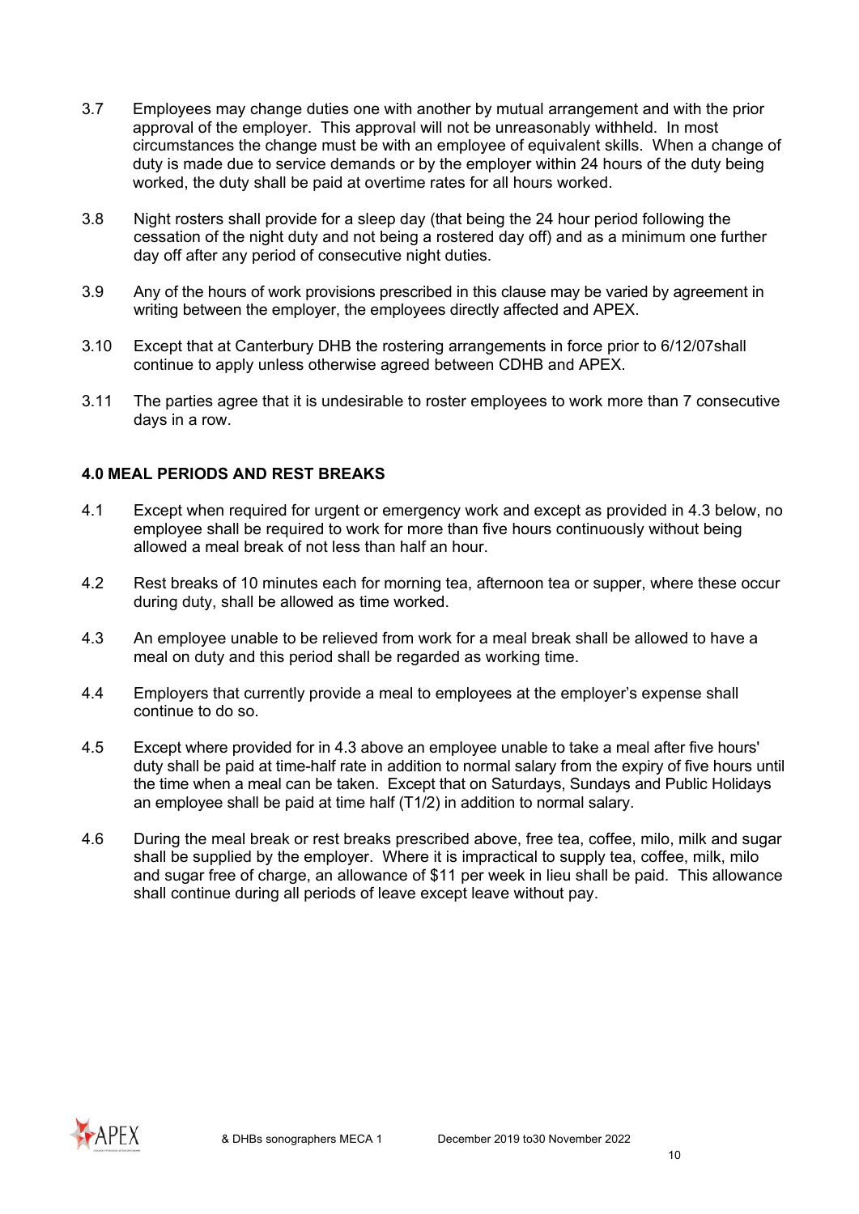3.7 Employees may change duties one with another by mutual arrangement and with the prior approval of the employer. This approval will not be unreasonably withheld. In most circumstances the change must be with an employee of equivalent skills. When a change of duty is made due to service demands or by the employer within 24 hours of the duty being worked, the duty shall be paid at overtime rates for all hours worked.

3.8 Night rosters shall provide for a sleep day (that being the 24 hour period following the cessation of the night duty and not being a rostered day off) and as a minimum one further day off after any period of consecutive night duties.

3.9 Any of the hours of work provisions prescribed in this clause may be varied by agreement in writing between the employer, the employees directly affected and APEX.

3.10 Except that at Canterbury DHB the rostering arrangements in force prior to 6/12/07shall continue to apply unless otherwise agreed between CDHB and APEX.

3.11 The parties agree that it is undesirable to roster employees to work more than 7 consecutive days in a row.

**4.0 MEAL PERIODS AND REST BREAKS**

4.1 Except when required for urgent or emergency work and except as provided in 4.3 below, no employee shall be required to work for more than five hours continuously without being allowed a meal break of not less than half an hour.

4.2 Rest breaks of 10 minutes each for morning tea, afternoon tea or supper, where these occur during duty, shall be allowed as time worked.

4.3 An employee unable to be relieved from work for a meal break shall be allowed to have a meal on duty and this period shall be regarded as working time.

4.4 Employers that currently provide a meal to employees at the employer's expense shall continue to do so.

4.5 Except where provided for in 4.3 above an employee unable to take a meal after five hours' duty shall be paid at time-half rate in addition to normal salary from the expiry of five hours until the time when a meal can be taken. Except that on Saturdays, Sundays and Public Holidays an employee shall be paid at time half (T1/2) in addition to normal salary.

4.6 During the meal break or rest breaks prescribed above, free tea, coffee, milo, milk and sugar shall be supplied by the employer. Where it is impractical to supply tea, coffee, milk, milo and sugar free of charge, an allowance of $11 per week in lieu shall be paid. This allowance shall continue during all periods of leave except leave without pay.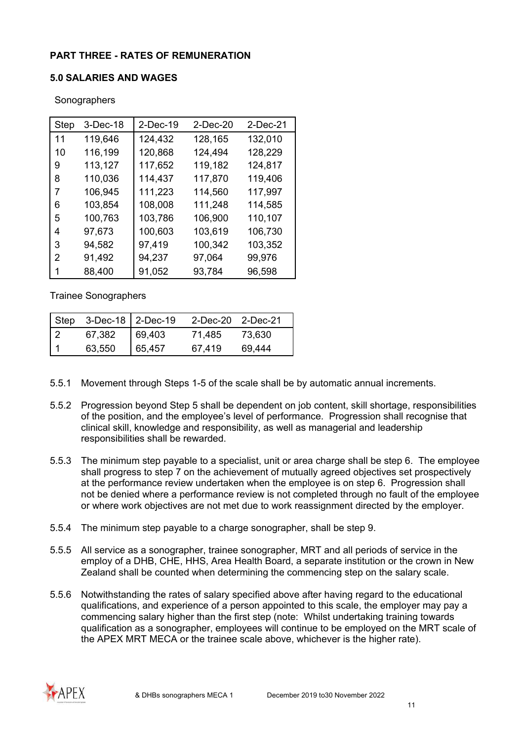## PART THREE - RATES OF REMUNERATION

### 5.0 SALARIES AND WAGES

Sonographers

| Step | 3-Dec-18 | 2-Dec-19 | 2-Dec-20 | 2-Dec-21 |
|---|---|---|---|---|
| 11 | 119,646 | 124,432 | 128,165 | 132,010 |
| 10 | 116,199 | 120,868 | 124,494 | 128,229 |
| 9 | 113,127 | 117,652 | 119,182 | 124,817 |
| 8 | 110,036 | 114,437 | 117,870 | 119,406 |
| 7 | 106,945 | 111,223 | 114,560 | 117,997 |
| 6 | 103,854 | 108,008 | 111,248 | 114,585 |
| 5 | 100,763 | 103,786 | 106,900 | 110,107 |
| 4 | 97,673 | 100,603 | 103,619 | 106,730 |
| 3 | 94,582 | 97,419 | 100,342 | 103,352 |
| 2 | 91,492 | 94,237 | 97,064 | 99,976 |
| 1 | 88,400 | 91,052 | 93,784 | 96,598 |

Trainee Sonographers

| Step | 3-Dec-18 | 2-Dec-19 | 2-Dec-20 | 2-Dec-21 |
|---|---|---|---|---|
| 2 | 67,382 | 69,403 | 71,485 | 73,630 |
| 1 | 63,550 | 65,457 | 67,419 | 69,444 |

5.5.1 Movement through Steps 1-5 of the scale shall be by automatic annual increments.

5.5.2 Progression beyond Step 5 shall be dependent on job content, skill shortage, responsibilities of the position, and the employee's level of performance. Progression shall recognise that clinical skill, knowledge and responsibility, as well as managerial and leadership responsibilities shall be rewarded.

5.5.3 The minimum step payable to a specialist, unit or area charge shall be step 6. The employee shall progress to step 7 on the achievement of mutually agreed objectives set prospectively at the performance review undertaken when the employee is on step 6. Progression shall not be denied where a performance review is not completed through no fault of the employee or where work objectives are not met due to work reassignment directed by the employer.

5.5.4 The minimum step payable to a charge sonographer, shall be step 9.

5.5.5 All service as a sonographer, trainee sonographer, MRT and all periods of service in the employ of a DHB, CHE, HHS, Area Health Board, a separate institution or the crown in New Zealand shall be counted when determining the commencing step on the salary scale.

5.5.6 Notwithstanding the rates of salary specified above after having regard to the educational qualifications, and experience of a person appointed to this scale, the employer may pay a commencing salary higher than the first step (note: Whilst undertaking training towards qualification as a sonographer, employees will continue to be employed on the MRT scale of the APEX MRT MECA or the trainee scale above, whichever is the higher rate).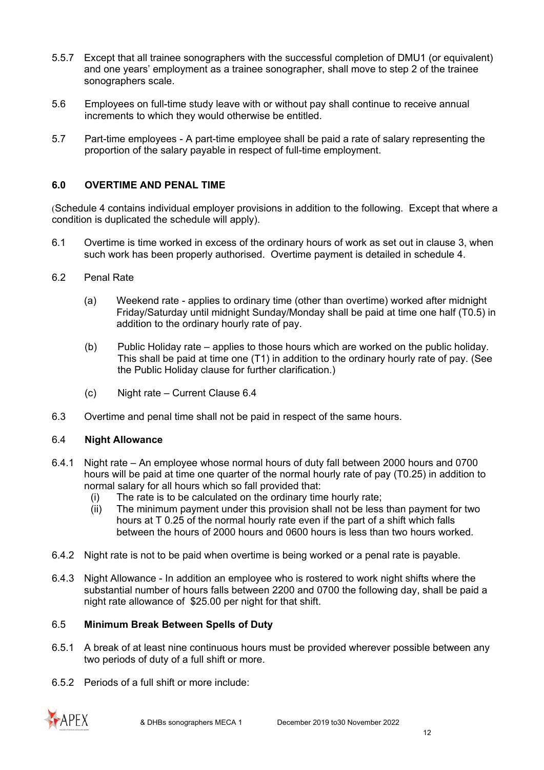5.5.7 Except that all trainee sonographers with the successful completion of DMU1 (or equivalent) and one years' employment as a trainee sonographer, shall move to step 2 of the trainee sonographers scale.

5.6 Employees on full-time study leave with or without pay shall continue to receive annual increments to which they would otherwise be entitled.

5.7 Part-time employees - A part-time employee shall be paid a rate of salary representing the proportion of the salary payable in respect of full-time employment.

## 6.0 OVERTIME AND PENAL TIME

(Schedule 4 contains individual employer provisions in addition to the following. Except that where a condition is duplicated the schedule will apply).

6.1 Overtime is time worked in excess of the ordinary hours of work as set out in clause 3, when such work has been properly authorised. Overtime payment is detailed in schedule 4.

6.2 Penal Rate

(a) Weekend rate - applies to ordinary time (other than overtime) worked after midnight Friday/Saturday until midnight Sunday/Monday shall be paid at time one half (T0.5) in addition to the ordinary hourly rate of pay.

(b) Public Holiday rate – applies to those hours which are worked on the public holiday. This shall be paid at time one (T1) in addition to the ordinary hourly rate of pay. (See the Public Holiday clause for further clarification.)

(c) Night rate – Current Clause 6.4

6.3 Overtime and penal time shall not be paid in respect of the same hours.

### 6.4 Night Allowance

6.4.1 Night rate – An employee whose normal hours of duty fall between 2000 hours and 0700 hours will be paid at time one quarter of the normal hourly rate of pay (T0.25) in addition to normal salary for all hours which so fall provided that:

(i) The rate is to be calculated on the ordinary time hourly rate;

(ii) The minimum payment under this provision shall not be less than payment for two hours at T 0.25 of the normal hourly rate even if the part of a shift which falls between the hours of 2000 hours and 0600 hours is less than two hours worked.

6.4.2 Night rate is not to be paid when overtime is being worked or a penal rate is payable.

6.4.3 Night Allowance - In addition an employee who is rostered to work night shifts where the substantial number of hours falls between 2200 and 0700 the following day, shall be paid a night rate allowance of $25.00 per night for that shift.

### 6.5 Minimum Break Between Spells of Duty

6.5.1 A break of at least nine continuous hours must be provided wherever possible between any two periods of duty of a full shift or more.

6.5.2 Periods of a full shift or more include: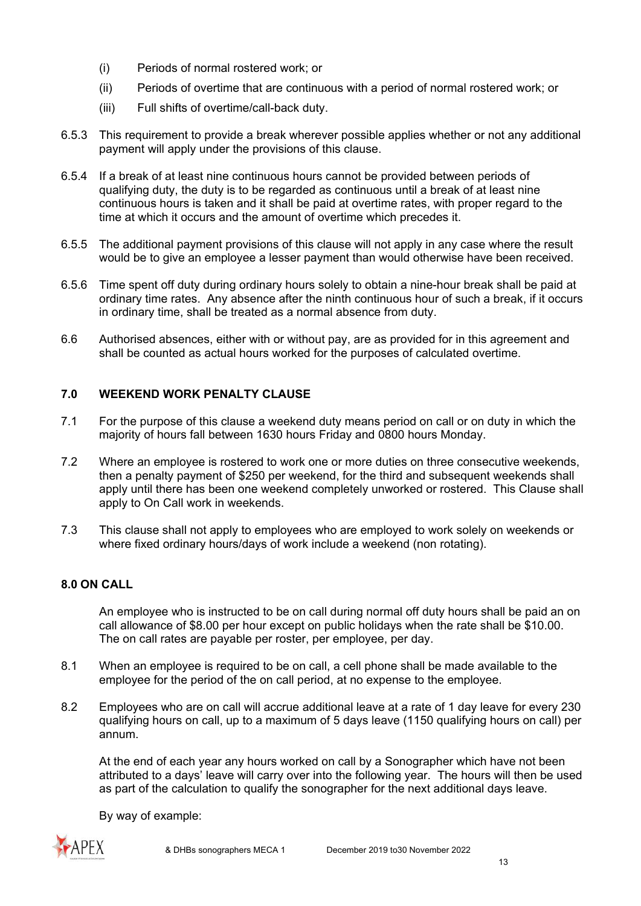(i) Periods of normal rostered work; or

(ii) Periods of overtime that are continuous with a period of normal rostered work; or

(iii) Full shifts of overtime/call-back duty.

6.5.3 This requirement to provide a break wherever possible applies whether or not any additional payment will apply under the provisions of this clause.

6.5.4 If a break of at least nine continuous hours cannot be provided between periods of qualifying duty, the duty is to be regarded as continuous until a break of at least nine continuous hours is taken and it shall be paid at overtime rates, with proper regard to the time at which it occurs and the amount of overtime which precedes it.

6.5.5 The additional payment provisions of this clause will not apply in any case where the result would be to give an employee a lesser payment than would otherwise have been received.

6.5.6 Time spent off duty during ordinary hours solely to obtain a nine-hour break shall be paid at ordinary time rates. Any absence after the ninth continuous hour of such a break, if it occurs in ordinary time, shall be treated as a normal absence from duty.

6.6 Authorised absences, either with or without pay, are as provided for in this agreement and shall be counted as actual hours worked for the purposes of calculated overtime.

## 7.0 WEEKEND WORK PENALTY CLAUSE

7.1 For the purpose of this clause a weekend duty means period on call or on duty in which the majority of hours fall between 1630 hours Friday and 0800 hours Monday.

7.2 Where an employee is rostered to work one or more duties on three consecutive weekends, then a penalty payment of $250 per weekend, for the third and subsequent weekends shall apply until there has been one weekend completely unworked or rostered. This Clause shall apply to On Call work in weekends.

7.3 This clause shall not apply to employees who are employed to work solely on weekends or where fixed ordinary hours/days of work include a weekend (non rotating).

## 8.0 ON CALL

An employee who is instructed to be on call during normal off duty hours shall be paid an on call allowance of $8.00 per hour except on public holidays when the rate shall be $10.00. The on call rates are payable per roster, per employee, per day.

8.1 When an employee is required to be on call, a cell phone shall be made available to the employee for the period of the on call period, at no expense to the employee.

8.2 Employees who are on call will accrue additional leave at a rate of 1 day leave for every 230 qualifying hours on call, up to a maximum of 5 days leave (1150 qualifying hours on call) per annum.

At the end of each year any hours worked on call by a Sonographer which have not been attributed to a days' leave will carry over into the following year. The hours will then be used as part of the calculation to qualify the sonographer for the next additional days leave.

By way of example: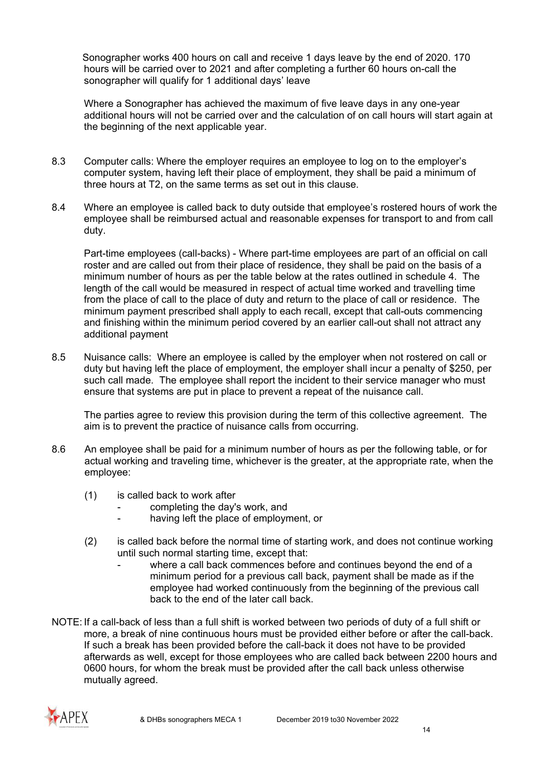Sonographer works 400 hours on call and receive 1 days leave by the end of 2020. 170 hours will be carried over to 2021 and after completing a further 60 hours on-call the sonographer will qualify for 1 additional days' leave

Where a Sonographer has achieved the maximum of five leave days in any one-year additional hours will not be carried over and the calculation of on call hours will start again at the beginning of the next applicable year.

8.3 Computer calls: Where the employer requires an employee to log on to the employer's computer system, having left their place of employment, they shall be paid a minimum of three hours at T2, on the same terms as set out in this clause.

8.4 Where an employee is called back to duty outside that employee's rostered hours of work the employee shall be reimbursed actual and reasonable expenses for transport to and from call duty.

Part-time employees (call-backs) - Where part-time employees are part of an official on call roster and are called out from their place of residence, they shall be paid on the basis of a minimum number of hours as per the table below at the rates outlined in schedule 4. The length of the call would be measured in respect of actual time worked and travelling time from the place of call to the place of duty and return to the place of call or residence. The minimum payment prescribed shall apply to each recall, except that call-outs commencing and finishing within the minimum period covered by an earlier call-out shall not attract any additional payment

8.5 Nuisance calls: Where an employee is called by the employer when not rostered on call or duty but having left the place of employment, the employer shall incur a penalty of $250, per such call made. The employee shall report the incident to their service manager who must ensure that systems are put in place to prevent a repeat of the nuisance call.

The parties agree to review this provision during the term of this collective agreement. The aim is to prevent the practice of nuisance calls from occurring.

8.6 An employee shall be paid for a minimum number of hours as per the following table, or for actual working and traveling time, whichever is the greater, at the appropriate rate, when the employee:

(1) is called back to work after
- completing the day's work, and
- having left the place of employment, or

(2) is called back before the normal time of starting work, and does not continue working until such normal starting time, except that:
- where a call back commences before and continues beyond the end of a minimum period for a previous call back, payment shall be made as if the employee had worked continuously from the beginning of the previous call back to the end of the later call back.

NOTE: If a call-back of less than a full shift is worked between two periods of duty of a full shift or more, a break of nine continuous hours must be provided either before or after the call-back. If such a break has been provided before the call-back it does not have to be provided afterwards as well, except for those employees who are called back between 2200 hours and 0600 hours, for whom the break must be provided after the call back unless otherwise mutually agreed.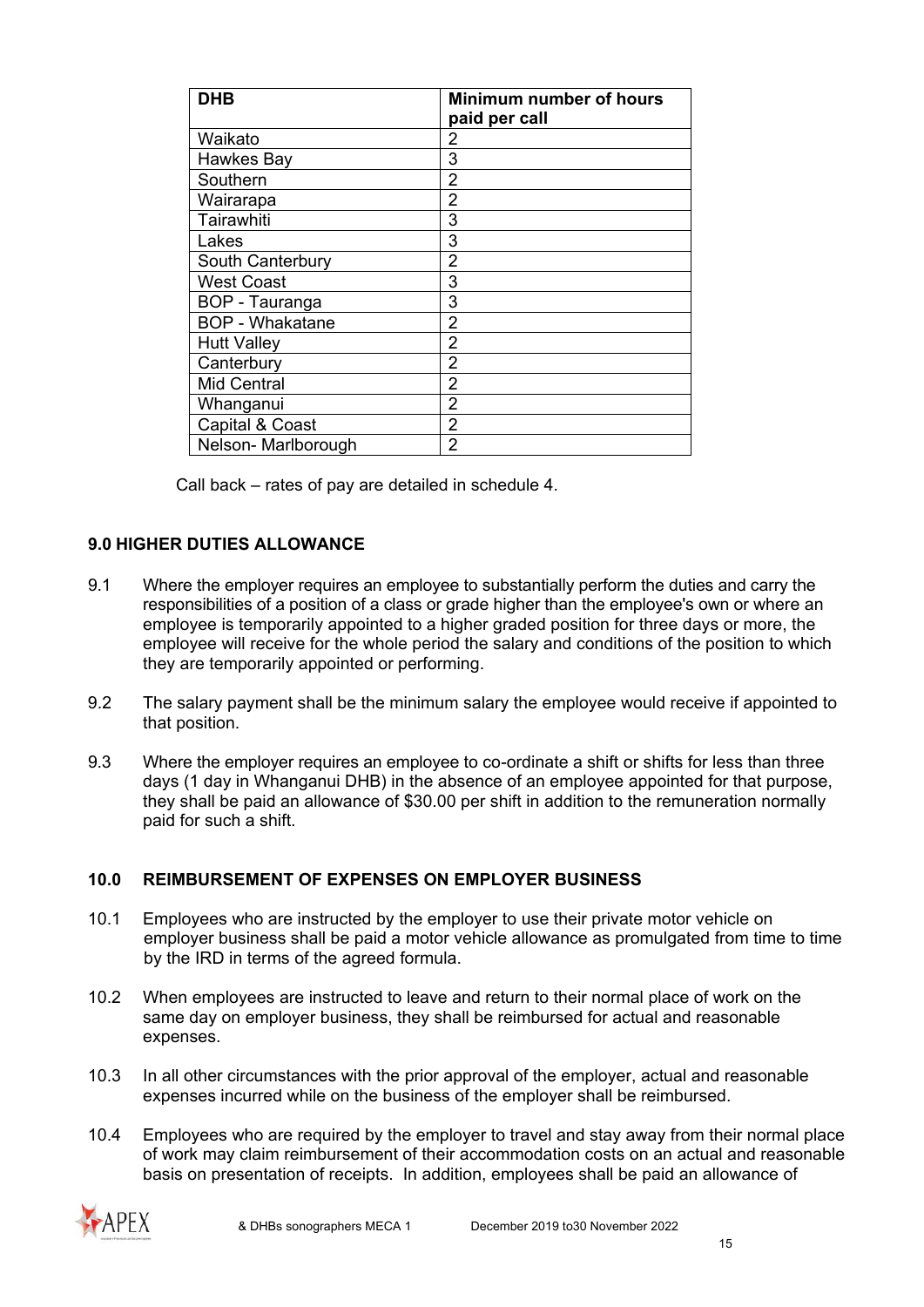| DHB | Minimum number of hours paid per call |
|---|---|
| Waikato | 2 |
| Hawkes Bay | 3 |
| Southern | 2 |
| Wairarapa | 2 |
| Tairawhiti | 3 |
| Lakes | 3 |
| South Canterbury | 2 |
| West Coast | 3 |
| BOP - Tauranga | 3 |
| BOP - Whakatane | 2 |
| Hutt Valley | 2 |
| Canterbury | 2 |
| Mid Central | 2 |
| Whanganui | 2 |
| Capital & Coast | 2 |
| Nelson- Marlborough | 2 |

Call back – rates of pay are detailed in schedule 4.

## 9.0 HIGHER DUTIES ALLOWANCE

9.1 Where the employer requires an employee to substantially perform the duties and carry the responsibilities of a position of a class or grade higher than the employee's own or where an employee is temporarily appointed to a higher graded position for three days or more, the employee will receive for the whole period the salary and conditions of the position to which they are temporarily appointed or performing.

9.2 The salary payment shall be the minimum salary the employee would receive if appointed to that position.

9.3 Where the employer requires an employee to co-ordinate a shift or shifts for less than three days (1 day in Whanganui DHB) in the absence of an employee appointed for that purpose, they shall be paid an allowance of $30.00 per shift in addition to the remuneration normally paid for such a shift.

## 10.0 REIMBURSEMENT OF EXPENSES ON EMPLOYER BUSINESS

10.1 Employees who are instructed by the employer to use their private motor vehicle on employer business shall be paid a motor vehicle allowance as promulgated from time to time by the IRD in terms of the agreed formula.

10.2 When employees are instructed to leave and return to their normal place of work on the same day on employer business, they shall be reimbursed for actual and reasonable expenses.

10.3 In all other circumstances with the prior approval of the employer, actual and reasonable expenses incurred while on the business of the employer shall be reimbursed.

10.4 Employees who are required by the employer to travel and stay away from their normal place of work may claim reimbursement of their accommodation costs on an actual and reasonable basis on presentation of receipts. In addition, employees shall be paid an allowance of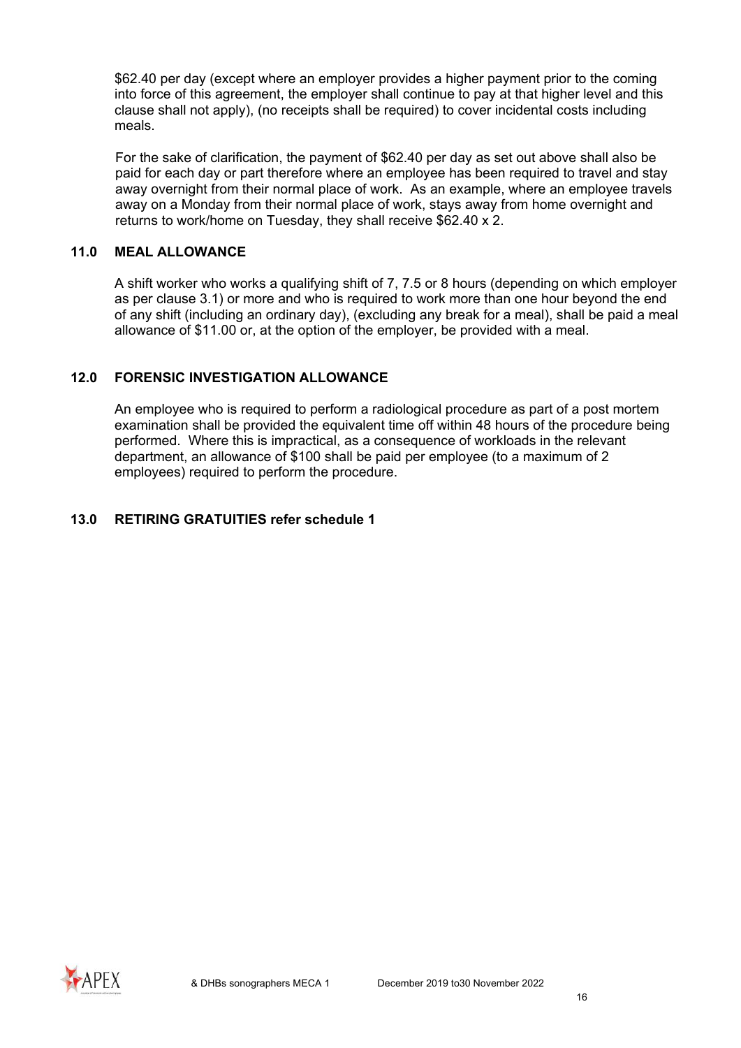$62.40 per day (except where an employer provides a higher payment prior to the coming into force of this agreement, the employer shall continue to pay at that higher level and this clause shall not apply), (no receipts shall be required) to cover incidental costs including meals.

For the sake of clarification, the payment of $62.40 per day as set out above shall also be paid for each day or part therefore where an employee has been required to travel and stay away overnight from their normal place of work. As an example, where an employee travels away on a Monday from their normal place of work, stays away from home overnight and returns to work/home on Tuesday, they shall receive $62.40 x 2.

## 11.0 MEAL ALLOWANCE

A shift worker who works a qualifying shift of 7, 7.5 or 8 hours (depending on which employer as per clause 3.1) or more and who is required to work more than one hour beyond the end of any shift (including an ordinary day), (excluding any break for a meal), shall be paid a meal allowance of $11.00 or, at the option of the employer, be provided with a meal.

## 12.0 FORENSIC INVESTIGATION ALLOWANCE

An employee who is required to perform a radiological procedure as part of a post mortem examination shall be provided the equivalent time off within 48 hours of the procedure being performed. Where this is impractical, as a consequence of workloads in the relevant department, an allowance of $100 shall be paid per employee (to a maximum of 2 employees) required to perform the procedure.

## 13.0 RETIRING GRATUITIES refer schedule 1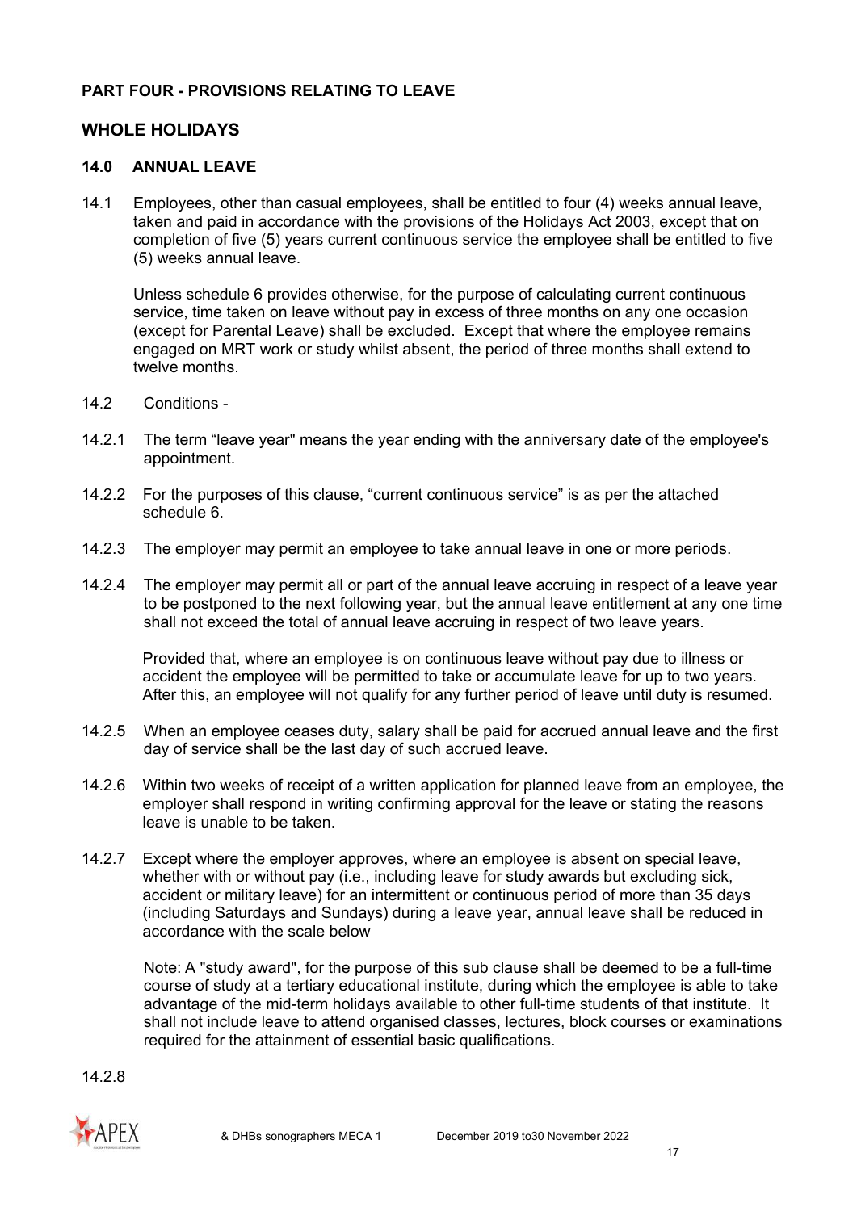## PART FOUR - PROVISIONS RELATING TO LEAVE

## WHOLE HOLIDAYS

### 14.0 ANNUAL LEAVE

14.1 Employees, other than casual employees, shall be entitled to four (4) weeks annual leave, taken and paid in accordance with the provisions of the Holidays Act 2003, except that on completion of five (5) years current continuous service the employee shall be entitled to five (5) weeks annual leave.

Unless schedule 6 provides otherwise, for the purpose of calculating current continuous service, time taken on leave without pay in excess of three months on any one occasion (except for Parental Leave) shall be excluded. Except that where the employee remains engaged on MRT work or study whilst absent, the period of three months shall extend to twelve months.

14.2 Conditions -

14.2.1 The term "leave year" means the year ending with the anniversary date of the employee's appointment.

14.2.2 For the purposes of this clause, "current continuous service" is as per the attached schedule 6.

14.2.3 The employer may permit an employee to take annual leave in one or more periods.

14.2.4 The employer may permit all or part of the annual leave accruing in respect of a leave year to be postponed to the next following year, but the annual leave entitlement at any one time shall not exceed the total of annual leave accruing in respect of two leave years.

Provided that, where an employee is on continuous leave without pay due to illness or accident the employee will be permitted to take or accumulate leave for up to two years. After this, an employee will not qualify for any further period of leave until duty is resumed.

14.2.5 When an employee ceases duty, salary shall be paid for accrued annual leave and the first day of service shall be the last day of such accrued leave.

14.2.6 Within two weeks of receipt of a written application for planned leave from an employee, the employer shall respond in writing confirming approval for the leave or stating the reasons leave is unable to be taken.

14.2.7 Except where the employer approves, where an employee is absent on special leave, whether with or without pay (i.e., including leave for study awards but excluding sick, accident or military leave) for an intermittent or continuous period of more than 35 days (including Saturdays and Sundays) during a leave year, annual leave shall be reduced in accordance with the scale below

Note: A "study award", for the purpose of this sub clause shall be deemed to be a full-time course of study at a tertiary educational institute, during which the employee is able to take advantage of the mid-term holidays available to other full-time students of that institute. It shall not include leave to attend organised classes, lectures, block courses or examinations required for the attainment of essential basic qualifications.

14.2.8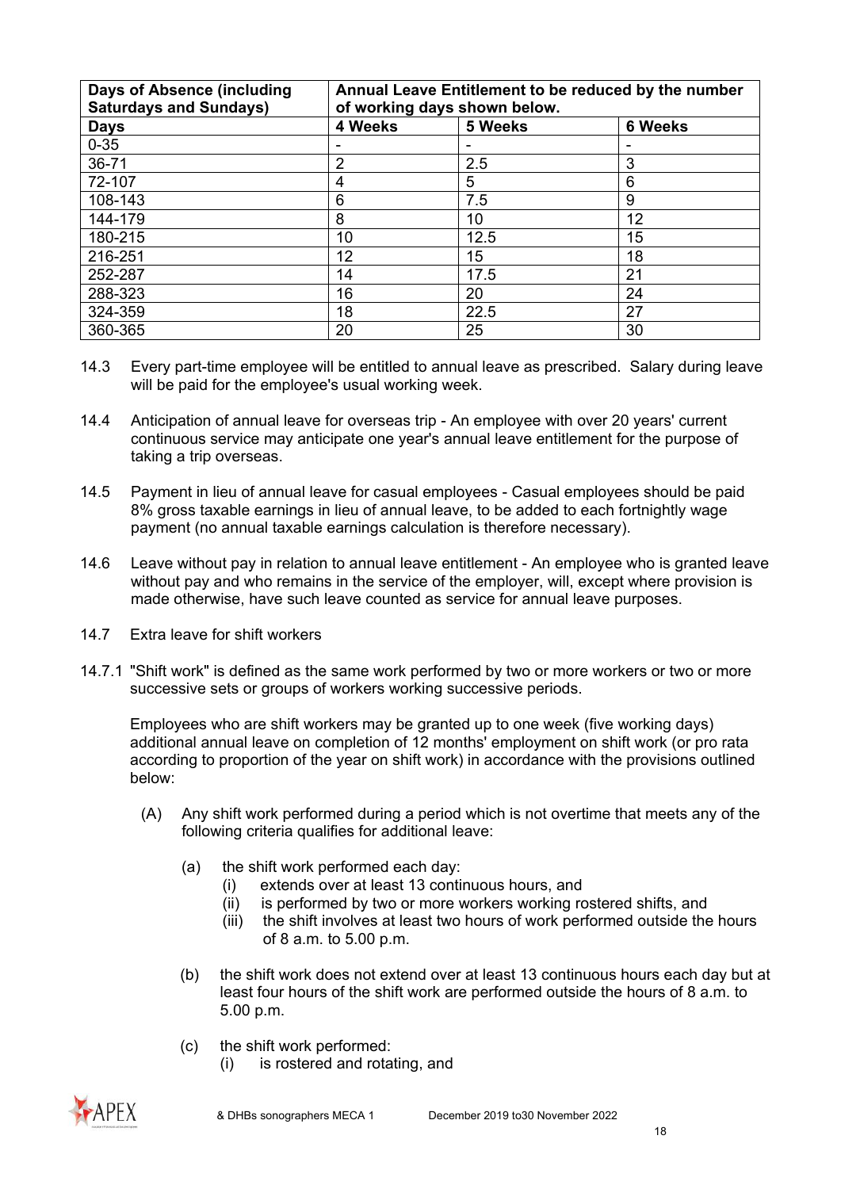| Days of Absence (including Saturdays and Sundays) | Annual Leave Entitlement to be reduced by the number of working days shown below. | | |
|---|---|---|---|
| **Days** | **4 Weeks** | **5 Weeks** | **6 Weeks** |
| 0-35 | - | - | - |
| 36-71 | 2 | 2.5 | 3 |
| 72-107 | 4 | 5 | 6 |
| 108-143 | 6 | 7.5 | 9 |
| 144-179 | 8 | 10 | 12 |
| 180-215 | 10 | 12.5 | 15 |
| 216-251 | 12 | 15 | 18 |
| 252-287 | 14 | 17.5 | 21 |
| 288-323 | 16 | 20 | 24 |
| 324-359 | 18 | 22.5 | 27 |
| 360-365 | 20 | 25 | 30 |

14.3 Every part-time employee will be entitled to annual leave as prescribed. Salary during leave will be paid for the employee's usual working week.

14.4 Anticipation of annual leave for overseas trip - An employee with over 20 years' current continuous service may anticipate one year's annual leave entitlement for the purpose of taking a trip overseas.

14.5 Payment in lieu of annual leave for casual employees - Casual employees should be paid 8% gross taxable earnings in lieu of annual leave, to be added to each fortnightly wage payment (no annual taxable earnings calculation is therefore necessary).

14.6 Leave without pay in relation to annual leave entitlement - An employee who is granted leave without pay and who remains in the service of the employer, will, except where provision is made otherwise, have such leave counted as service for annual leave purposes.

14.7 Extra leave for shift workers

14.7.1 "Shift work" is defined as the same work performed by two or more workers or two or more successive sets or groups of workers working successive periods.

Employees who are shift workers may be granted up to one week (five working days) additional annual leave on completion of 12 months' employment on shift work (or pro rata according to proportion of the year on shift work) in accordance with the provisions outlined below:

(A) Any shift work performed during a period which is not overtime that meets any of the following criteria qualifies for additional leave:

(a) the shift work performed each day:
  (i) extends over at least 13 continuous hours, and
  (ii) is performed by two or more workers working rostered shifts, and
  (iii) the shift involves at least two hours of work performed outside the hours of 8 a.m. to 5.00 p.m.

(b) the shift work does not extend over at least 13 continuous hours each day but at least four hours of the shift work are performed outside the hours of 8 a.m. to 5.00 p.m.

(c) the shift work performed:
  (i) is rostered and rotating, and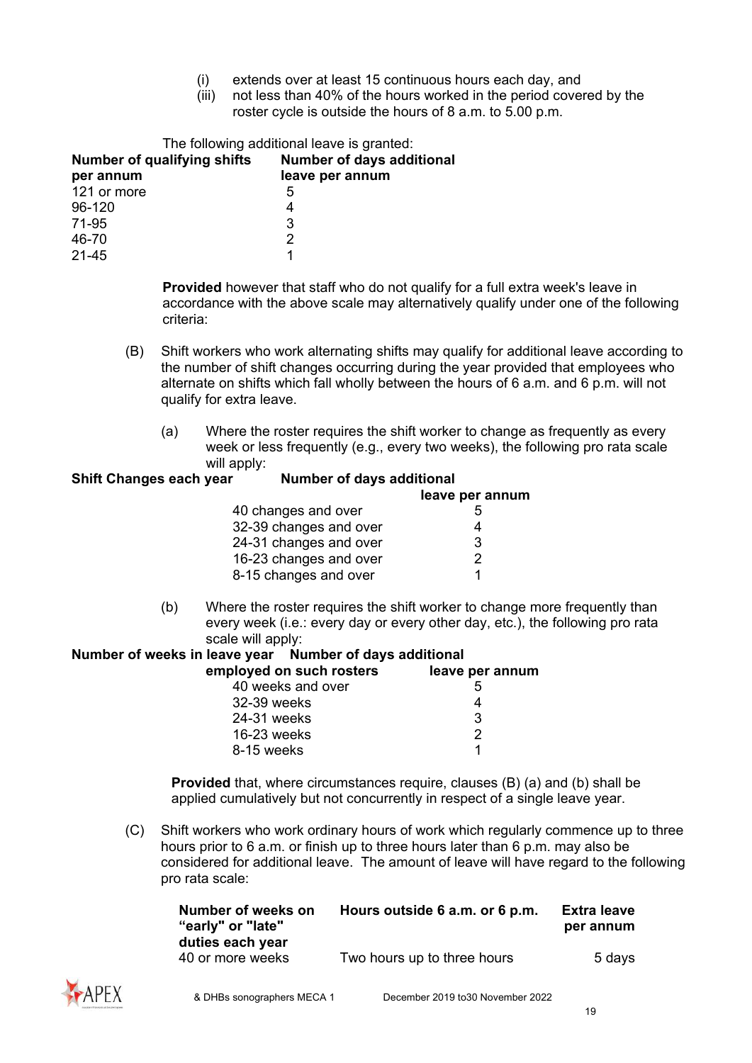(i) extends over at least 15 continuous hours each day, and
(iii) not less than 40% of the hours worked in the period covered by the roster cycle is outside the hours of 8 a.m. to 5.00 p.m.

The following additional leave is granted:

| Number of qualifying shifts per annum | Number of days additional leave per annum |
|---|---|
| 121 or more | 5 |
| 96-120 | 4 |
| 71-95 | 3 |
| 46-70 | 2 |
| 21-45 | 1 |

**Provided** however that staff who do not qualify for a full extra week's leave in accordance with the above scale may alternatively qualify under one of the following criteria:

(B) Shift workers who work alternating shifts may qualify for additional leave according to the number of shift changes occurring during the year provided that employees who alternate on shifts which fall wholly between the hours of 6 a.m. and 6 p.m. will not qualify for extra leave.

(a) Where the roster requires the shift worker to change as frequently as every week or less frequently (e.g., every two weeks), the following pro rata scale will apply:

| Shift Changes each year | Number of days additional leave per annum |
|---|---|
| 40 changes and over | 5 |
| 32-39 changes and over | 4 |
| 24-31 changes and over | 3 |
| 16-23 changes and over | 2 |
| 8-15 changes and over | 1 |

(b) Where the roster requires the shift worker to change more frequently than every week (i.e.: every day or every other day, etc.), the following pro rata scale will apply:

| Number of weeks in leave year employed on such rosters | Number of days additional leave per annum |
|---|---|
| 40 weeks and over | 5 |
| 32-39 weeks | 4 |
| 24-31 weeks | 3 |
| 16-23 weeks | 2 |
| 8-15 weeks | 1 |

**Provided** that, where circumstances require, clauses (B) (a) and (b) shall be applied cumulatively but not concurrently in respect of a single leave year.

(C) Shift workers who work ordinary hours of work which regularly commence up to three hours prior to 6 a.m. or finish up to three hours later than 6 p.m. may also be considered for additional leave. The amount of leave will have regard to the following pro rata scale:

| Number of weeks on "early" or "late" duties each year | Hours outside 6 a.m. or 6 p.m. | Extra leave per annum |
|---|---|---|
| 40 or more weeks | Two hours up to three hours | 5 days |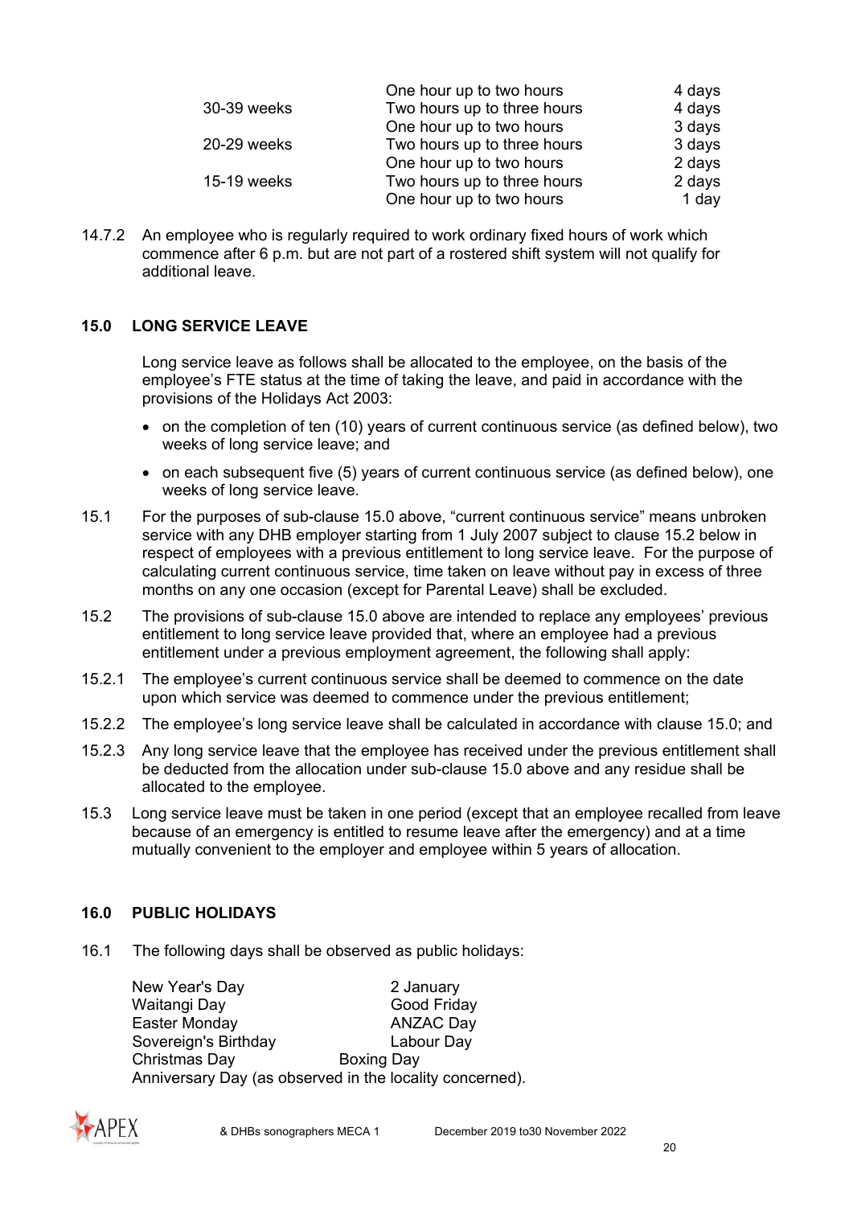| | | |
|---|---|---|
| | One hour up to two hours | 4 days |
| 30-39 weeks | Two hours up to three hours | 4 days |
| | One hour up to two hours | 3 days |
| 20-29 weeks | Two hours up to three hours | 3 days |
| | One hour up to two hours | 2 days |
| 15-19 weeks | Two hours up to three hours | 2 days |
| | One hour up to two hours | 1 day |

14.7.2 An employee who is regularly required to work ordinary fixed hours of work which commence after 6 p.m. but are not part of a rostered shift system will not qualify for additional leave.

## 15.0 LONG SERVICE LEAVE

Long service leave as follows shall be allocated to the employee, on the basis of the employee's FTE status at the time of taking the leave, and paid in accordance with the provisions of the Holidays Act 2003:

- on the completion of ten (10) years of current continuous service (as defined below), two weeks of long service leave; and
- on each subsequent five (5) years of current continuous service (as defined below), one weeks of long service leave.

15.1 For the purposes of sub-clause 15.0 above, "current continuous service" means unbroken service with any DHB employer starting from 1 July 2007 subject to clause 15.2 below in respect of employees with a previous entitlement to long service leave. For the purpose of calculating current continuous service, time taken on leave without pay in excess of three months on any one occasion (except for Parental Leave) shall be excluded.

15.2 The provisions of sub-clause 15.0 above are intended to replace any employees' previous entitlement to long service leave provided that, where an employee had a previous entitlement under a previous employment agreement, the following shall apply:

15.2.1 The employee's current continuous service shall be deemed to commence on the date upon which service was deemed to commence under the previous entitlement;

15.2.2 The employee's long service leave shall be calculated in accordance with clause 15.0; and

15.2.3 Any long service leave that the employee has received under the previous entitlement shall be deducted from the allocation under sub-clause 15.0 above and any residue shall be allocated to the employee.

15.3 Long service leave must be taken in one period (except that an employee recalled from leave because of an emergency is entitled to resume leave after the emergency) and at a time mutually convenient to the employer and employee within 5 years of allocation.

## 16.0 PUBLIC HOLIDAYS

16.1 The following days shall be observed as public holidays:

New Year's Day
2 January
Waitangi Day
Good Friday
Easter Monday
ANZAC Day
Sovereign's Birthday
Labour Day
Christmas Day
Boxing Day
Anniversary Day (as observed in the locality concerned).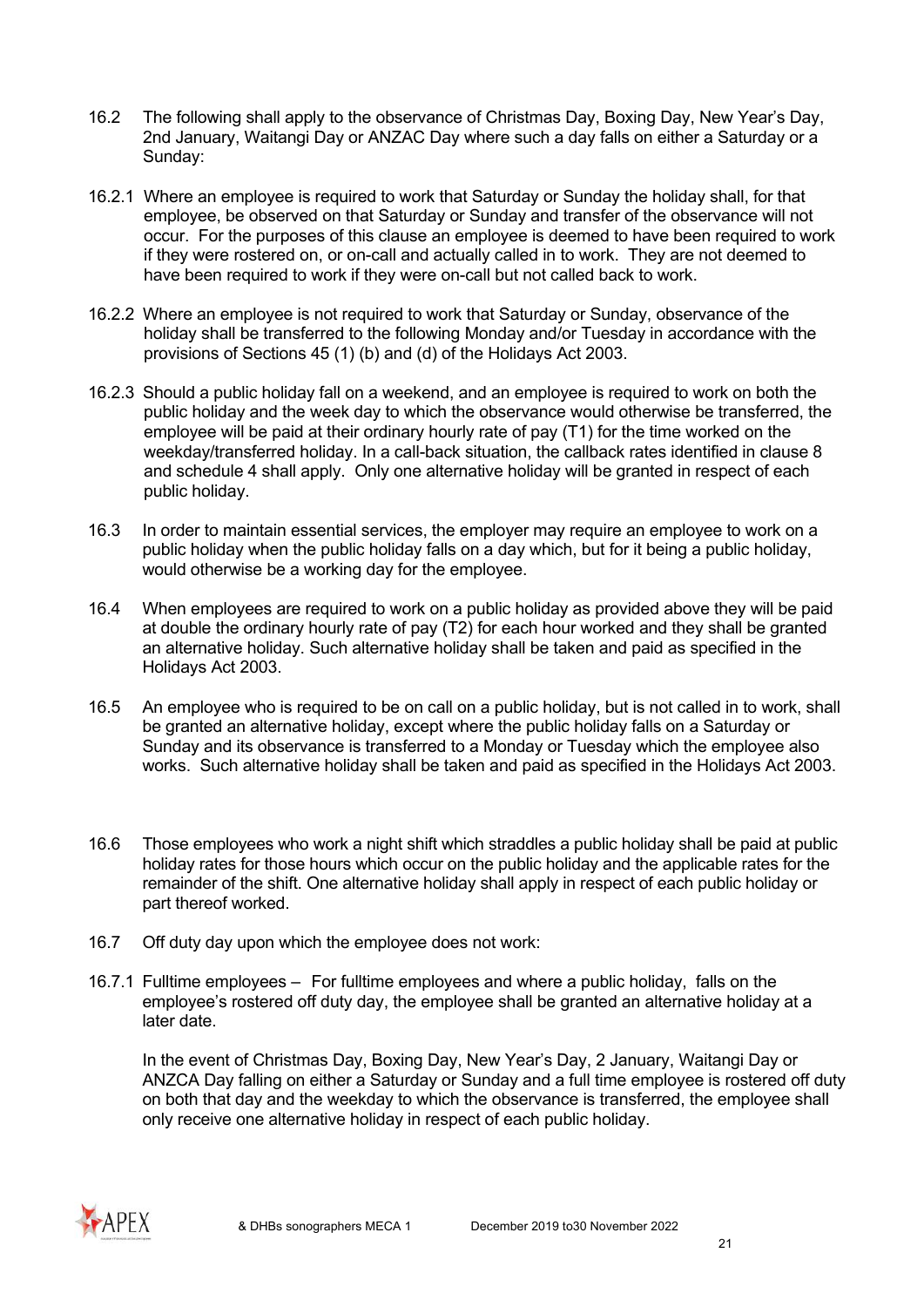16.2 The following shall apply to the observance of Christmas Day, Boxing Day, New Year's Day, 2nd January, Waitangi Day or ANZAC Day where such a day falls on either a Saturday or a Sunday:

16.2.1 Where an employee is required to work that Saturday or Sunday the holiday shall, for that employee, be observed on that Saturday or Sunday and transfer of the observance will not occur. For the purposes of this clause an employee is deemed to have been required to work if they were rostered on, or on-call and actually called in to work. They are not deemed to have been required to work if they were on-call but not called back to work.

16.2.2 Where an employee is not required to work that Saturday or Sunday, observance of the holiday shall be transferred to the following Monday and/or Tuesday in accordance with the provisions of Sections 45 (1) (b) and (d) of the Holidays Act 2003.

16.2.3 Should a public holiday fall on a weekend, and an employee is required to work on both the public holiday and the week day to which the observance would otherwise be transferred, the employee will be paid at their ordinary hourly rate of pay (T1) for the time worked on the weekday/transferred holiday. In a call-back situation, the callback rates identified in clause 8 and schedule 4 shall apply. Only one alternative holiday will be granted in respect of each public holiday.

16.3 In order to maintain essential services, the employer may require an employee to work on a public holiday when the public holiday falls on a day which, but for it being a public holiday, would otherwise be a working day for the employee.

16.4 When employees are required to work on a public holiday as provided above they will be paid at double the ordinary hourly rate of pay (T2) for each hour worked and they shall be granted an alternative holiday. Such alternative holiday shall be taken and paid as specified in the Holidays Act 2003.

16.5 An employee who is required to be on call on a public holiday, but is not called in to work, shall be granted an alternative holiday, except where the public holiday falls on a Saturday or Sunday and its observance is transferred to a Monday or Tuesday which the employee also works. Such alternative holiday shall be taken and paid as specified in the Holidays Act 2003.

16.6 Those employees who work a night shift which straddles a public holiday shall be paid at public holiday rates for those hours which occur on the public holiday and the applicable rates for the remainder of the shift. One alternative holiday shall apply in respect of each public holiday or part thereof worked.

16.7 Off duty day upon which the employee does not work:

16.7.1 Fulltime employees – For fulltime employees and where a public holiday, falls on the employee's rostered off duty day, the employee shall be granted an alternative holiday at a later date.

In the event of Christmas Day, Boxing Day, New Year's Day, 2 January, Waitangi Day or ANZCA Day falling on either a Saturday or Sunday and a full time employee is rostered off duty on both that day and the weekday to which the observance is transferred, the employee shall only receive one alternative holiday in respect of each public holiday.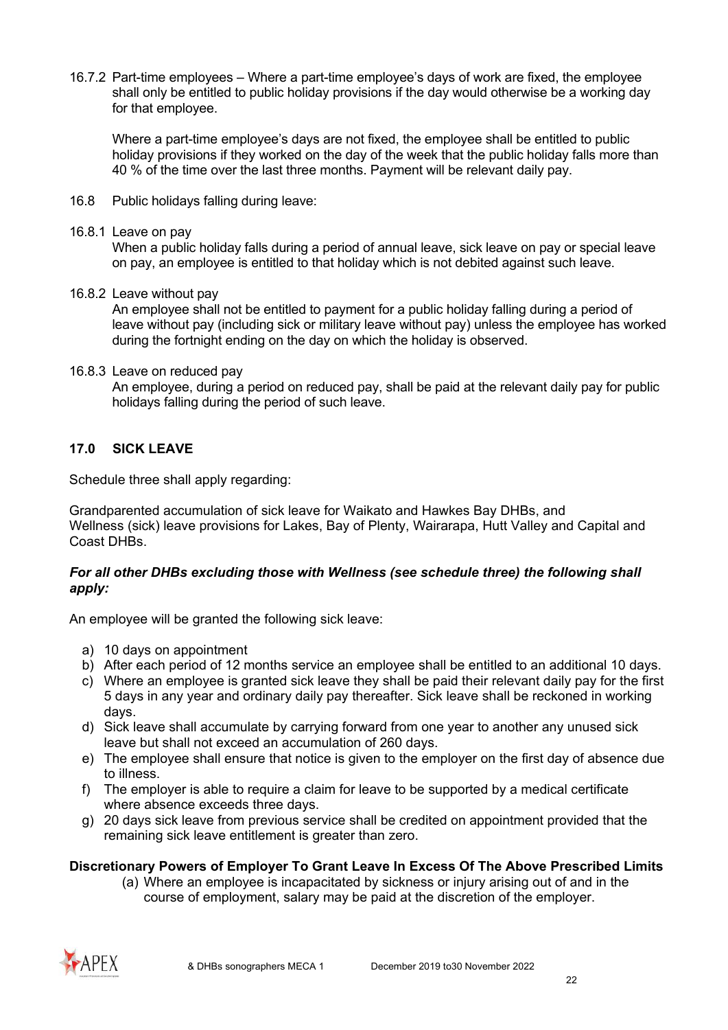16.7.2 Part-time employees – Where a part-time employee's days of work are fixed, the employee shall only be entitled to public holiday provisions if the day would otherwise be a working day for that employee.

Where a part-time employee's days are not fixed, the employee shall be entitled to public holiday provisions if they worked on the day of the week that the public holiday falls more than 40 % of the time over the last three months. Payment will be relevant daily pay.

16.8 Public holidays falling during leave:

16.8.1 Leave on pay

When a public holiday falls during a period of annual leave, sick leave on pay or special leave on pay, an employee is entitled to that holiday which is not debited against such leave.

16.8.2 Leave without pay

An employee shall not be entitled to payment for a public holiday falling during a period of leave without pay (including sick or military leave without pay) unless the employee has worked during the fortnight ending on the day on which the holiday is observed.

16.8.3 Leave on reduced pay

An employee, during a period on reduced pay, shall be paid at the relevant daily pay for public holidays falling during the period of such leave.

## 17.0 SICK LEAVE

Schedule three shall apply regarding:

Grandparented accumulation of sick leave for Waikato and Hawkes Bay DHBs, and
Wellness (sick) leave provisions for Lakes, Bay of Plenty, Wairarapa, Hutt Valley and Capital and Coast DHBs.

***For all other DHBs excluding those with Wellness (see schedule three) the following shall apply:***

An employee will be granted the following sick leave:

a) 10 days on appointment
b) After each period of 12 months service an employee shall be entitled to an additional 10 days.
c) Where an employee is granted sick leave they shall be paid their relevant daily pay for the first 5 days in any year and ordinary daily pay thereafter. Sick leave shall be reckoned in working days.
d) Sick leave shall accumulate by carrying forward from one year to another any unused sick leave but shall not exceed an accumulation of 260 days.
e) The employee shall ensure that notice is given to the employer on the first day of absence due to illness.
f) The employer is able to require a claim for leave to be supported by a medical certificate where absence exceeds three days.
g) 20 days sick leave from previous service shall be credited on appointment provided that the remaining sick leave entitlement is greater than zero.

**Discretionary Powers of Employer To Grant Leave In Excess Of The Above Prescribed Limits**

(a) Where an employee is incapacitated by sickness or injury arising out of and in the course of employment, salary may be paid at the discretion of the employer.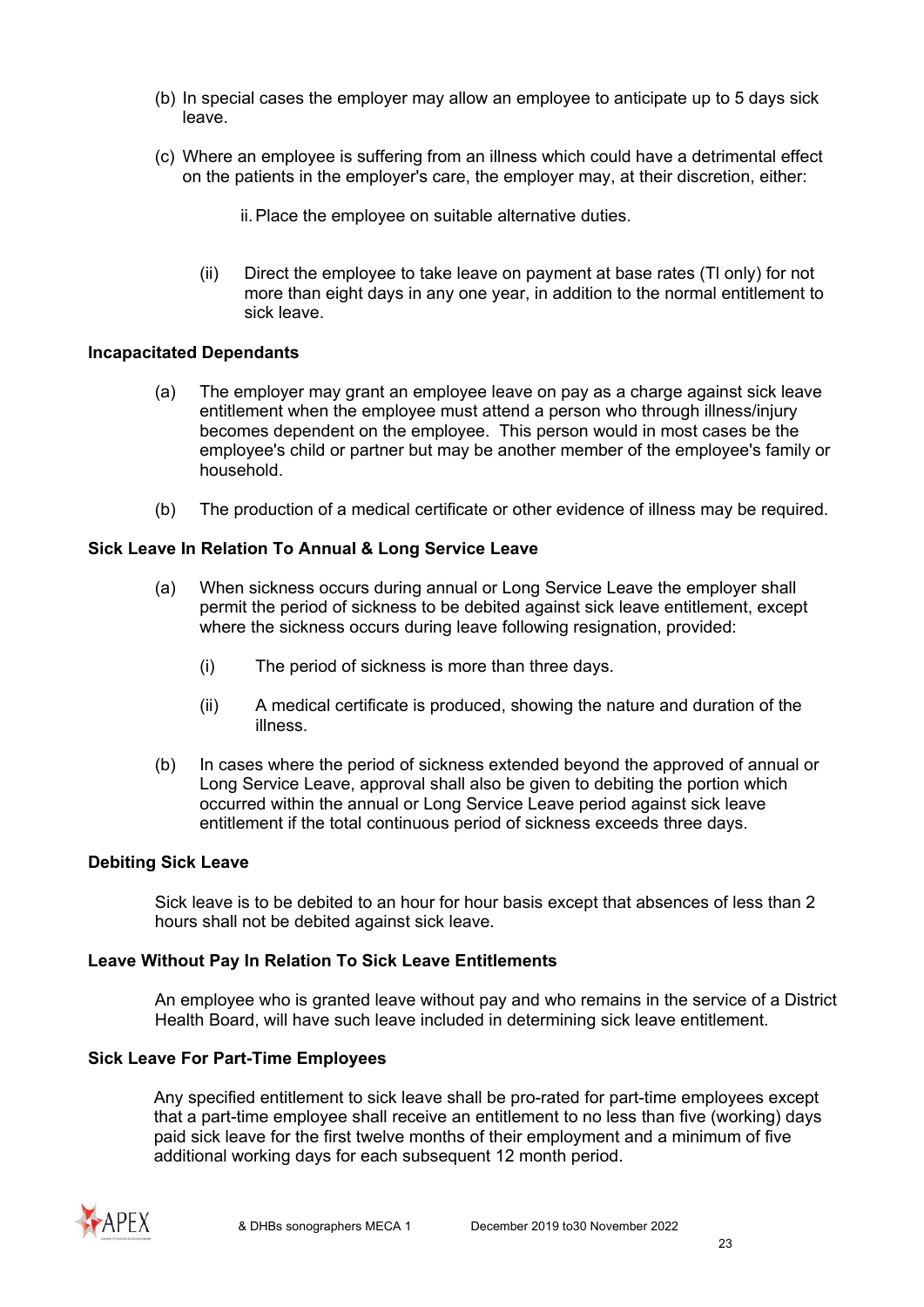(b) In special cases the employer may allow an employee to anticipate up to 5 days sick leave.

(c) Where an employee is suffering from an illness which could have a detrimental effect on the patients in the employer's care, the employer may, at their discretion, either:

ii. Place the employee on suitable alternative duties.

(ii) Direct the employee to take leave on payment at base rates (TI only) for not more than eight days in any one year, in addition to the normal entitlement to sick leave.

**Incapacitated Dependants**

(a) The employer may grant an employee leave on pay as a charge against sick leave entitlement when the employee must attend a person who through illness/injury becomes dependent on the employee. This person would in most cases be the employee's child or partner but may be another member of the employee's family or household.

(b) The production of a medical certificate or other evidence of illness may be required.

**Sick Leave In Relation To Annual & Long Service Leave**

(a) When sickness occurs during annual or Long Service Leave the employer shall permit the period of sickness to be debited against sick leave entitlement, except where the sickness occurs during leave following resignation, provided:

(i) The period of sickness is more than three days.

(ii) A medical certificate is produced, showing the nature and duration of the illness.

(b) In cases where the period of sickness extended beyond the approved of annual or Long Service Leave, approval shall also be given to debiting the portion which occurred within the annual or Long Service Leave period against sick leave entitlement if the total continuous period of sickness exceeds three days.

**Debiting Sick Leave**

Sick leave is to be debited to an hour for hour basis except that absences of less than 2 hours shall not be debited against sick leave.

**Leave Without Pay In Relation To Sick Leave Entitlements**

An employee who is granted leave without pay and who remains in the service of a District Health Board, will have such leave included in determining sick leave entitlement.

**Sick Leave For Part-Time Employees**

Any specified entitlement to sick leave shall be pro-rated for part-time employees except that a part-time employee shall receive an entitlement to no less than five (working) days paid sick leave for the first twelve months of their employment and a minimum of five additional working days for each subsequent 12 month period.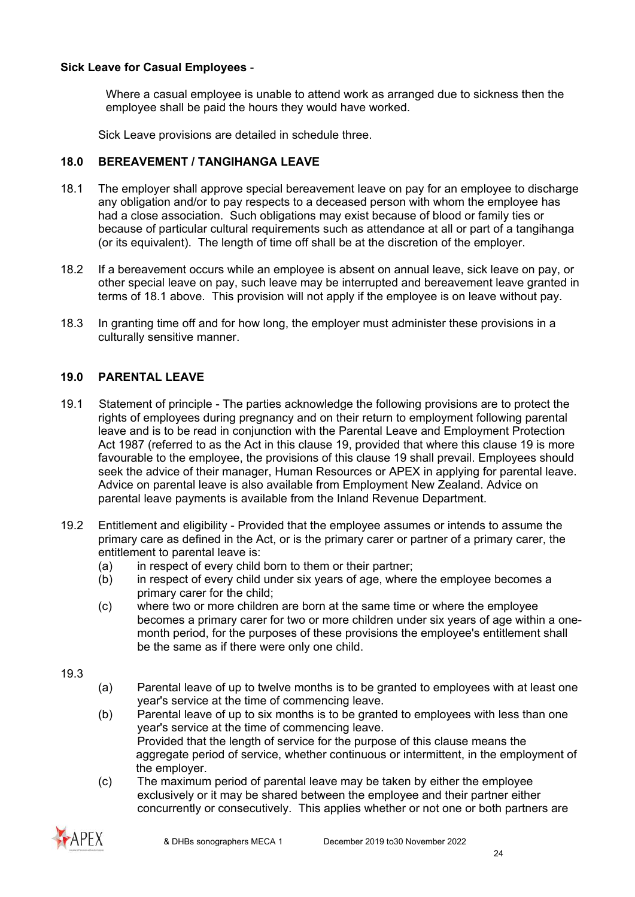**Sick Leave for Casual Employees** -

Where a casual employee is unable to attend work as arranged due to sickness then the employee shall be paid the hours they would have worked.

Sick Leave provisions are detailed in schedule three.

## 18.0 BEREAVEMENT / TANGIHANGA LEAVE

18.1 The employer shall approve special bereavement leave on pay for an employee to discharge any obligation and/or to pay respects to a deceased person with whom the employee has had a close association. Such obligations may exist because of blood or family ties or because of particular cultural requirements such as attendance at all or part of a tangihanga (or its equivalent). The length of time off shall be at the discretion of the employer.

18.2 If a bereavement occurs while an employee is absent on annual leave, sick leave on pay, or other special leave on pay, such leave may be interrupted and bereavement leave granted in terms of 18.1 above. This provision will not apply if the employee is on leave without pay.

18.3 In granting time off and for how long, the employer must administer these provisions in a culturally sensitive manner.

## 19.0 PARENTAL LEAVE

19.1 Statement of principle - The parties acknowledge the following provisions are to protect the rights of employees during pregnancy and on their return to employment following parental leave and is to be read in conjunction with the Parental Leave and Employment Protection Act 1987 (referred to as the Act in this clause 19, provided that where this clause 19 is more favourable to the employee, the provisions of this clause 19 shall prevail. Employees should seek the advice of their manager, Human Resources or APEX in applying for parental leave. Advice on parental leave is also available from Employment New Zealand. Advice on parental leave payments is available from the Inland Revenue Department.

19.2 Entitlement and eligibility - Provided that the employee assumes or intends to assume the primary care as defined in the Act, or is the primary carer or partner of a primary carer, the entitlement to parental leave is:

(a) in respect of every child born to them or their partner;

(b) in respect of every child under six years of age, where the employee becomes a primary carer for the child;

(c) where two or more children are born at the same time or where the employee becomes a primary carer for two or more children under six years of age within a one-month period, for the purposes of these provisions the employee's entitlement shall be the same as if there were only one child.

19.3

(a) Parental leave of up to twelve months is to be granted to employees with at least one year's service at the time of commencing leave.

(b) Parental leave of up to six months is to be granted to employees with less than one year's service at the time of commencing leave.
Provided that the length of service for the purpose of this clause means the aggregate period of service, whether continuous or intermittent, in the employment of the employer.

(c) The maximum period of parental leave may be taken by either the employee exclusively or it may be shared between the employee and their partner either concurrently or consecutively. This applies whether or not one or both partners are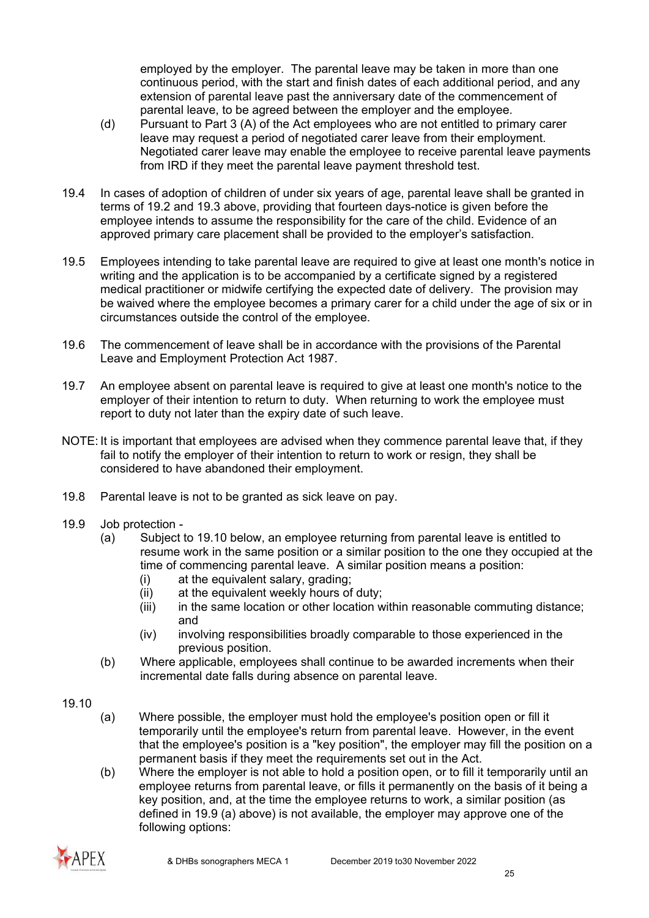employed by the employer. The parental leave may be taken in more than one continuous period, with the start and finish dates of each additional period, and any extension of parental leave past the anniversary date of the commencement of parental leave, to be agreed between the employer and the employee.

(d) Pursuant to Part 3 (A) of the Act employees who are not entitled to primary carer leave may request a period of negotiated carer leave from their employment. Negotiated carer leave may enable the employee to receive parental leave payments from IRD if they meet the parental leave payment threshold test.

19.4 In cases of adoption of children of under six years of age, parental leave shall be granted in terms of 19.2 and 19.3 above, providing that fourteen days-notice is given before the employee intends to assume the responsibility for the care of the child. Evidence of an approved primary care placement shall be provided to the employer's satisfaction.

19.5 Employees intending to take parental leave are required to give at least one month's notice in writing and the application is to be accompanied by a certificate signed by a registered medical practitioner or midwife certifying the expected date of delivery. The provision may be waived where the employee becomes a primary carer for a child under the age of six or in circumstances outside the control of the employee.

19.6 The commencement of leave shall be in accordance with the provisions of the Parental Leave and Employment Protection Act 1987.

19.7 An employee absent on parental leave is required to give at least one month's notice to the employer of their intention to return to duty. When returning to work the employee must report to duty not later than the expiry date of such leave.

NOTE: It is important that employees are advised when they commence parental leave that, if they fail to notify the employer of their intention to return to work or resign, they shall be considered to have abandoned their employment.

19.8 Parental leave is not to be granted as sick leave on pay.

19.9 Job protection -

(a) Subject to 19.10 below, an employee returning from parental leave is entitled to resume work in the same position or a similar position to the one they occupied at the time of commencing parental leave. A similar position means a position:

(i) at the equivalent salary, grading;
(ii) at the equivalent weekly hours of duty;
(iii) in the same location or other location within reasonable commuting distance; and
(iv) involving responsibilities broadly comparable to those experienced in the previous position.

(b) Where applicable, employees shall continue to be awarded increments when their incremental date falls during absence on parental leave.

19.10

(a) Where possible, the employer must hold the employee's position open or fill it temporarily until the employee's return from parental leave. However, in the event that the employee's position is a "key position", the employer may fill the position on a permanent basis if they meet the requirements set out in the Act.

(b) Where the employer is not able to hold a position open, or to fill it temporarily until an employee returns from parental leave, or fills it permanently on the basis of it being a key position, and, at the time the employee returns to work, a similar position (as defined in 19.9 (a) above) is not available, the employer may approve one of the following options: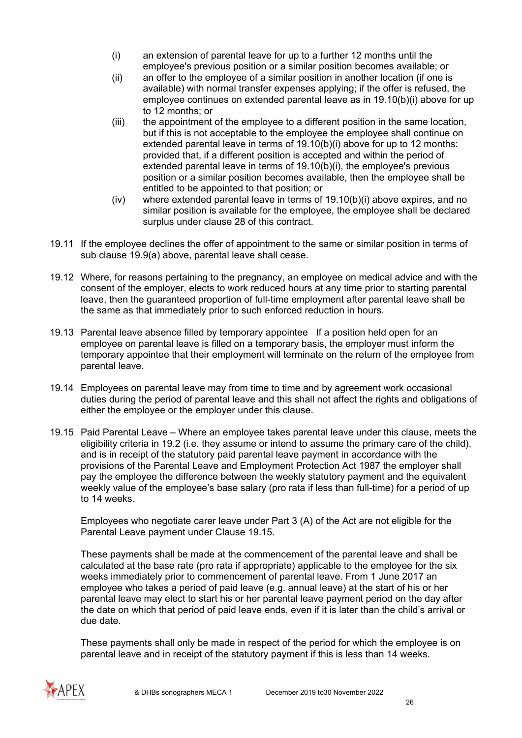(i) an extension of parental leave for up to a further 12 months until the employee's previous position or a similar position becomes available; or

(ii) an offer to the employee of a similar position in another location (if one is available) with normal transfer expenses applying; if the offer is refused, the employee continues on extended parental leave as in 19.10(b)(i) above for up to 12 months; or

(iii) the appointment of the employee to a different position in the same location, but if this is not acceptable to the employee the employee shall continue on extended parental leave in terms of 19.10(b)(i) above for up to 12 months: provided that, if a different position is accepted and within the period of extended parental leave in terms of 19.10(b)(i), the employee's previous position or a similar position becomes available, then the employee shall be entitled to be appointed to that position; or

(iv) where extended parental leave in terms of 19.10(b)(i) above expires, and no similar position is available for the employee, the employee shall be declared surplus under clause 28 of this contract.

19.11 If the employee declines the offer of appointment to the same or similar position in terms of sub clause 19.9(a) above, parental leave shall cease.

19.12 Where, for reasons pertaining to the pregnancy, an employee on medical advice and with the consent of the employer, elects to work reduced hours at any time prior to starting parental leave, then the guaranteed proportion of full-time employment after parental leave shall be the same as that immediately prior to such enforced reduction in hours.

19.13 Parental leave absence filled by temporary appointee If a position held open for an employee on parental leave is filled on a temporary basis, the employer must inform the temporary appointee that their employment will terminate on the return of the employee from parental leave.

19.14 Employees on parental leave may from time to time and by agreement work occasional duties during the period of parental leave and this shall not affect the rights and obligations of either the employee or the employer under this clause.

19.15 Paid Parental Leave – Where an employee takes parental leave under this clause, meets the eligibility criteria in 19.2 (i.e. they assume or intend to assume the primary care of the child), and is in receipt of the statutory paid parental leave payment in accordance with the provisions of the Parental Leave and Employment Protection Act 1987 the employer shall pay the employee the difference between the weekly statutory payment and the equivalent weekly value of the employee's base salary (pro rata if less than full-time) for a period of up to 14 weeks.

Employees who negotiate carer leave under Part 3 (A) of the Act are not eligible for the Parental Leave payment under Clause 19.15.

These payments shall be made at the commencement of the parental leave and shall be calculated at the base rate (pro rata if appropriate) applicable to the employee for the six weeks immediately prior to commencement of parental leave. From 1 June 2017 an employee who takes a period of paid leave (e.g. annual leave) at the start of his or her parental leave may elect to start his or her parental leave payment period on the day after the date on which that period of paid leave ends, even if it is later than the child's arrival or due date.

These payments shall only be made in respect of the period for which the employee is on parental leave and in receipt of the statutory payment if this is less than 14 weeks.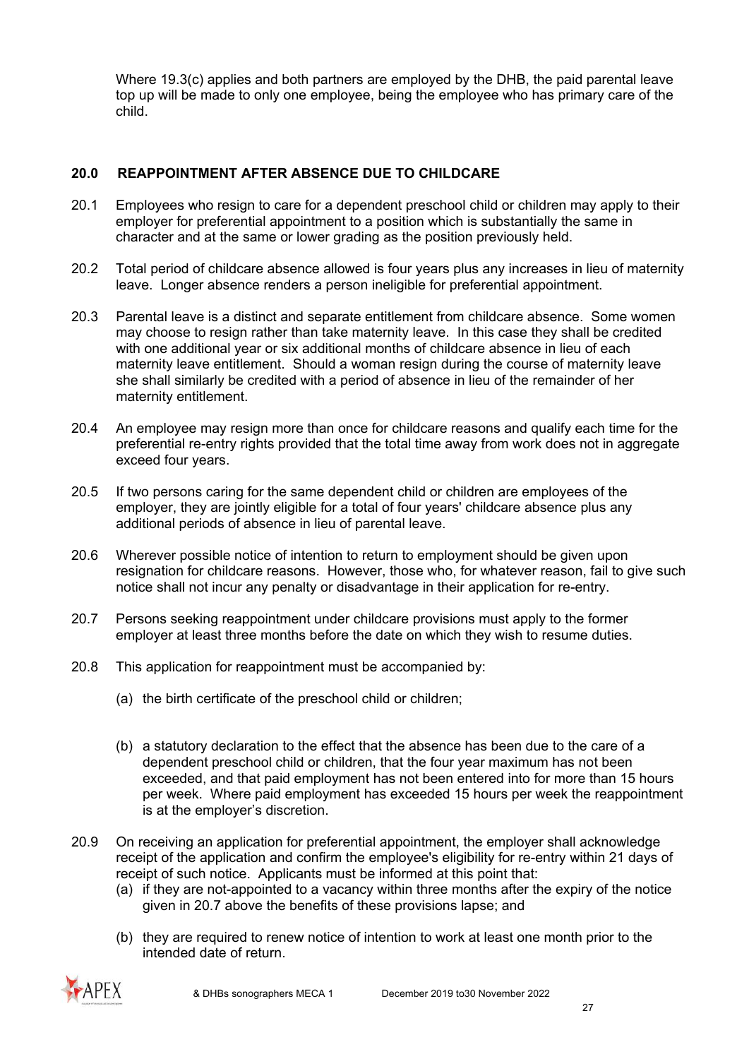Where 19.3(c) applies and both partners are employed by the DHB, the paid parental leave top up will be made to only one employee, being the employee who has primary care of the child.

## 20.0 REAPPOINTMENT AFTER ABSENCE DUE TO CHILDCARE

20.1 Employees who resign to care for a dependent preschool child or children may apply to their employer for preferential appointment to a position which is substantially the same in character and at the same or lower grading as the position previously held.

20.2 Total period of childcare absence allowed is four years plus any increases in lieu of maternity leave. Longer absence renders a person ineligible for preferential appointment.

20.3 Parental leave is a distinct and separate entitlement from childcare absence. Some women may choose to resign rather than take maternity leave. In this case they shall be credited with one additional year or six additional months of childcare absence in lieu of each maternity leave entitlement. Should a woman resign during the course of maternity leave she shall similarly be credited with a period of absence in lieu of the remainder of her maternity entitlement.

20.4 An employee may resign more than once for childcare reasons and qualify each time for the preferential re-entry rights provided that the total time away from work does not in aggregate exceed four years.

20.5 If two persons caring for the same dependent child or children are employees of the employer, they are jointly eligible for a total of four years' childcare absence plus any additional periods of absence in lieu of parental leave.

20.6 Wherever possible notice of intention to return to employment should be given upon resignation for childcare reasons. However, those who, for whatever reason, fail to give such notice shall not incur any penalty or disadvantage in their application for re-entry.

20.7 Persons seeking reappointment under childcare provisions must apply to the former employer at least three months before the date on which they wish to resume duties.

20.8 This application for reappointment must be accompanied by:

(a) the birth certificate of the preschool child or children;

(b) a statutory declaration to the effect that the absence has been due to the care of a dependent preschool child or children, that the four year maximum has not been exceeded, and that paid employment has not been entered into for more than 15 hours per week. Where paid employment has exceeded 15 hours per week the reappointment is at the employer's discretion.

20.9 On receiving an application for preferential appointment, the employer shall acknowledge receipt of the application and confirm the employee's eligibility for re-entry within 21 days of receipt of such notice. Applicants must be informed at this point that:

(a) if they are not-appointed to a vacancy within three months after the expiry of the notice given in 20.7 above the benefits of these provisions lapse; and

(b) they are required to renew notice of intention to work at least one month prior to the intended date of return.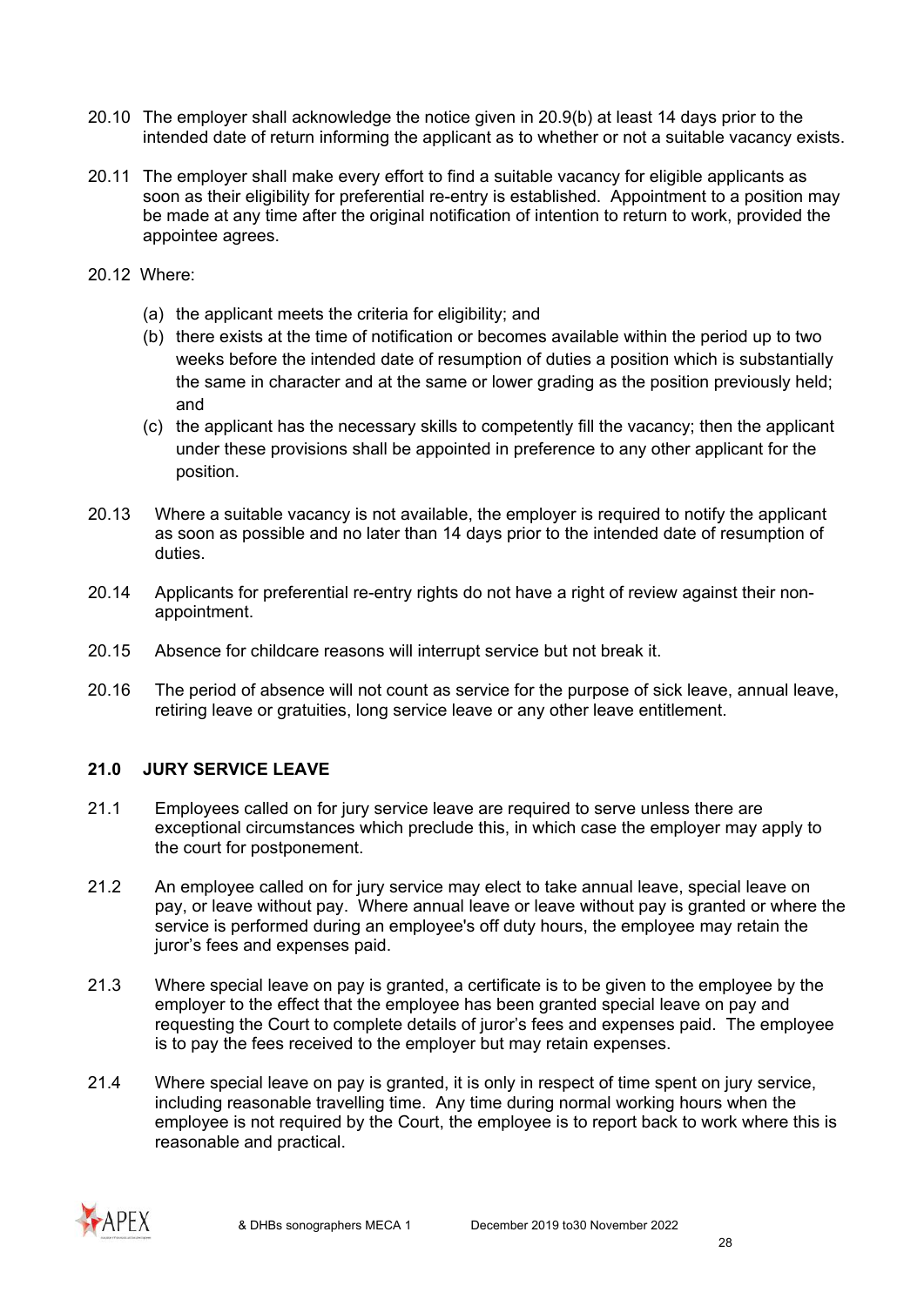20.10 The employer shall acknowledge the notice given in 20.9(b) at least 14 days prior to the intended date of return informing the applicant as to whether or not a suitable vacancy exists.

20.11 The employer shall make every effort to find a suitable vacancy for eligible applicants as soon as their eligibility for preferential re-entry is established. Appointment to a position may be made at any time after the original notification of intention to return to work, provided the appointee agrees.

20.12 Where:

(a) the applicant meets the criteria for eligibility; and
(b) there exists at the time of notification or becomes available within the period up to two weeks before the intended date of resumption of duties a position which is substantially the same in character and at the same or lower grading as the position previously held; and
(c) the applicant has the necessary skills to competently fill the vacancy; then the applicant under these provisions shall be appointed in preference to any other applicant for the position.

20.13 Where a suitable vacancy is not available, the employer is required to notify the applicant as soon as possible and no later than 14 days prior to the intended date of resumption of duties.

20.14 Applicants for preferential re-entry rights do not have a right of review against their non-appointment.

20.15 Absence for childcare reasons will interrupt service but not break it.

20.16 The period of absence will not count as service for the purpose of sick leave, annual leave, retiring leave or gratuities, long service leave or any other leave entitlement.

## 21.0 JURY SERVICE LEAVE

21.1 Employees called on for jury service leave are required to serve unless there are exceptional circumstances which preclude this, in which case the employer may apply to the court for postponement.

21.2 An employee called on for jury service may elect to take annual leave, special leave on pay, or leave without pay. Where annual leave or leave without pay is granted or where the service is performed during an employee's off duty hours, the employee may retain the juror's fees and expenses paid.

21.3 Where special leave on pay is granted, a certificate is to be given to the employee by the employer to the effect that the employee has been granted special leave on pay and requesting the Court to complete details of juror's fees and expenses paid. The employee is to pay the fees received to the employer but may retain expenses.

21.4 Where special leave on pay is granted, it is only in respect of time spent on jury service, including reasonable travelling time. Any time during normal working hours when the employee is not required by the Court, the employee is to report back to work where this is reasonable and practical.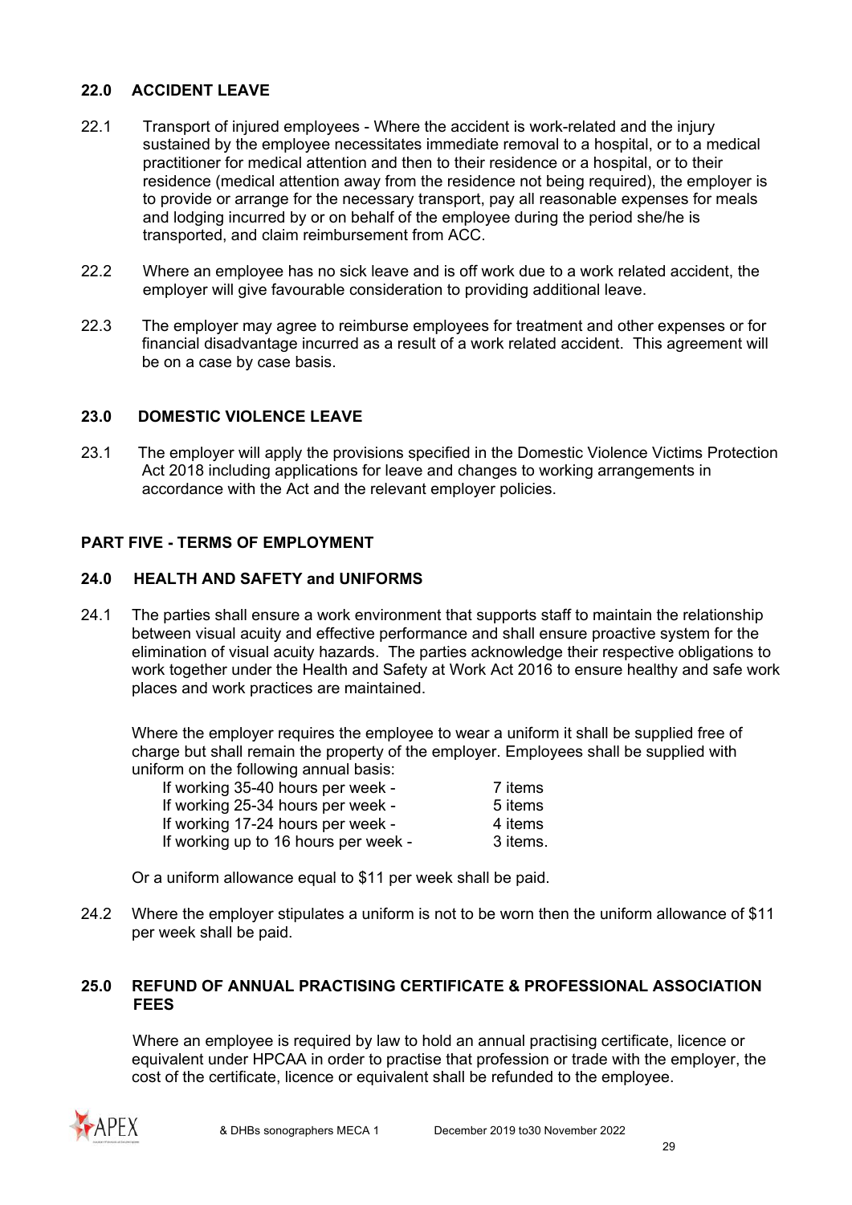## 22.0 ACCIDENT LEAVE

22.1 Transport of injured employees - Where the accident is work-related and the injury sustained by the employee necessitates immediate removal to a hospital, or to a medical practitioner for medical attention and then to their residence or a hospital, or to their residence (medical attention away from the residence not being required), the employer is to provide or arrange for the necessary transport, pay all reasonable expenses for meals and lodging incurred by or on behalf of the employee during the period she/he is transported, and claim reimbursement from ACC.

22.2 Where an employee has no sick leave and is off work due to a work related accident, the employer will give favourable consideration to providing additional leave.

22.3 The employer may agree to reimburse employees for treatment and other expenses or for financial disadvantage incurred as a result of a work related accident. This agreement will be on a case by case basis.

## 23.0 DOMESTIC VIOLENCE LEAVE

23.1 The employer will apply the provisions specified in the Domestic Violence Victims Protection Act 2018 including applications for leave and changes to working arrangements in accordance with the Act and the relevant employer policies.

# PART FIVE - TERMS OF EMPLOYMENT

## 24.0 HEALTH AND SAFETY and UNIFORMS

24.1 The parties shall ensure a work environment that supports staff to maintain the relationship between visual acuity and effective performance and shall ensure proactive system for the elimination of visual acuity hazards. The parties acknowledge their respective obligations to work together under the Health and Safety at Work Act 2016 to ensure healthy and safe work places and work practices are maintained.

Where the employer requires the employee to wear a uniform it shall be supplied free of charge but shall remain the property of the employer. Employees shall be supplied with uniform on the following annual basis:

| | |
|---|---|
| If working 35-40 hours per week - | 7 items |
| If working 25-34 hours per week - | 5 items |
| If working 17-24 hours per week - | 4 items |
| If working up to 16 hours per week - | 3 items. |

Or a uniform allowance equal to $11 per week shall be paid.

24.2 Where the employer stipulates a uniform is not to be worn then the uniform allowance of $11 per week shall be paid.

## 25.0 REFUND OF ANNUAL PRACTISING CERTIFICATE & PROFESSIONAL ASSOCIATION FEES

Where an employee is required by law to hold an annual practising certificate, licence or equivalent under HPCAA in order to practise that profession or trade with the employer, the cost of the certificate, licence or equivalent shall be refunded to the employee.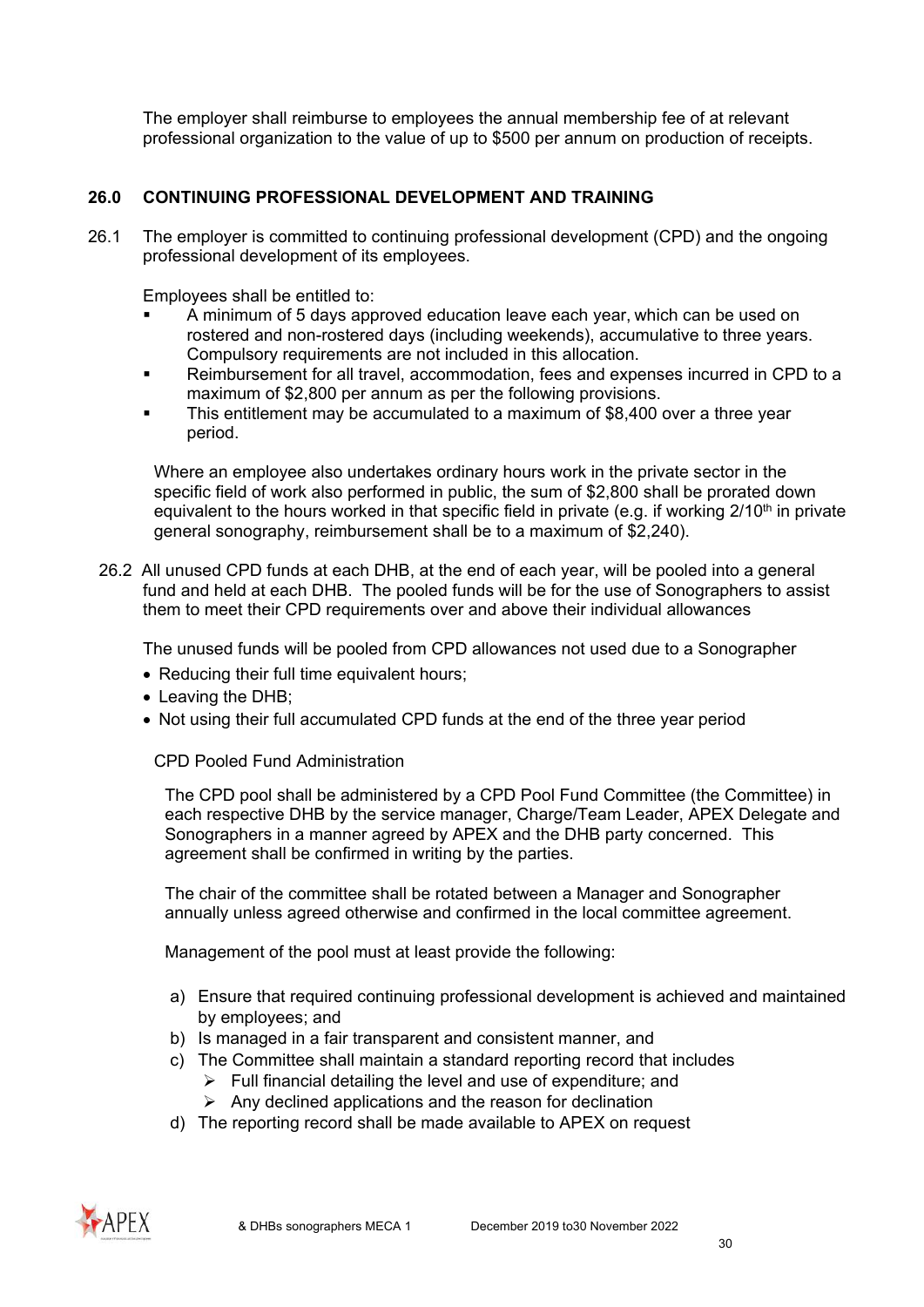The employer shall reimburse to employees the annual membership fee of at relevant professional organization to the value of up to $500 per annum on production of receipts.

## 26.0 CONTINUING PROFESSIONAL DEVELOPMENT AND TRAINING

26.1 The employer is committed to continuing professional development (CPD) and the ongoing professional development of its employees.

Employees shall be entitled to:

- A minimum of 5 days approved education leave each year, which can be used on rostered and non-rostered days (including weekends), accumulative to three years. Compulsory requirements are not included in this allocation.
- Reimbursement for all travel, accommodation, fees and expenses incurred in CPD to a maximum of $2,800 per annum as per the following provisions.
- This entitlement may be accumulated to a maximum of $8,400 over a three year period.

Where an employee also undertakes ordinary hours work in the private sector in the specific field of work also performed in public, the sum of $2,800 shall be prorated down equivalent to the hours worked in that specific field in private (e.g. if working 2/10th in private general sonography, reimbursement shall be to a maximum of $2,240).

26.2 All unused CPD funds at each DHB, at the end of each year, will be pooled into a general fund and held at each DHB. The pooled funds will be for the use of Sonographers to assist them to meet their CPD requirements over and above their individual allowances

The unused funds will be pooled from CPD allowances not used due to a Sonographer

- Reducing their full time equivalent hours;
- Leaving the DHB;
- Not using their full accumulated CPD funds at the end of the three year period

CPD Pooled Fund Administration

The CPD pool shall be administered by a CPD Pool Fund Committee (the Committee) in each respective DHB by the service manager, Charge/Team Leader, APEX Delegate and Sonographers in a manner agreed by APEX and the DHB party concerned. This agreement shall be confirmed in writing by the parties.

The chair of the committee shall be rotated between a Manager and Sonographer annually unless agreed otherwise and confirmed in the local committee agreement.

Management of the pool must at least provide the following:

a) Ensure that required continuing professional development is achieved and maintained by employees; and
b) Is managed in a fair transparent and consistent manner, and
c) The Committee shall maintain a standard reporting record that includes
   - Full financial detailing the level and use of expenditure; and
   - Any declined applications and the reason for declination
d) The reporting record shall be made available to APEX on request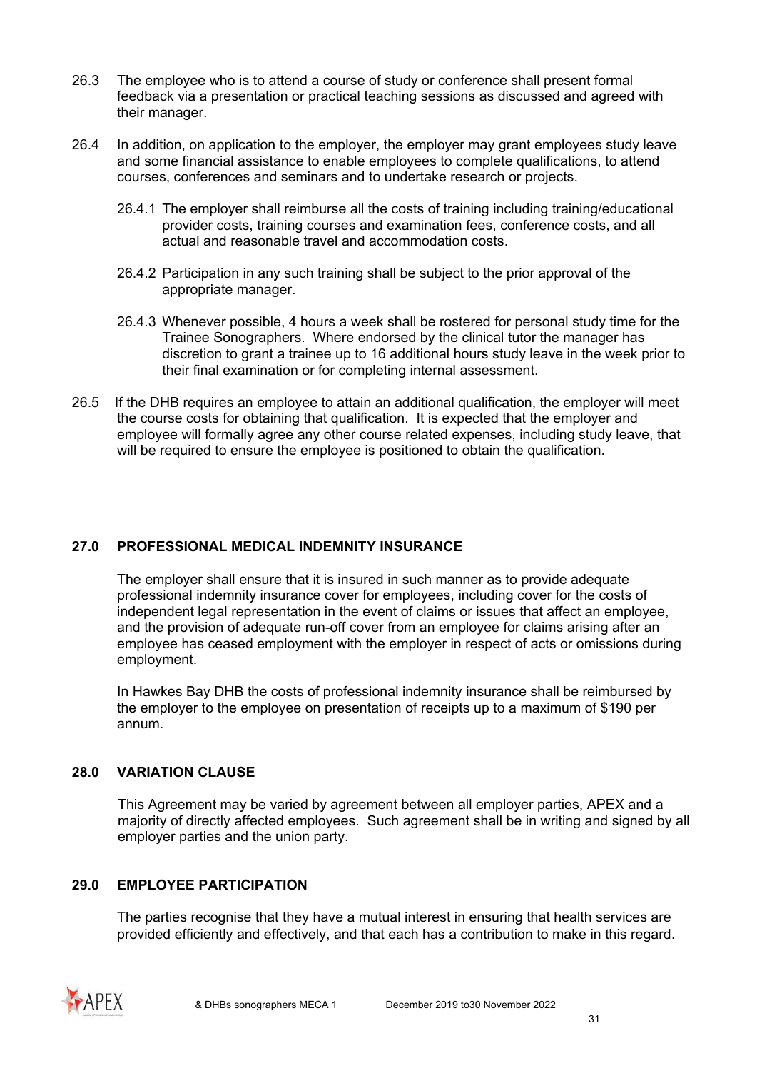26.3 The employee who is to attend a course of study or conference shall present formal feedback via a presentation or practical teaching sessions as discussed and agreed with their manager.

26.4 In addition, on application to the employer, the employer may grant employees study leave and some financial assistance to enable employees to complete qualifications, to attend courses, conferences and seminars and to undertake research or projects.

26.4.1 The employer shall reimburse all the costs of training including training/educational provider costs, training courses and examination fees, conference costs, and all actual and reasonable travel and accommodation costs.

26.4.2 Participation in any such training shall be subject to the prior approval of the appropriate manager.

26.4.3 Whenever possible, 4 hours a week shall be rostered for personal study time for the Trainee Sonographers. Where endorsed by the clinical tutor the manager has discretion to grant a trainee up to 16 additional hours study leave in the week prior to their final examination or for completing internal assessment.

26.5 If the DHB requires an employee to attain an additional qualification, the employer will meet the course costs for obtaining that qualification. It is expected that the employer and employee will formally agree any other course related expenses, including study leave, that will be required to ensure the employee is positioned to obtain the qualification.

## 27.0 PROFESSIONAL MEDICAL INDEMNITY INSURANCE

The employer shall ensure that it is insured in such manner as to provide adequate professional indemnity insurance cover for employees, including cover for the costs of independent legal representation in the event of claims or issues that affect an employee, and the provision of adequate run-off cover from an employee for claims arising after an employee has ceased employment with the employer in respect of acts or omissions during employment.

In Hawkes Bay DHB the costs of professional indemnity insurance shall be reimbursed by the employer to the employee on presentation of receipts up to a maximum of $190 per annum.

## 28.0 VARIATION CLAUSE

This Agreement may be varied by agreement between all employer parties, APEX and a majority of directly affected employees. Such agreement shall be in writing and signed by all employer parties and the union party.

## 29.0 EMPLOYEE PARTICIPATION

The parties recognise that they have a mutual interest in ensuring that health services are provided efficiently and effectively, and that each has a contribution to make in this regard.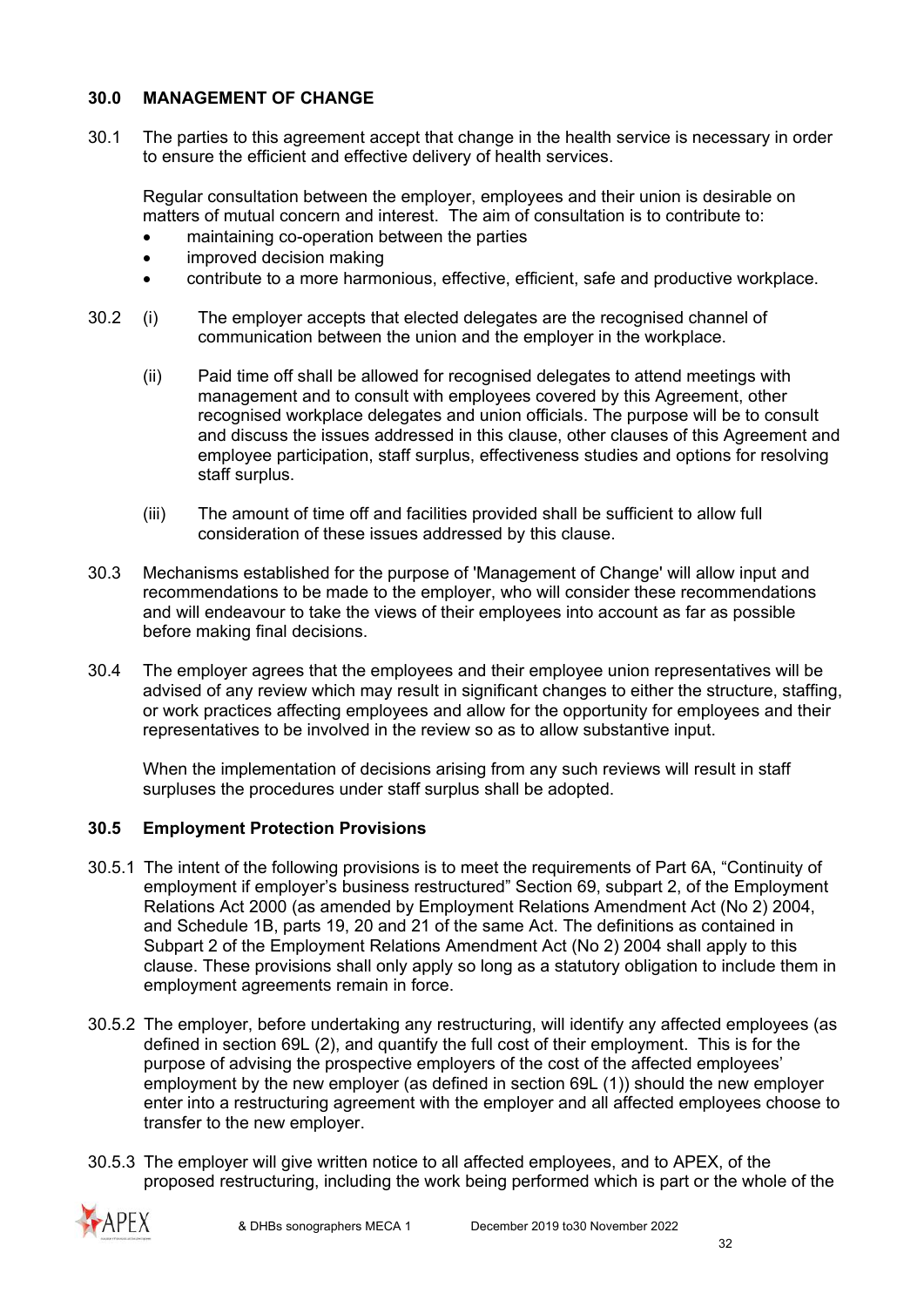## 30.0 MANAGEMENT OF CHANGE

30.1 The parties to this agreement accept that change in the health service is necessary in order to ensure the efficient and effective delivery of health services.

Regular consultation between the employer, employees and their union is desirable on matters of mutual concern and interest. The aim of consultation is to contribute to:

- maintaining co-operation between the parties
- improved decision making
- contribute to a more harmonious, effective, efficient, safe and productive workplace.

30.2 (i) The employer accepts that elected delegates are the recognised channel of communication between the union and the employer in the workplace.

(ii) Paid time off shall be allowed for recognised delegates to attend meetings with management and to consult with employees covered by this Agreement, other recognised workplace delegates and union officials. The purpose will be to consult and discuss the issues addressed in this clause, other clauses of this Agreement and employee participation, staff surplus, effectiveness studies and options for resolving staff surplus.

(iii) The amount of time off and facilities provided shall be sufficient to allow full consideration of these issues addressed by this clause.

30.3 Mechanisms established for the purpose of 'Management of Change' will allow input and recommendations to be made to the employer, who will consider these recommendations and will endeavour to take the views of their employees into account as far as possible before making final decisions.

30.4 The employer agrees that the employees and their employee union representatives will be advised of any review which may result in significant changes to either the structure, staffing, or work practices affecting employees and allow for the opportunity for employees and their representatives to be involved in the review so as to allow substantive input.

When the implementation of decisions arising from any such reviews will result in staff surpluses the procedures under staff surplus shall be adopted.

### 30.5 Employment Protection Provisions

30.5.1 The intent of the following provisions is to meet the requirements of Part 6A, "Continuity of employment if employer's business restructured" Section 69, subpart 2, of the Employment Relations Act 2000 (as amended by Employment Relations Amendment Act (No 2) 2004, and Schedule 1B, parts 19, 20 and 21 of the same Act. The definitions as contained in Subpart 2 of the Employment Relations Amendment Act (No 2) 2004 shall apply to this clause. These provisions shall only apply so long as a statutory obligation to include them in employment agreements remain in force.

30.5.2 The employer, before undertaking any restructuring, will identify any affected employees (as defined in section 69L (2), and quantify the full cost of their employment. This is for the purpose of advising the prospective employers of the cost of the affected employees' employment by the new employer (as defined in section 69L (1)) should the new employer enter into a restructuring agreement with the employer and all affected employees choose to transfer to the new employer.

30.5.3 The employer will give written notice to all affected employees, and to APEX, of the proposed restructuring, including the work being performed which is part or the whole of the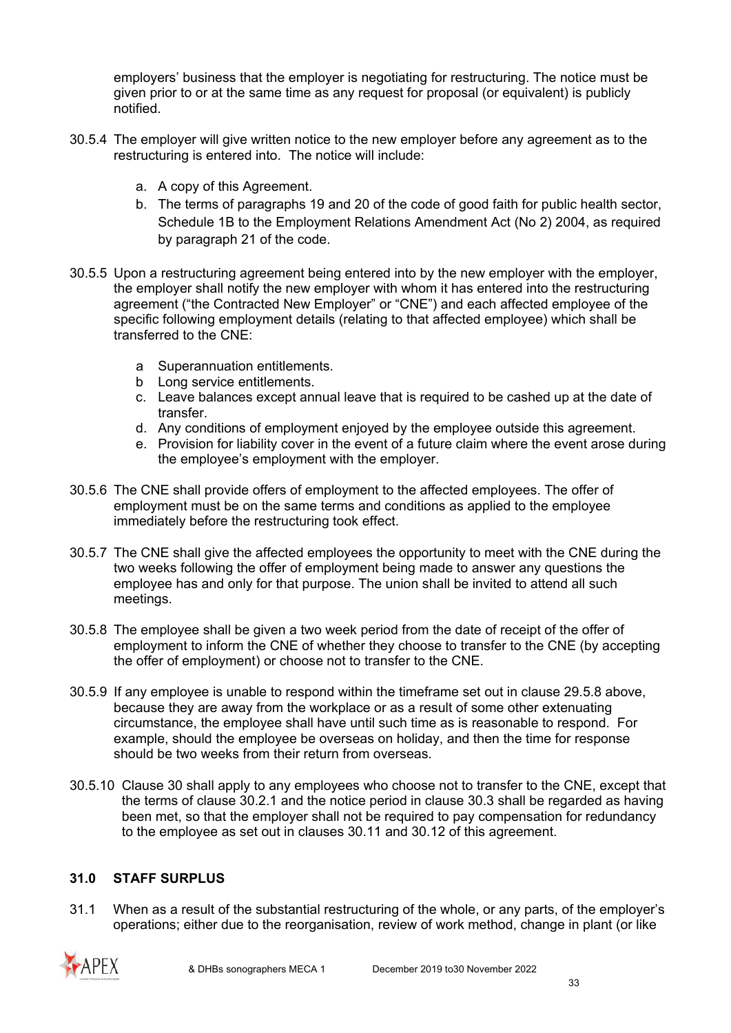employers' business that the employer is negotiating for restructuring. The notice must be given prior to or at the same time as any request for proposal (or equivalent) is publicly notified.

30.5.4 The employer will give written notice to the new employer before any agreement as to the restructuring is entered into. The notice will include:

a. A copy of this Agreement.
b. The terms of paragraphs 19 and 20 of the code of good faith for public health sector, Schedule 1B to the Employment Relations Amendment Act (No 2) 2004, as required by paragraph 21 of the code.

30.5.5 Upon a restructuring agreement being entered into by the new employer with the employer, the employer shall notify the new employer with whom it has entered into the restructuring agreement ("the Contracted New Employer" or "CNE") and each affected employee of the specific following employment details (relating to that affected employee) which shall be transferred to the CNE:

a Superannuation entitlements.
b Long service entitlements.
c. Leave balances except annual leave that is required to be cashed up at the date of transfer.
d. Any conditions of employment enjoyed by the employee outside this agreement.
e. Provision for liability cover in the event of a future claim where the event arose during the employee's employment with the employer.

30.5.6 The CNE shall provide offers of employment to the affected employees. The offer of employment must be on the same terms and conditions as applied to the employee immediately before the restructuring took effect.

30.5.7 The CNE shall give the affected employees the opportunity to meet with the CNE during the two weeks following the offer of employment being made to answer any questions the employee has and only for that purpose. The union shall be invited to attend all such meetings.

30.5.8 The employee shall be given a two week period from the date of receipt of the offer of employment to inform the CNE of whether they choose to transfer to the CNE (by accepting the offer of employment) or choose not to transfer to the CNE.

30.5.9 If any employee is unable to respond within the timeframe set out in clause 29.5.8 above, because they are away from the workplace or as a result of some other extenuating circumstance, the employee shall have until such time as is reasonable to respond. For example, should the employee be overseas on holiday, and then the time for response should be two weeks from their return from overseas.

30.5.10 Clause 30 shall apply to any employees who choose not to transfer to the CNE, except that the terms of clause 30.2.1 and the notice period in clause 30.3 shall be regarded as having been met, so that the employer shall not be required to pay compensation for redundancy to the employee as set out in clauses 30.11 and 30.12 of this agreement.

## 31.0 STAFF SURPLUS

31.1 When as a result of the substantial restructuring of the whole, or any parts, of the employer's operations; either due to the reorganisation, review of work method, change in plant (or like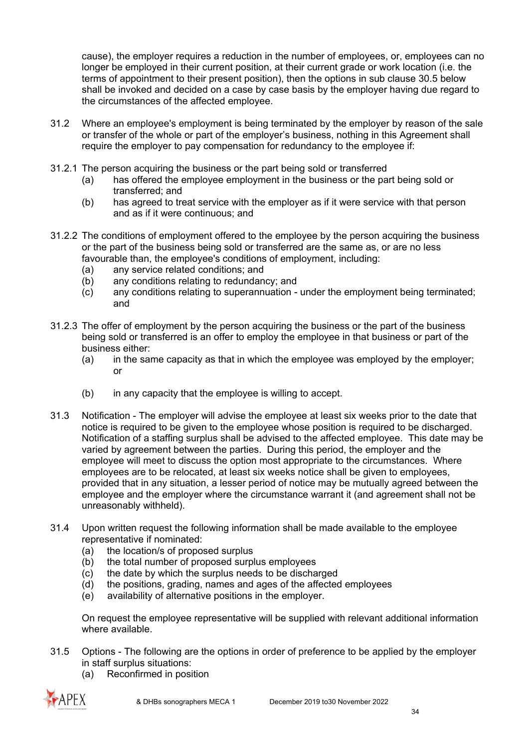cause), the employer requires a reduction in the number of employees, or, employees can no longer be employed in their current position, at their current grade or work location (i.e. the terms of appointment to their present position), then the options in sub clause 30.5 below shall be invoked and decided on a case by case basis by the employer having due regard to the circumstances of the affected employee.

31.2 Where an employee's employment is being terminated by the employer by reason of the sale or transfer of the whole or part of the employer's business, nothing in this Agreement shall require the employer to pay compensation for redundancy to the employee if:

31.2.1 The person acquiring the business or the part being sold or transferred

- (a) has offered the employee employment in the business or the part being sold or transferred; and
- (b) has agreed to treat service with the employer as if it were service with that person and as if it were continuous; and

31.2.2 The conditions of employment offered to the employee by the person acquiring the business or the part of the business being sold or transferred are the same as, or are no less favourable than, the employee's conditions of employment, including:

- (a) any service related conditions; and
- (b) any conditions relating to redundancy; and
- (c) any conditions relating to superannuation - under the employment being terminated; and

31.2.3 The offer of employment by the person acquiring the business or the part of the business being sold or transferred is an offer to employ the employee in that business or part of the business either:

- (a) in the same capacity as that in which the employee was employed by the employer; or
- (b) in any capacity that the employee is willing to accept.

31.3 Notification - The employer will advise the employee at least six weeks prior to the date that notice is required to be given to the employee whose position is required to be discharged. Notification of a staffing surplus shall be advised to the affected employee. This date may be varied by agreement between the parties. During this period, the employer and the employee will meet to discuss the option most appropriate to the circumstances. Where employees are to be relocated, at least six weeks notice shall be given to employees, provided that in any situation, a lesser period of notice may be mutually agreed between the employee and the employer where the circumstance warrant it (and agreement shall not be unreasonably withheld).

31.4 Upon written request the following information shall be made available to the employee representative if nominated:

- (a) the location/s of proposed surplus
- (b) the total number of proposed surplus employees
- (c) the date by which the surplus needs to be discharged
- (d) the positions, grading, names and ages of the affected employees
- (e) availability of alternative positions in the employer.

On request the employee representative will be supplied with relevant additional information where available.

31.5 Options - The following are the options in order of preference to be applied by the employer in staff surplus situations:

- (a) Reconfirmed in position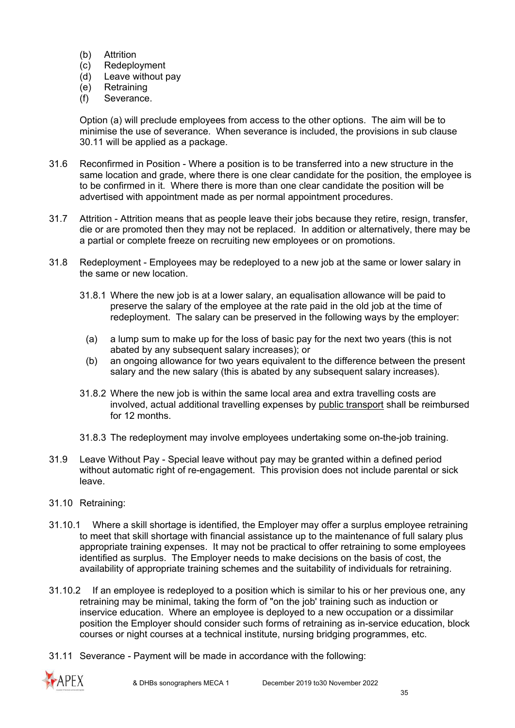(b) Attrition
(c) Redeployment
(d) Leave without pay
(e) Retraining
(f) Severance.

Option (a) will preclude employees from access to the other options. The aim will be to minimise the use of severance. When severance is included, the provisions in sub clause 30.11 will be applied as a package.

31.6 Reconfirmed in Position - Where a position is to be transferred into a new structure in the same location and grade, where there is one clear candidate for the position, the employee is to be confirmed in it. Where there is more than one clear candidate the position will be advertised with appointment made as per normal appointment procedures.

31.7 Attrition - Attrition means that as people leave their jobs because they retire, resign, transfer, die or are promoted then they may not be replaced. In addition or alternatively, there may be a partial or complete freeze on recruiting new employees or on promotions.

31.8 Redeployment - Employees may be redeployed to a new job at the same or lower salary in the same or new location.

31.8.1 Where the new job is at a lower salary, an equalisation allowance will be paid to preserve the salary of the employee at the rate paid in the old job at the time of redeployment. The salary can be preserved in the following ways by the employer:

(a) a lump sum to make up for the loss of basic pay for the next two years (this is not abated by any subsequent salary increases); or
(b) an ongoing allowance for two years equivalent to the difference between the present salary and the new salary (this is abated by any subsequent salary increases).

31.8.2 Where the new job is within the same local area and extra travelling costs are involved, actual additional travelling expenses by <u>public transport</u> shall be reimbursed for 12 months.

31.8.3 The redeployment may involve employees undertaking some on-the-job training.

31.9 Leave Without Pay - Special leave without pay may be granted within a defined period without automatic right of re-engagement. This provision does not include parental or sick leave.

31.10 Retraining:

31.10.1 Where a skill shortage is identified, the Employer may offer a surplus employee retraining to meet that skill shortage with financial assistance up to the maintenance of full salary plus appropriate training expenses. It may not be practical to offer retraining to some employees identified as surplus. The Employer needs to make decisions on the basis of cost, the availability of appropriate training schemes and the suitability of individuals for retraining.

31.10.2 If an employee is redeployed to a position which is similar to his or her previous one, any retraining may be minimal, taking the form of "on the job' training such as induction or inservice education. Where an employee is deployed to a new occupation or a dissimilar position the Employer should consider such forms of retraining as in-service education, block courses or night courses at a technical institute, nursing bridging programmes, etc.

31.11 Severance - Payment will be made in accordance with the following: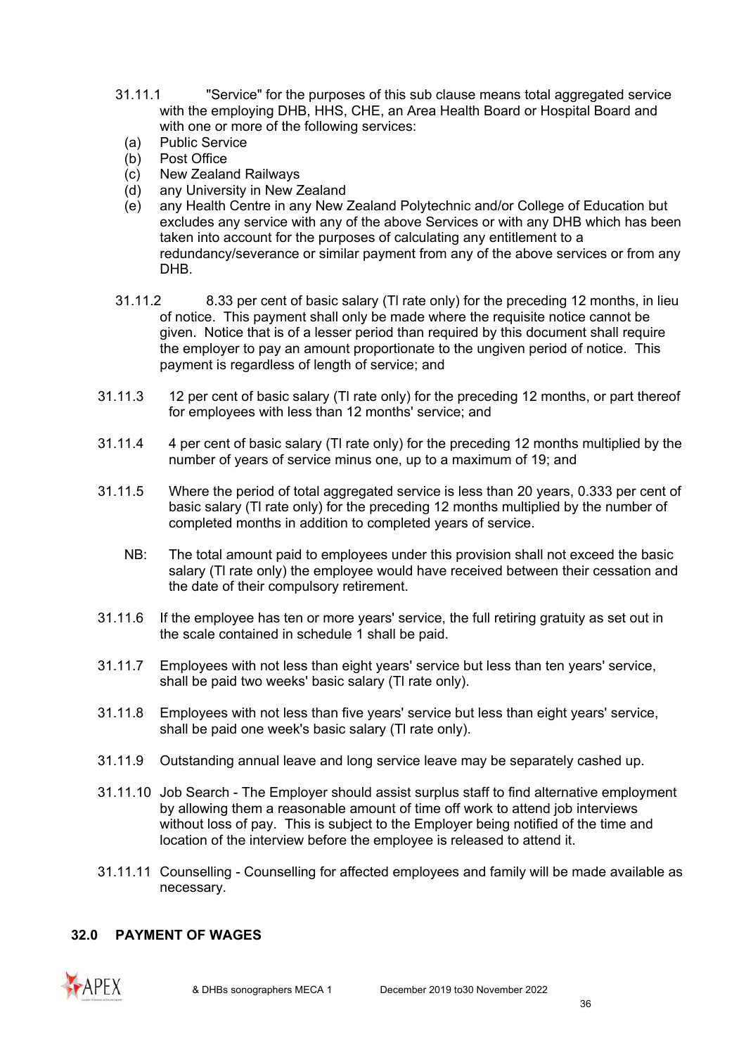31.11.1 "Service" for the purposes of this sub clause means total aggregated service with the employing DHB, HHS, CHE, an Area Health Board or Hospital Board and with one or more of the following services:

(a) Public Service
(b) Post Office
(c) New Zealand Railways
(d) any University in New Zealand
(e) any Health Centre in any New Zealand Polytechnic and/or College of Education but excludes any service with any of the above Services or with any DHB which has been taken into account for the purposes of calculating any entitlement to a redundancy/severance or similar payment from any of the above services or from any DHB.

31.11.2 8.33 per cent of basic salary (TI rate only) for the preceding 12 months, in lieu of notice. This payment shall only be made where the requisite notice cannot be given. Notice that is of a lesser period than required by this document shall require the employer to pay an amount proportionate to the ungiven period of notice. This payment is regardless of length of service; and

31.11.3 12 per cent of basic salary (TI rate only) for the preceding 12 months, or part thereof for employees with less than 12 months' service; and

31.11.4 4 per cent of basic salary (TI rate only) for the preceding 12 months multiplied by the number of years of service minus one, up to a maximum of 19; and

31.11.5 Where the period of total aggregated service is less than 20 years, 0.333 per cent of basic salary (TI rate only) for the preceding 12 months multiplied by the number of completed months in addition to completed years of service.

NB: The total amount paid to employees under this provision shall not exceed the basic salary (TI rate only) the employee would have received between their cessation and the date of their compulsory retirement.

31.11.6 If the employee has ten or more years' service, the full retiring gratuity as set out in the scale contained in schedule 1 shall be paid.

31.11.7 Employees with not less than eight years' service but less than ten years' service, shall be paid two weeks' basic salary (TI rate only).

31.11.8 Employees with not less than five years' service but less than eight years' service, shall be paid one week's basic salary (TI rate only).

31.11.9 Outstanding annual leave and long service leave may be separately cashed up.

31.11.10 Job Search - The Employer should assist surplus staff to find alternative employment by allowing them a reasonable amount of time off work to attend job interviews without loss of pay. This is subject to the Employer being notified of the time and location of the interview before the employee is released to attend it.

31.11.11 Counselling - Counselling for affected employees and family will be made available as necessary.

## 32.0 PAYMENT OF WAGES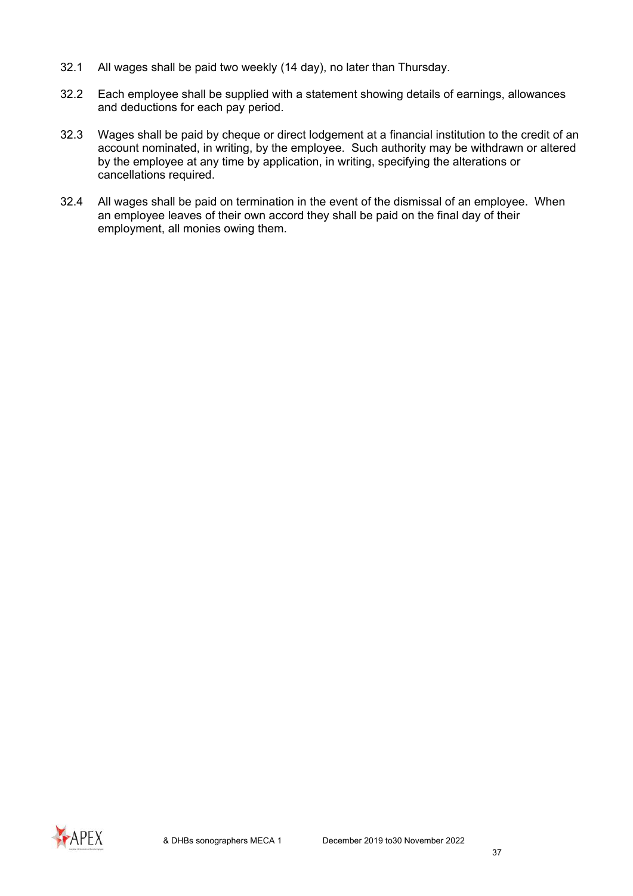32.1 All wages shall be paid two weekly (14 day), no later than Thursday.

32.2 Each employee shall be supplied with a statement showing details of earnings, allowances and deductions for each pay period.

32.3 Wages shall be paid by cheque or direct lodgement at a financial institution to the credit of an account nominated, in writing, by the employee. Such authority may be withdrawn or altered by the employee at any time by application, in writing, specifying the alterations or cancellations required.

32.4 All wages shall be paid on termination in the event of the dismissal of an employee. When an employee leaves of their own accord they shall be paid on the final day of their employment, all monies owing them.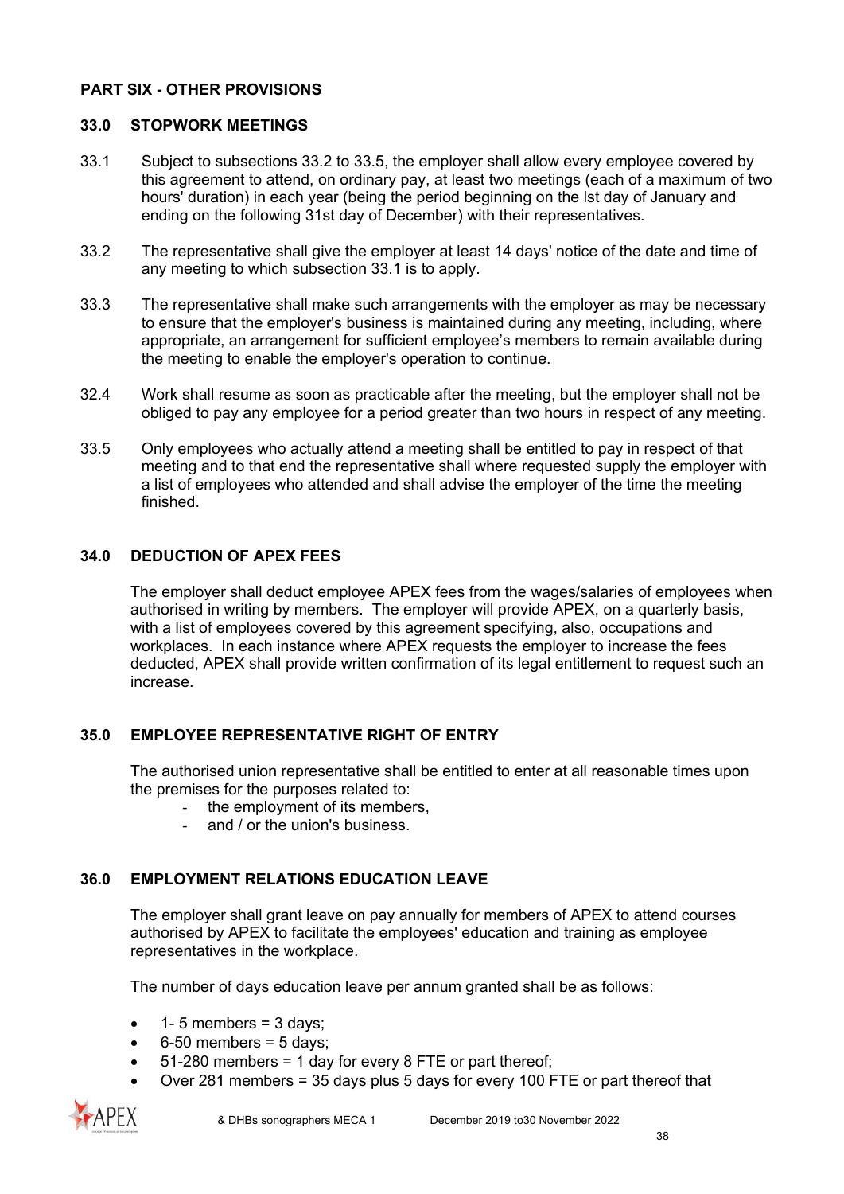## PART SIX - OTHER PROVISIONS

### 33.0 STOPWORK MEETINGS

33.1 Subject to subsections 33.2 to 33.5, the employer shall allow every employee covered by this agreement to attend, on ordinary pay, at least two meetings (each of a maximum of two hours' duration) in each year (being the period beginning on the lst day of January and ending on the following 31st day of December) with their representatives.

33.2 The representative shall give the employer at least 14 days' notice of the date and time of any meeting to which subsection 33.1 is to apply.

33.3 The representative shall make such arrangements with the employer as may be necessary to ensure that the employer's business is maintained during any meeting, including, where appropriate, an arrangement for sufficient employee's members to remain available during the meeting to enable the employer's operation to continue.

32.4 Work shall resume as soon as practicable after the meeting, but the employer shall not be obliged to pay any employee for a period greater than two hours in respect of any meeting.

33.5 Only employees who actually attend a meeting shall be entitled to pay in respect of that meeting and to that end the representative shall where requested supply the employer with a list of employees who attended and shall advise the employer of the time the meeting finished.

### 34.0 DEDUCTION OF APEX FEES

The employer shall deduct employee APEX fees from the wages/salaries of employees when authorised in writing by members. The employer will provide APEX, on a quarterly basis, with a list of employees covered by this agreement specifying, also, occupations and workplaces. In each instance where APEX requests the employer to increase the fees deducted, APEX shall provide written confirmation of its legal entitlement to request such an increase.

### 35.0 EMPLOYEE REPRESENTATIVE RIGHT OF ENTRY

The authorised union representative shall be entitled to enter at all reasonable times upon the premises for the purposes related to:

- the employment of its members,
- and / or the union's business.

### 36.0 EMPLOYMENT RELATIONS EDUCATION LEAVE

The employer shall grant leave on pay annually for members of APEX to attend courses authorised by APEX to facilitate the employees' education and training as employee representatives in the workplace.

The number of days education leave per annum granted shall be as follows:

- 1- 5 members = 3 days;
- 6-50 members = 5 days;
- 51-280 members = 1 day for every 8 FTE or part thereof;
- Over 281 members = 35 days plus 5 days for every 100 FTE or part thereof that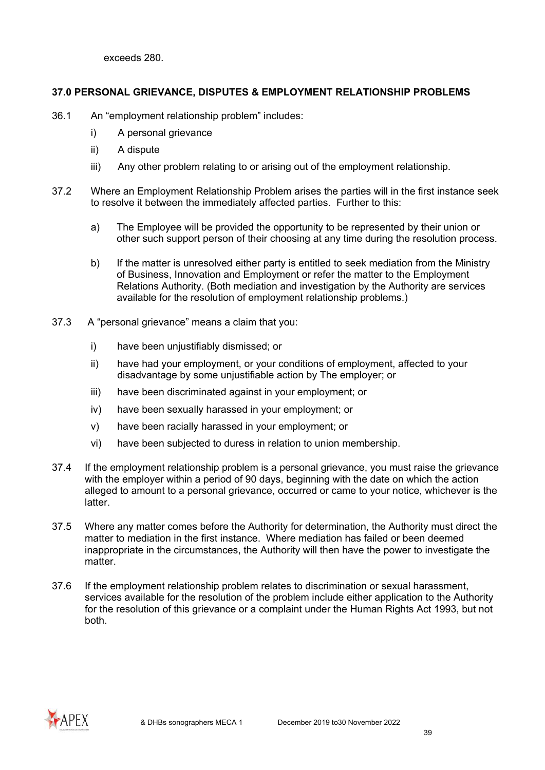exceeds 280.

### 37.0 PERSONAL GRIEVANCE, DISPUTES & EMPLOYMENT RELATIONSHIP PROBLEMS

36.1 An "employment relationship problem" includes:

- i) A personal grievance
- ii) A dispute
- iii) Any other problem relating to or arising out of the employment relationship.

37.2 Where an Employment Relationship Problem arises the parties will in the first instance seek to resolve it between the immediately affected parties. Further to this:

- a) The Employee will be provided the opportunity to be represented by their union or other such support person of their choosing at any time during the resolution process.
- b) If the matter is unresolved either party is entitled to seek mediation from the Ministry of Business, Innovation and Employment or refer the matter to the Employment Relations Authority. (Both mediation and investigation by the Authority are services available for the resolution of employment relationship problems.)

37.3 A "personal grievance" means a claim that you:

- i) have been unjustifiably dismissed; or
- ii) have had your employment, or your conditions of employment, affected to your disadvantage by some unjustifiable action by The employer; or
- iii) have been discriminated against in your employment; or
- iv) have been sexually harassed in your employment; or
- v) have been racially harassed in your employment; or
- vi) have been subjected to duress in relation to union membership.

37.4 If the employment relationship problem is a personal grievance, you must raise the grievance with the employer within a period of 90 days, beginning with the date on which the action alleged to amount to a personal grievance, occurred or came to your notice, whichever is the latter.

37.5 Where any matter comes before the Authority for determination, the Authority must direct the matter to mediation in the first instance. Where mediation has failed or been deemed inappropriate in the circumstances, the Authority will then have the power to investigate the matter.

37.6 If the employment relationship problem relates to discrimination or sexual harassment, services available for the resolution of the problem include either application to the Authority for the resolution of this grievance or a complaint under the Human Rights Act 1993, but not both.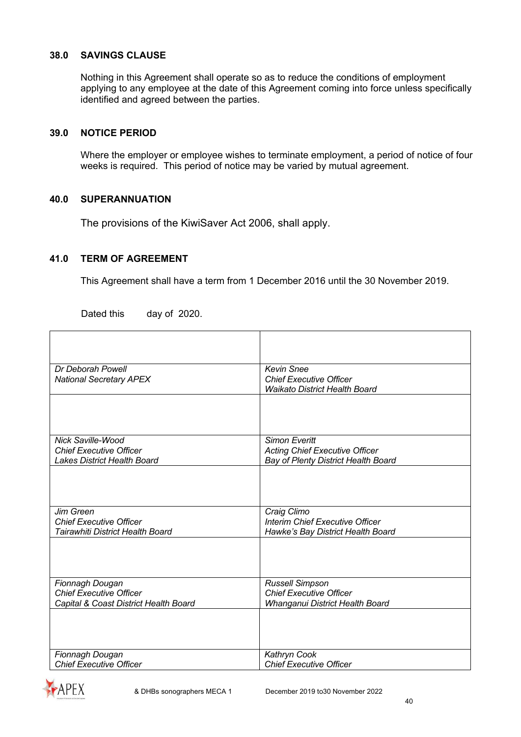## 38.0 SAVINGS CLAUSE

Nothing in this Agreement shall operate so as to reduce the conditions of employment applying to any employee at the date of this Agreement coming into force unless specifically identified and agreed between the parties.

## 39.0 NOTICE PERIOD

Where the employer or employee wishes to terminate employment, a period of notice of four weeks is required. This period of notice may be varied by mutual agreement.

## 40.0 SUPERANNUATION

The provisions of the KiwiSaver Act 2006, shall apply.

## 41.0 TERM OF AGREEMENT

This Agreement shall have a term from 1 December 2016 until the 30 November 2019.

Dated this day of 2020.

| | |
|---|---|
| *Dr Deborah Powell*<br>*National Secretary APEX* | *Kevin Snee*<br>*Chief Executive Officer*<br>*Waikato District Health Board* |
| | |
| *Nick Saville-Wood*<br>*Chief Executive Officer*<br>*Lakes District Health Board* | *Simon Everitt*<br>*Acting Chief Executive Officer*<br>*Bay of Plenty District Health Board* |
| | |
| *Jim Green*<br>*Chief Executive Officer*<br>*Tairawhiti District Health Board* | *Craig Climo*<br>*Interim Chief Executive Officer*<br>*Hawke's Bay District Health Board* |
| | |
| *Fionnagh Dougan*<br>*Chief Executive Officer*<br>*Capital & Coast District Health Board* | *Russell Simpson*<br>*Chief Executive Officer*<br>*Whanganui District Health Board* |
| | |
| *Fionnagh Dougan*<br>*Chief Executive Officer* | *Kathryn Cook*<br>*Chief Executive Officer* |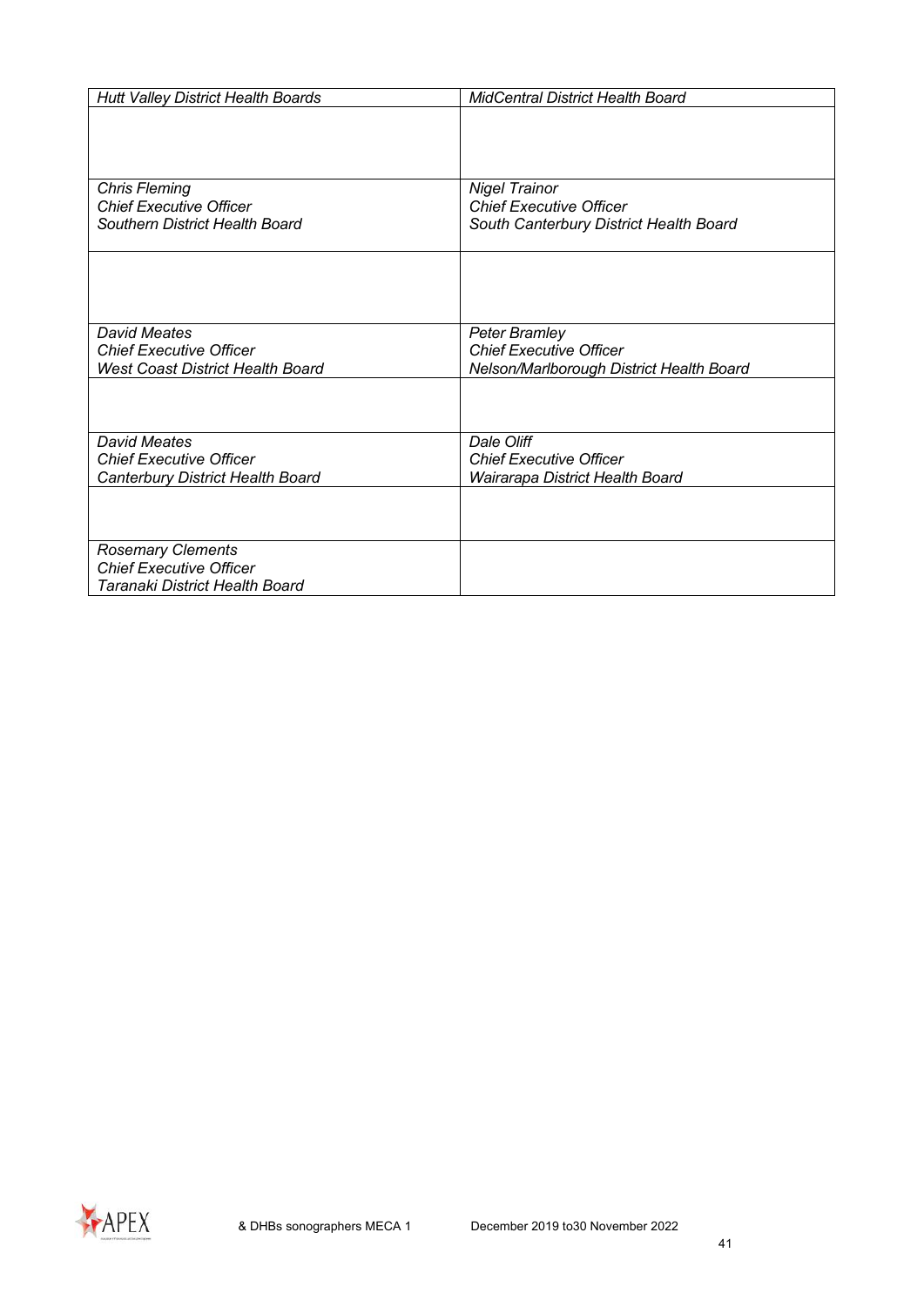| *Hutt Valley District Health Boards* | *MidCentral District Health Board* |
|---|---|
| | |
| *Chris Fleming*<br>*Chief Executive Officer*<br>*Southern District Health Board* | *Nigel Trainor*<br>*Chief Executive Officer*<br>*South Canterbury District Health Board* |
| | |
| *David Meates*<br>*Chief Executive Officer*<br>*West Coast District Health Board* | *Peter Bramley*<br>*Chief Executive Officer*<br>*Nelson/Marlborough District Health Board* |
| | |
| *David Meates*<br>*Chief Executive Officer*<br>*Canterbury District Health Board* | *Dale Oliff*<br>*Chief Executive Officer*<br>*Wairarapa District Health Board* |
| | |
| *Rosemary Clements*<br>*Chief Executive Officer*<br>*Taranaki District Health Board* | |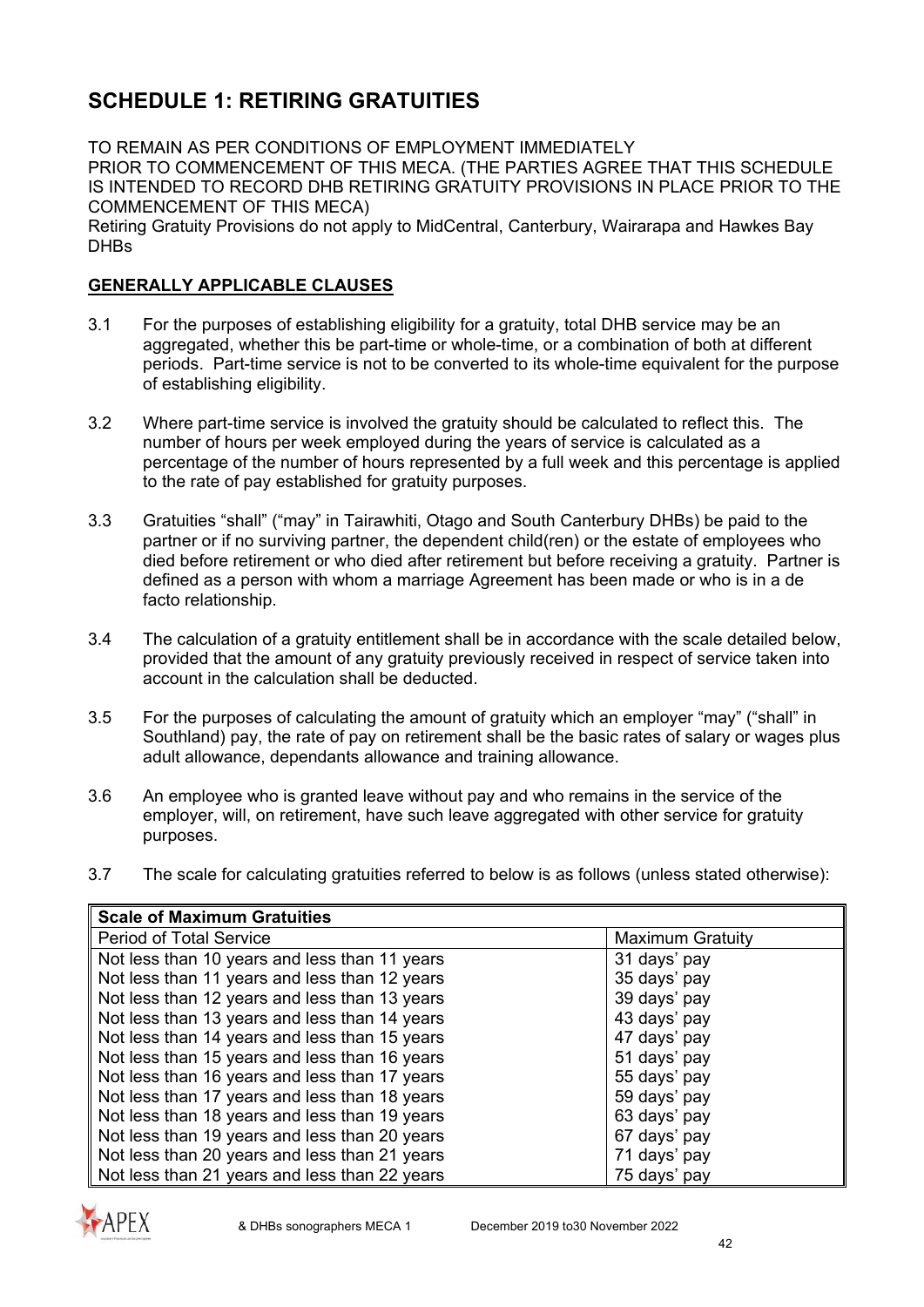# SCHEDULE 1: RETIRING GRATUITIES

TO REMAIN AS PER CONDITIONS OF EMPLOYMENT IMMEDIATELY PRIOR TO COMMENCEMENT OF THIS MECA. (THE PARTIES AGREE THAT THIS SCHEDULE IS INTENDED TO RECORD DHB RETIRING GRATUITY PROVISIONS IN PLACE PRIOR TO THE COMMENCEMENT OF THIS MECA)
Retiring Gratuity Provisions do not apply to MidCentral, Canterbury, Wairarapa and Hawkes Bay DHBs

**GENERALLY APPLICABLE CLAUSES**

3.1 For the purposes of establishing eligibility for a gratuity, total DHB service may be an aggregated, whether this be part-time or whole-time, or a combination of both at different periods. Part-time service is not to be converted to its whole-time equivalent for the purpose of establishing eligibility.

3.2 Where part-time service is involved the gratuity should be calculated to reflect this. The number of hours per week employed during the years of service is calculated as a percentage of the number of hours represented by a full week and this percentage is applied to the rate of pay established for gratuity purposes.

3.3 Gratuities "shall" ("may" in Tairawhiti, Otago and South Canterbury DHBs) be paid to the partner or if no surviving partner, the dependent child(ren) or the estate of employees who died before retirement or who died after retirement but before receiving a gratuity. Partner is defined as a person with whom a marriage Agreement has been made or who is in a de facto relationship.

3.4 The calculation of a gratuity entitlement shall be in accordance with the scale detailed below, provided that the amount of any gratuity previously received in respect of service taken into account in the calculation shall be deducted.

3.5 For the purposes of calculating the amount of gratuity which an employer "may" ("shall" in Southland) pay, the rate of pay on retirement shall be the basic rates of salary or wages plus adult allowance, dependants allowance and training allowance.

3.6 An employee who is granted leave without pay and who remains in the service of the employer, will, on retirement, have such leave aggregated with other service for gratuity purposes.

3.7 The scale for calculating gratuities referred to below is as follows (unless stated otherwise):

| **Scale of Maximum Gratuities** | |
|---|---|
| Period of Total Service | Maximum Gratuity |
| Not less than 10 years and less than 11 years | 31 days' pay |
| Not less than 11 years and less than 12 years | 35 days' pay |
| Not less than 12 years and less than 13 years | 39 days' pay |
| Not less than 13 years and less than 14 years | 43 days' pay |
| Not less than 14 years and less than 15 years | 47 days' pay |
| Not less than 15 years and less than 16 years | 51 days' pay |
| Not less than 16 years and less than 17 years | 55 days' pay |
| Not less than 17 years and less than 18 years | 59 days' pay |
| Not less than 18 years and less than 19 years | 63 days' pay |
| Not less than 19 years and less than 20 years | 67 days' pay |
| Not less than 20 years and less than 21 years | 71 days' pay |
| Not less than 21 years and less than 22 years | 75 days' pay |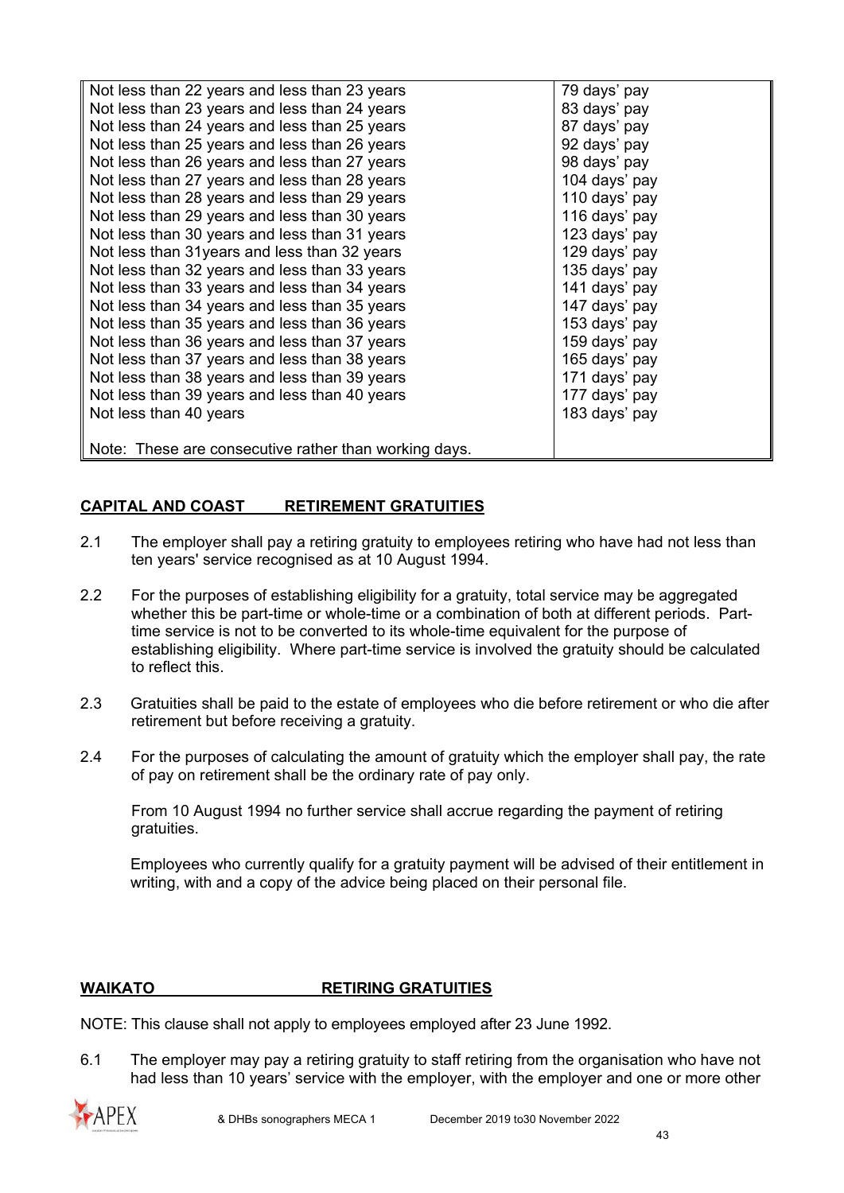| | |
|---|---|
| Not less than 22 years and less than 23 years | 79 days' pay |
| Not less than 23 years and less than 24 years | 83 days' pay |
| Not less than 24 years and less than 25 years | 87 days' pay |
| Not less than 25 years and less than 26 years | 92 days' pay |
| Not less than 26 years and less than 27 years | 98 days' pay |
| Not less than 27 years and less than 28 years | 104 days' pay |
| Not less than 28 years and less than 29 years | 110 days' pay |
| Not less than 29 years and less than 30 years | 116 days' pay |
| Not less than 30 years and less than 31 years | 123 days' pay |
| Not less than 31years and less than 32 years | 129 days' pay |
| Not less than 32 years and less than 33 years | 135 days' pay |
| Not less than 33 years and less than 34 years | 141 days' pay |
| Not less than 34 years and less than 35 years | 147 days' pay |
| Not less than 35 years and less than 36 years | 153 days' pay |
| Not less than 36 years and less than 37 years | 159 days' pay |
| Not less than 37 years and less than 38 years | 165 days' pay |
| Not less than 38 years and less than 39 years | 171 days' pay |
| Not less than 39 years and less than 40 years | 177 days' pay |
| Not less than 40 years | 183 days' pay |
| Note: These are consecutive rather than working days. | |

**CAPITAL AND COAST RETIREMENT GRATUITIES**

2.1 The employer shall pay a retiring gratuity to employees retiring who have had not less than ten years' service recognised as at 10 August 1994.

2.2 For the purposes of establishing eligibility for a gratuity, total service may be aggregated whether this be part-time or whole-time or a combination of both at different periods. Part-time service is not to be converted to its whole-time equivalent for the purpose of establishing eligibility. Where part-time service is involved the gratuity should be calculated to reflect this.

2.3 Gratuities shall be paid to the estate of employees who die before retirement or who die after retirement but before receiving a gratuity.

2.4 For the purposes of calculating the amount of gratuity which the employer shall pay, the rate of pay on retirement shall be the ordinary rate of pay only.

From 10 August 1994 no further service shall accrue regarding the payment of retiring gratuities.

Employees who currently qualify for a gratuity payment will be advised of their entitlement in writing, with and a copy of the advice being placed on their personal file.

**WAIKATO RETIRING GRATUITIES**

NOTE: This clause shall not apply to employees employed after 23 June 1992.

6.1 The employer may pay a retiring gratuity to staff retiring from the organisation who have not had less than 10 years' service with the employer, with the employer and one or more other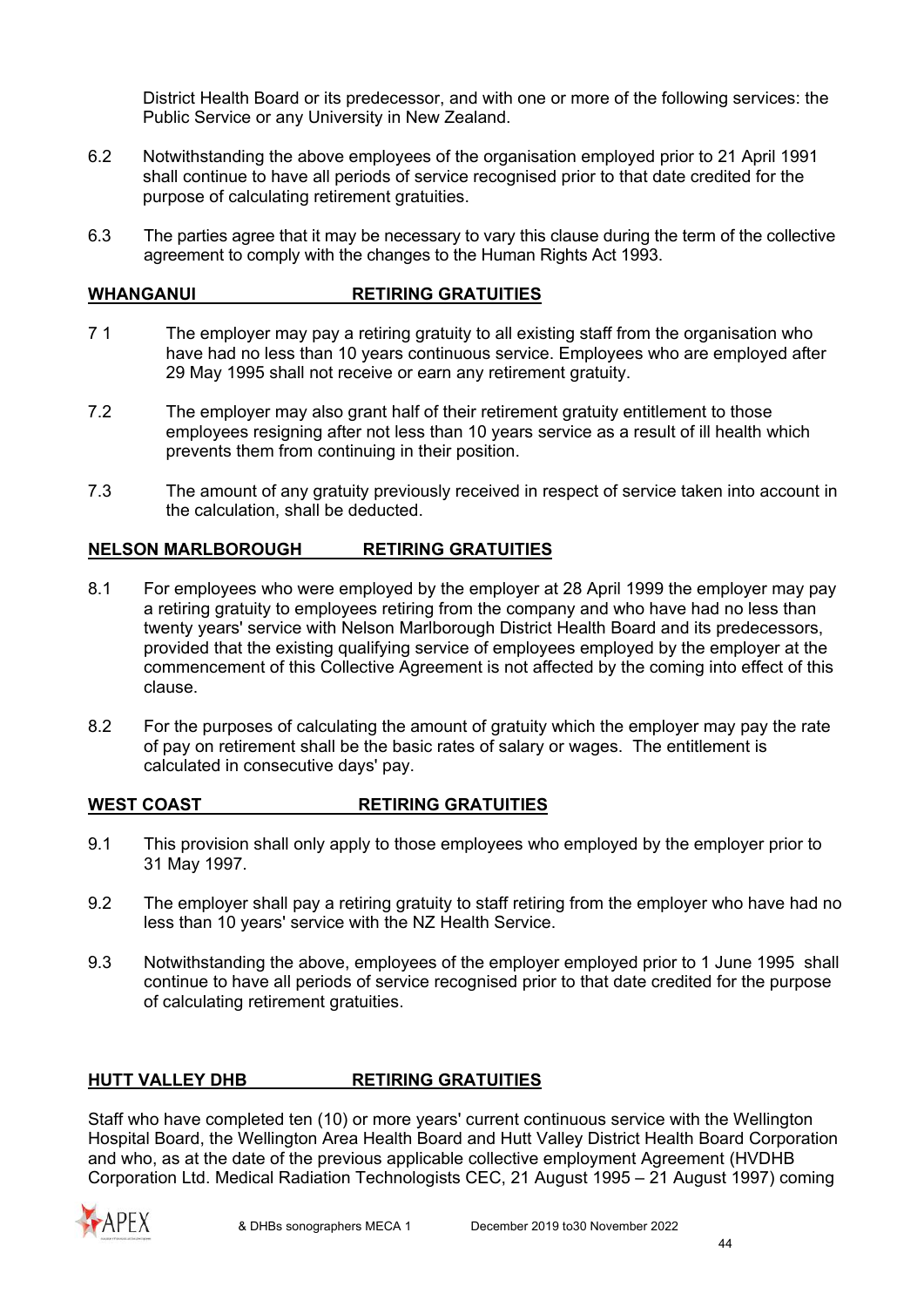District Health Board or its predecessor, and with one or more of the following services: the Public Service or any University in New Zealand.

6.2 Notwithstanding the above employees of the organisation employed prior to 21 April 1991 shall continue to have all periods of service recognised prior to that date credited for the purpose of calculating retirement gratuities.

6.3 The parties agree that it may be necessary to vary this clause during the term of the collective agreement to comply with the changes to the Human Rights Act 1993.

**WHANGANUI RETIRING GRATUITIES**

7 1 The employer may pay a retiring gratuity to all existing staff from the organisation who have had no less than 10 years continuous service. Employees who are employed after 29 May 1995 shall not receive or earn any retirement gratuity.

7.2 The employer may also grant half of their retirement gratuity entitlement to those employees resigning after not less than 10 years service as a result of ill health which prevents them from continuing in their position.

7.3 The amount of any gratuity previously received in respect of service taken into account in the calculation, shall be deducted.

**NELSON MARLBOROUGH RETIRING GRATUITIES**

8.1 For employees who were employed by the employer at 28 April 1999 the employer may pay a retiring gratuity to employees retiring from the company and who have had no less than twenty years' service with Nelson Marlborough District Health Board and its predecessors, provided that the existing qualifying service of employees employed by the employer at the commencement of this Collective Agreement is not affected by the coming into effect of this clause.

8.2 For the purposes of calculating the amount of gratuity which the employer may pay the rate of pay on retirement shall be the basic rates of salary or wages. The entitlement is calculated in consecutive days' pay.

**WEST COAST RETIRING GRATUITIES**

9.1 This provision shall only apply to those employees who employed by the employer prior to 31 May 1997.

9.2 The employer shall pay a retiring gratuity to staff retiring from the employer who have had no less than 10 years' service with the NZ Health Service.

9.3 Notwithstanding the above, employees of the employer employed prior to 1 June 1995 shall continue to have all periods of service recognised prior to that date credited for the purpose of calculating retirement gratuities.

**HUTT VALLEY DHB RETIRING GRATUITIES**

Staff who have completed ten (10) or more years' current continuous service with the Wellington Hospital Board, the Wellington Area Health Board and Hutt Valley District Health Board Corporation and who, as at the date of the previous applicable collective employment Agreement (HVDHB Corporation Ltd. Medical Radiation Technologists CEC, 21 August 1995 – 21 August 1997) coming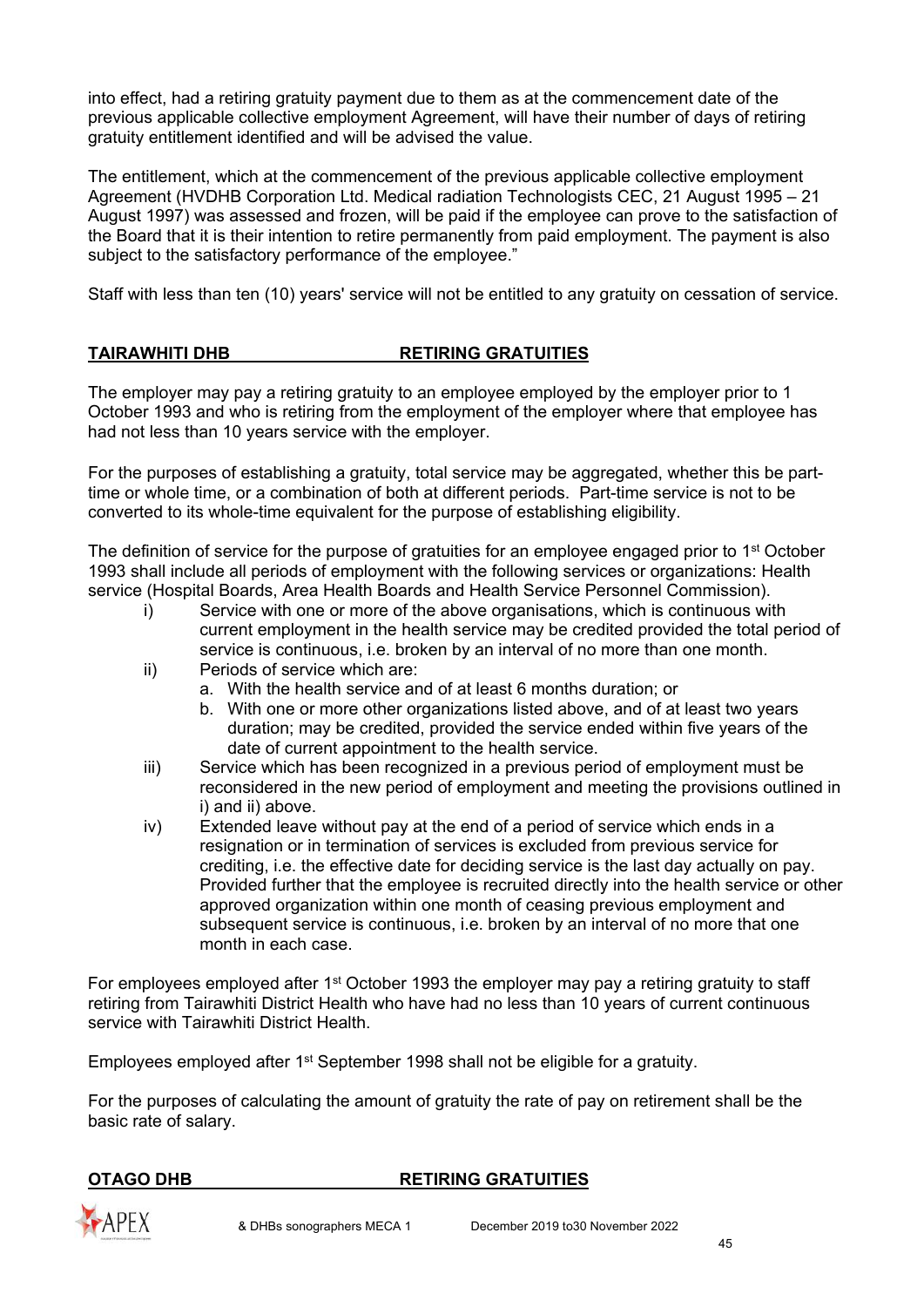into effect, had a retiring gratuity payment due to them as at the commencement date of the previous applicable collective employment Agreement, will have their number of days of retiring gratuity entitlement identified and will be advised the value.

The entitlement, which at the commencement of the previous applicable collective employment Agreement (HVDHB Corporation Ltd. Medical radiation Technologists CEC, 21 August 1995 – 21 August 1997) was assessed and frozen, will be paid if the employee can prove to the satisfaction of the Board that it is their intention to retire permanently from paid employment. The payment is also subject to the satisfactory performance of the employee."

Staff with less than ten (10) years' service will not be entitled to any gratuity on cessation of service.

## TAIRAWHITI DHB RETIRING GRATUITIES

The employer may pay a retiring gratuity to an employee employed by the employer prior to 1 October 1993 and who is retiring from the employment of the employer where that employee has had not less than 10 years service with the employer.

For the purposes of establishing a gratuity, total service may be aggregated, whether this be part-time or whole time, or a combination of both at different periods. Part-time service is not to be converted to its whole-time equivalent for the purpose of establishing eligibility.

The definition of service for the purpose of gratuities for an employee engaged prior to 1st October 1993 shall include all periods of employment with the following services or organizations: Health service (Hospital Boards, Area Health Boards and Health Service Personnel Commission).

i) Service with one or more of the above organisations, which is continuous with current employment in the health service may be credited provided the total period of service is continuous, i.e. broken by an interval of no more than one month.

ii) Periods of service which are:
   a. With the health service and of at least 6 months duration; or
   b. With one or more other organizations listed above, and of at least two years duration; may be credited, provided the service ended within five years of the date of current appointment to the health service.

iii) Service which has been recognized in a previous period of employment must be reconsidered in the new period of employment and meeting the provisions outlined in i) and ii) above.

iv) Extended leave without pay at the end of a period of service which ends in a resignation or in termination of services is excluded from previous service for crediting, i.e. the effective date for deciding service is the last day actually on pay. Provided further that the employee is recruited directly into the health service or other approved organization within one month of ceasing previous employment and subsequent service is continuous, i.e. broken by an interval of no more that one month in each case.

For employees employed after 1st October 1993 the employer may pay a retiring gratuity to staff retiring from Tairawhiti District Health who have had no less than 10 years of current continuous service with Tairawhiti District Health.

Employees employed after 1st September 1998 shall not be eligible for a gratuity.

For the purposes of calculating the amount of gratuity the rate of pay on retirement shall be the basic rate of salary.

## OTAGO DHB RETIRING GRATUITIES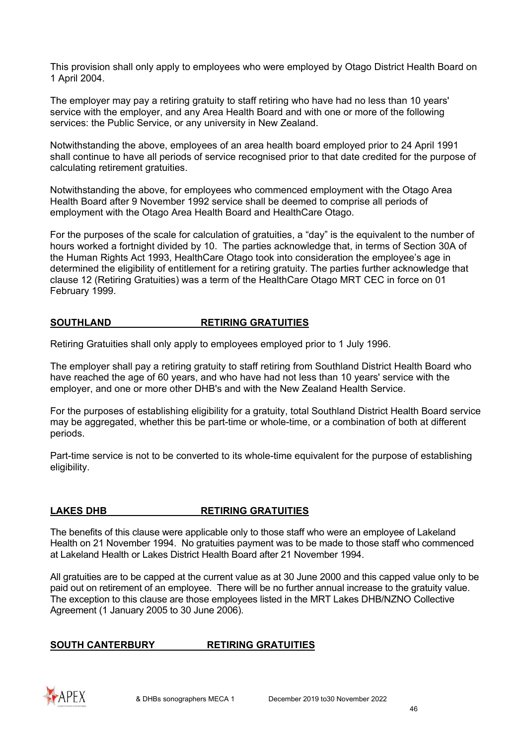This provision shall only apply to employees who were employed by Otago District Health Board on 1 April 2004.

The employer may pay a retiring gratuity to staff retiring who have had no less than 10 years' service with the employer, and any Area Health Board and with one or more of the following services: the Public Service, or any university in New Zealand.

Notwithstanding the above, employees of an area health board employed prior to 24 April 1991 shall continue to have all periods of service recognised prior to that date credited for the purpose of calculating retirement gratuities.

Notwithstanding the above, for employees who commenced employment with the Otago Area Health Board after 9 November 1992 service shall be deemed to comprise all periods of employment with the Otago Area Health Board and HealthCare Otago.

For the purposes of the scale for calculation of gratuities, a "day" is the equivalent to the number of hours worked a fortnight divided by 10. The parties acknowledge that, in terms of Section 30A of the Human Rights Act 1993, HealthCare Otago took into consideration the employee's age in determined the eligibility of entitlement for a retiring gratuity. The parties further acknowledge that clause 12 (Retiring Gratuities) was a term of the HealthCare Otago MRT CEC in force on 01 February 1999.

## SOUTHLAND RETIRING GRATUITIES

Retiring Gratuities shall only apply to employees employed prior to 1 July 1996.

The employer shall pay a retiring gratuity to staff retiring from Southland District Health Board who have reached the age of 60 years, and who have had not less than 10 years' service with the employer, and one or more other DHB's and with the New Zealand Health Service.

For the purposes of establishing eligibility for a gratuity, total Southland District Health Board service may be aggregated, whether this be part-time or whole-time, or a combination of both at different periods.

Part-time service is not to be converted to its whole-time equivalent for the purpose of establishing eligibility.

## LAKES DHB RETIRING GRATUITIES

The benefits of this clause were applicable only to those staff who were an employee of Lakeland Health on 21 November 1994. No gratuities payment was to be made to those staff who commenced at Lakeland Health or Lakes District Health Board after 21 November 1994.

All gratuities are to be capped at the current value as at 30 June 2000 and this capped value only to be paid out on retirement of an employee. There will be no further annual increase to the gratuity value. The exception to this clause are those employees listed in the MRT Lakes DHB/NZNO Collective Agreement (1 January 2005 to 30 June 2006).

## SOUTH CANTERBURY RETIRING GRATUITIES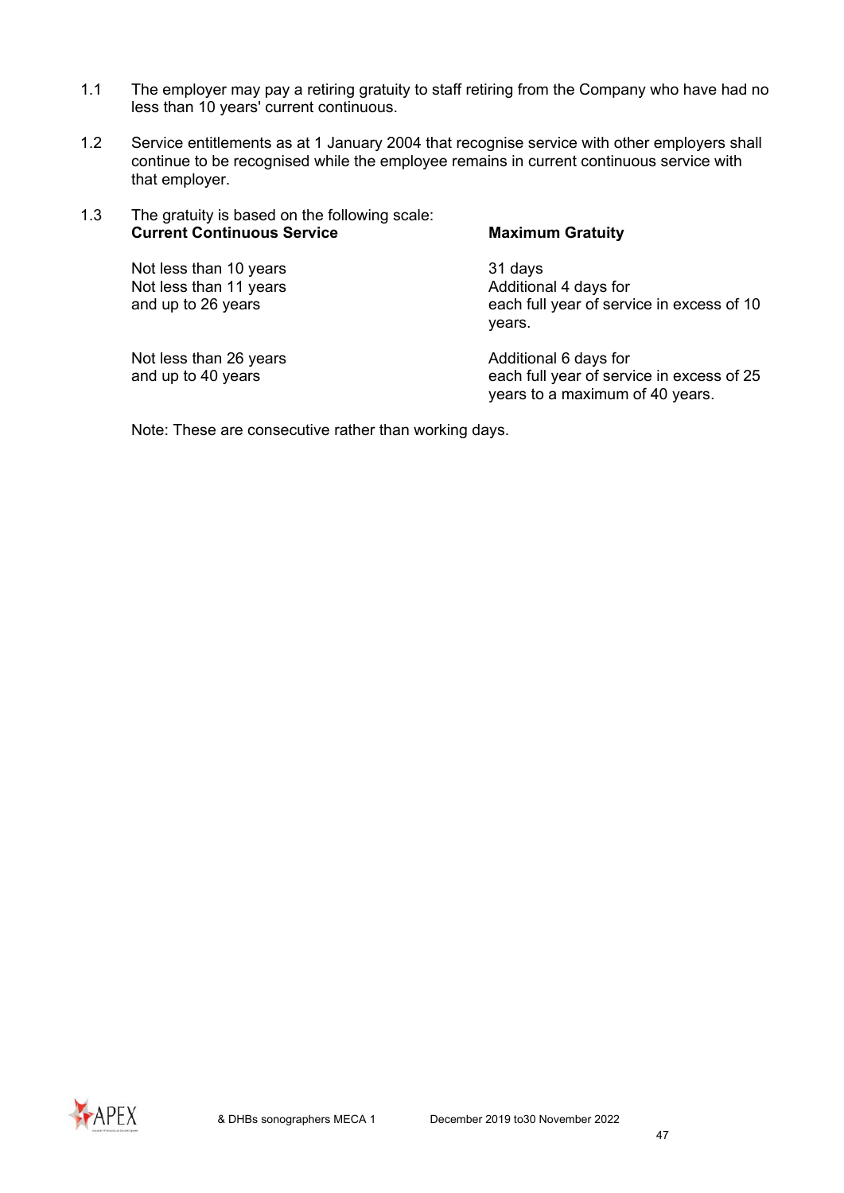1.1 The employer may pay a retiring gratuity to staff retiring from the Company who have had no less than 10 years' current continuous.

1.2 Service entitlements as at 1 January 2004 that recognise service with other employers shall continue to be recognised while the employee remains in current continuous service with that employer.

1.3 The gratuity is based on the following scale:

| **Current Continuous Service** | **Maximum Gratuity** |
|---|---|
| Not less than 10 years | 31 days |
| Not less than 11 years and up to 26 years | Additional 4 days for each full year of service in excess of 10 years. |
| Not less than 26 years and up to 40 years | Additional 6 days for each full year of service in excess of 25 years to a maximum of 40 years. |

Note: These are consecutive rather than working days.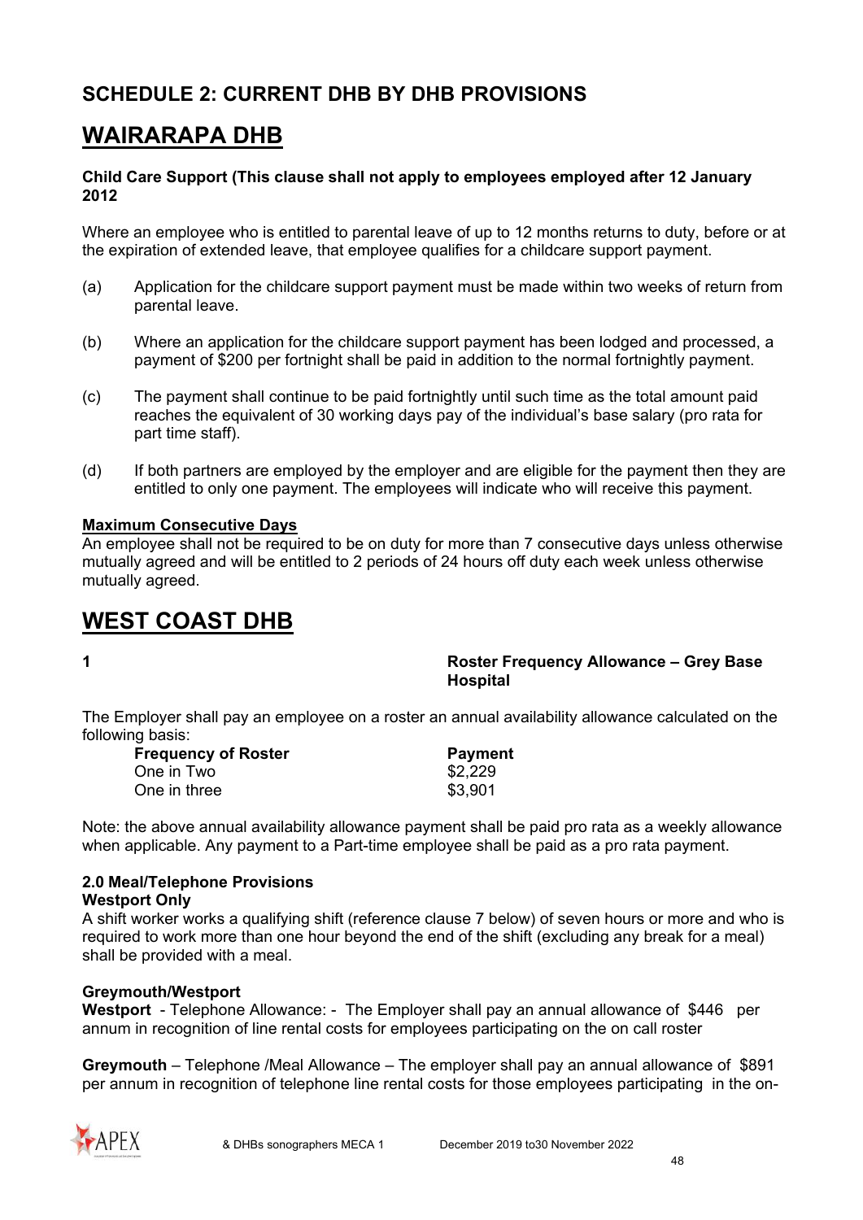# SCHEDULE 2: CURRENT DHB BY DHB PROVISIONS

# WAIRARAPA DHB

**Child Care Support (This clause shall not apply to employees employed after 12 January 2012**

Where an employee who is entitled to parental leave of up to 12 months returns to duty, before or at the expiration of extended leave, that employee qualifies for a childcare support payment.

(a) Application for the childcare support payment must be made within two weeks of return from parental leave.

(b) Where an application for the childcare support payment has been lodged and processed, a payment of $200 per fortnight shall be paid in addition to the normal fortnightly payment.

(c) The payment shall continue to be paid fortnightly until such time as the total amount paid reaches the equivalent of 30 working days pay of the individual's base salary (pro rata for part time staff).

(d) If both partners are employed by the employer and are eligible for the payment then they are entitled to only one payment. The employees will indicate who will receive this payment.

**Maximum Consecutive Days**

An employee shall not be required to be on duty for more than 7 consecutive days unless otherwise mutually agreed and will be entitled to 2 periods of 24 hours off duty each week unless otherwise mutually agreed.

# WEST COAST DHB

**1 Roster Frequency Allowance – Grey Base Hospital**

The Employer shall pay an employee on a roster an annual availability allowance calculated on the following basis:

| Frequency of Roster | Payment |
|---|---|
| One in Two | $2,229 |
| One in three | $3,901 |

Note: the above annual availability allowance payment shall be paid pro rata as a weekly allowance when applicable. Any payment to a Part-time employee shall be paid as a pro rata payment.

**2.0 Meal/Telephone Provisions**

**Westport Only**

A shift worker works a qualifying shift (reference clause 7 below) of seven hours or more and who is required to work more than one hour beyond the end of the shift (excluding any break for a meal) shall be provided with a meal.

**Greymouth/Westport**

**Westport** - Telephone Allowance: - The Employer shall pay an annual allowance of $446 per annum in recognition of line rental costs for employees participating on the on call roster

**Greymouth** – Telephone /Meal Allowance – The employer shall pay an annual allowance of $891 per annum in recognition of telephone line rental costs for those employees participating in the on-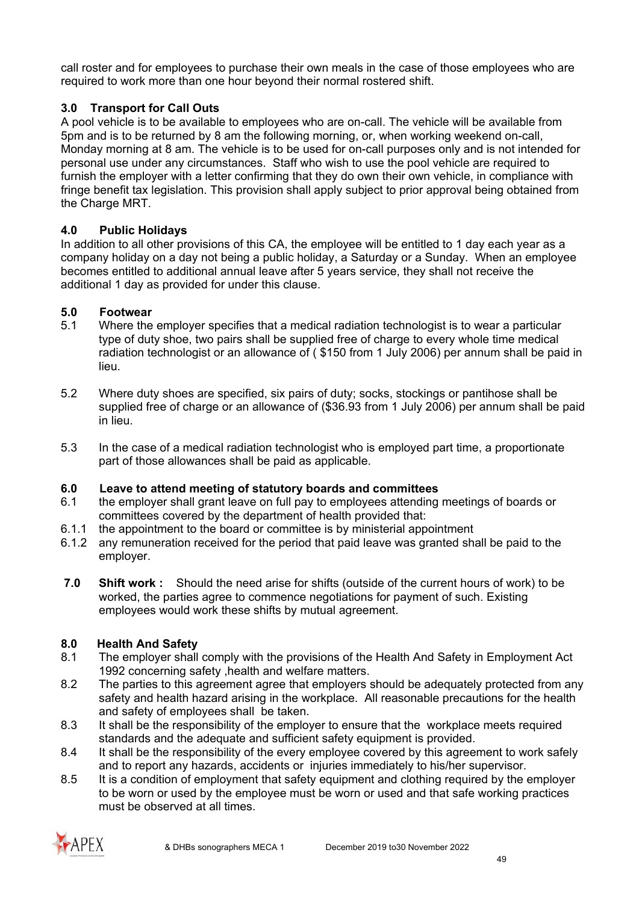call roster and for employees to purchase their own meals in the case of those employees who are required to work more than one hour beyond their normal rostered shift.

### 3.0 Transport for Call Outs

A pool vehicle is to be available to employees who are on-call. The vehicle will be available from 5pm and is to be returned by 8 am the following morning, or, when working weekend on-call, Monday morning at 8 am. The vehicle is to be used for on-call purposes only and is not intended for personal use under any circumstances. Staff who wish to use the pool vehicle are required to furnish the employer with a letter confirming that they do own their own vehicle, in compliance with fringe benefit tax legislation. This provision shall apply subject to prior approval being obtained from the Charge MRT.

### 4.0 Public Holidays

In addition to all other provisions of this CA, the employee will be entitled to 1 day each year as a company holiday on a day not being a public holiday, a Saturday or a Sunday. When an employee becomes entitled to additional annual leave after 5 years service, they shall not receive the additional 1 day as provided for under this clause.

### 5.0 Footwear

5.1 Where the employer specifies that a medical radiation technologist is to wear a particular type of duty shoe, two pairs shall be supplied free of charge to every whole time medical radiation technologist or an allowance of ( $150 from 1 July 2006) per annum shall be paid in lieu.

5.2 Where duty shoes are specified, six pairs of duty; socks, stockings or pantihose shall be supplied free of charge or an allowance of ($36.93 from 1 July 2006) per annum shall be paid in lieu.

5.3 In the case of a medical radiation technologist who is employed part time, a proportionate part of those allowances shall be paid as applicable.

### 6.0 Leave to attend meeting of statutory boards and committees

6.1 the employer shall grant leave on full pay to employees attending meetings of boards or committees covered by the department of health provided that:

6.1.1 the appointment to the board or committee is by ministerial appointment

6.1.2 any remuneration received for the period that paid leave was granted shall be paid to the employer.

**7.0 Shift work :** Should the need arise for shifts (outside of the current hours of work) to be worked, the parties agree to commence negotiations for payment of such. Existing employees would work these shifts by mutual agreement.

### 8.0 Health And Safety

8.1 The employer shall comply with the provisions of the Health And Safety in Employment Act 1992 concerning safety ,health and welfare matters.

8.2 The parties to this agreement agree that employers should be adequately protected from any safety and health hazard arising in the workplace. All reasonable precautions for the health and safety of employees shall be taken.

8.3 It shall be the responsibility of the employer to ensure that the workplace meets required standards and the adequate and sufficient safety equipment is provided.

8.4 It shall be the responsibility of the every employee covered by this agreement to work safely and to report any hazards, accidents or injuries immediately to his/her supervisor.

8.5 It is a condition of employment that safety equipment and clothing required by the employer to be worn or used by the employee must be worn or used and that safe working practices must be observed at all times.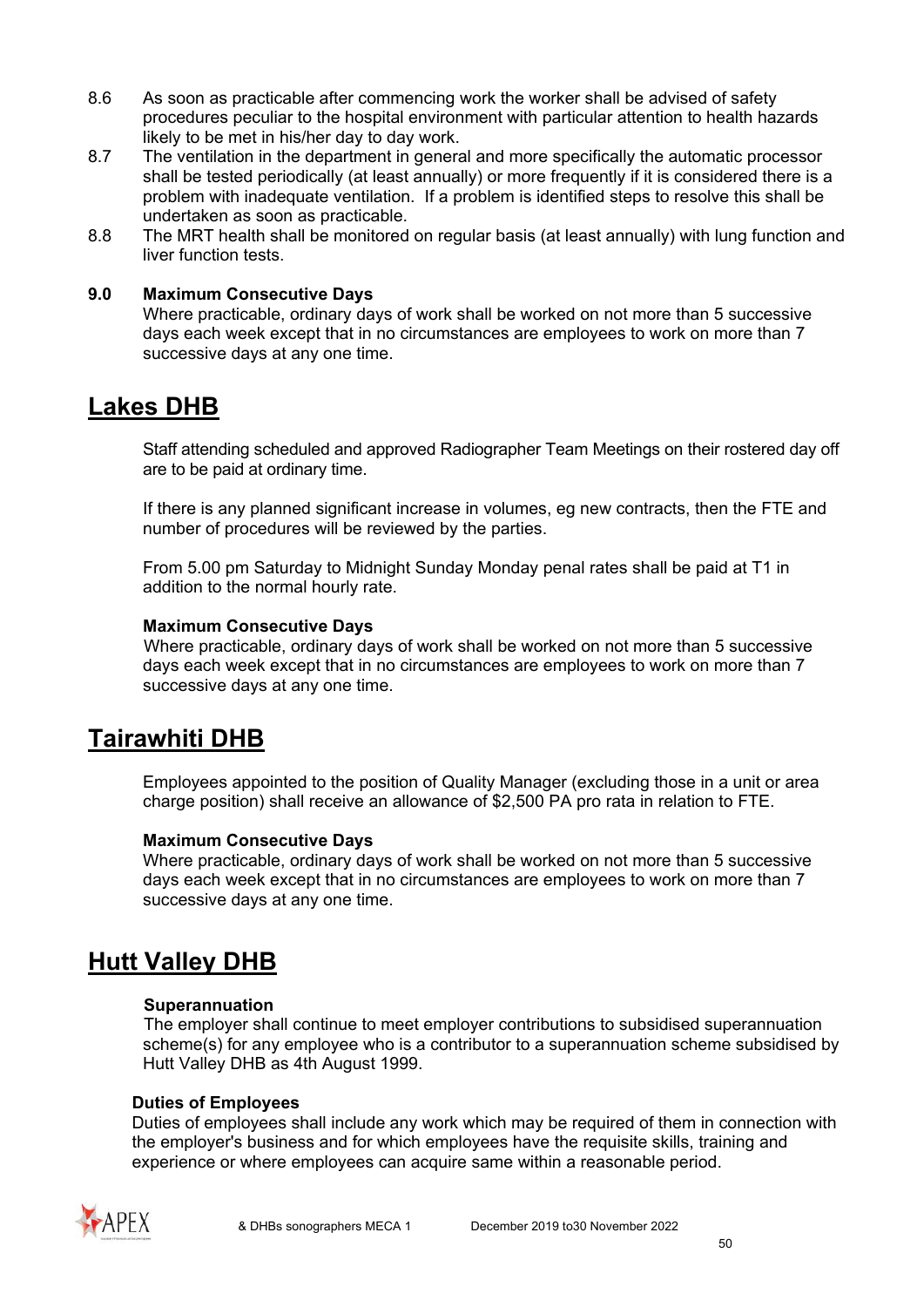8.6 As soon as practicable after commencing work the worker shall be advised of safety procedures peculiar to the hospital environment with particular attention to health hazards likely to be met in his/her day to day work.

8.7 The ventilation in the department in general and more specifically the automatic processor shall be tested periodically (at least annually) or more frequently if it is considered there is a problem with inadequate ventilation. If a problem is identified steps to resolve this shall be undertaken as soon as practicable.

8.8 The MRT health shall be monitored on regular basis (at least annually) with lung function and liver function tests.

**9.0 Maximum Consecutive Days**

Where practicable, ordinary days of work shall be worked on not more than 5 successive days each week except that in no circumstances are employees to work on more than 7 successive days at any one time.

## Lakes DHB

Staff attending scheduled and approved Radiographer Team Meetings on their rostered day off are to be paid at ordinary time.

If there is any planned significant increase in volumes, eg new contracts, then the FTE and number of procedures will be reviewed by the parties.

From 5.00 pm Saturday to Midnight Sunday Monday penal rates shall be paid at T1 in addition to the normal hourly rate.

**Maximum Consecutive Days**

Where practicable, ordinary days of work shall be worked on not more than 5 successive days each week except that in no circumstances are employees to work on more than 7 successive days at any one time.

## Tairawhiti DHB

Employees appointed to the position of Quality Manager (excluding those in a unit or area charge position) shall receive an allowance of $2,500 PA pro rata in relation to FTE.

**Maximum Consecutive Days**

Where practicable, ordinary days of work shall be worked on not more than 5 successive days each week except that in no circumstances are employees to work on more than 7 successive days at any one time.

## Hutt Valley DHB

**Superannuation**

The employer shall continue to meet employer contributions to subsidised superannuation scheme(s) for any employee who is a contributor to a superannuation scheme subsidised by Hutt Valley DHB as 4th August 1999.

**Duties of Employees**

Duties of employees shall include any work which may be required of them in connection with the employer's business and for which employees have the requisite skills, training and experience or where employees can acquire same within a reasonable period.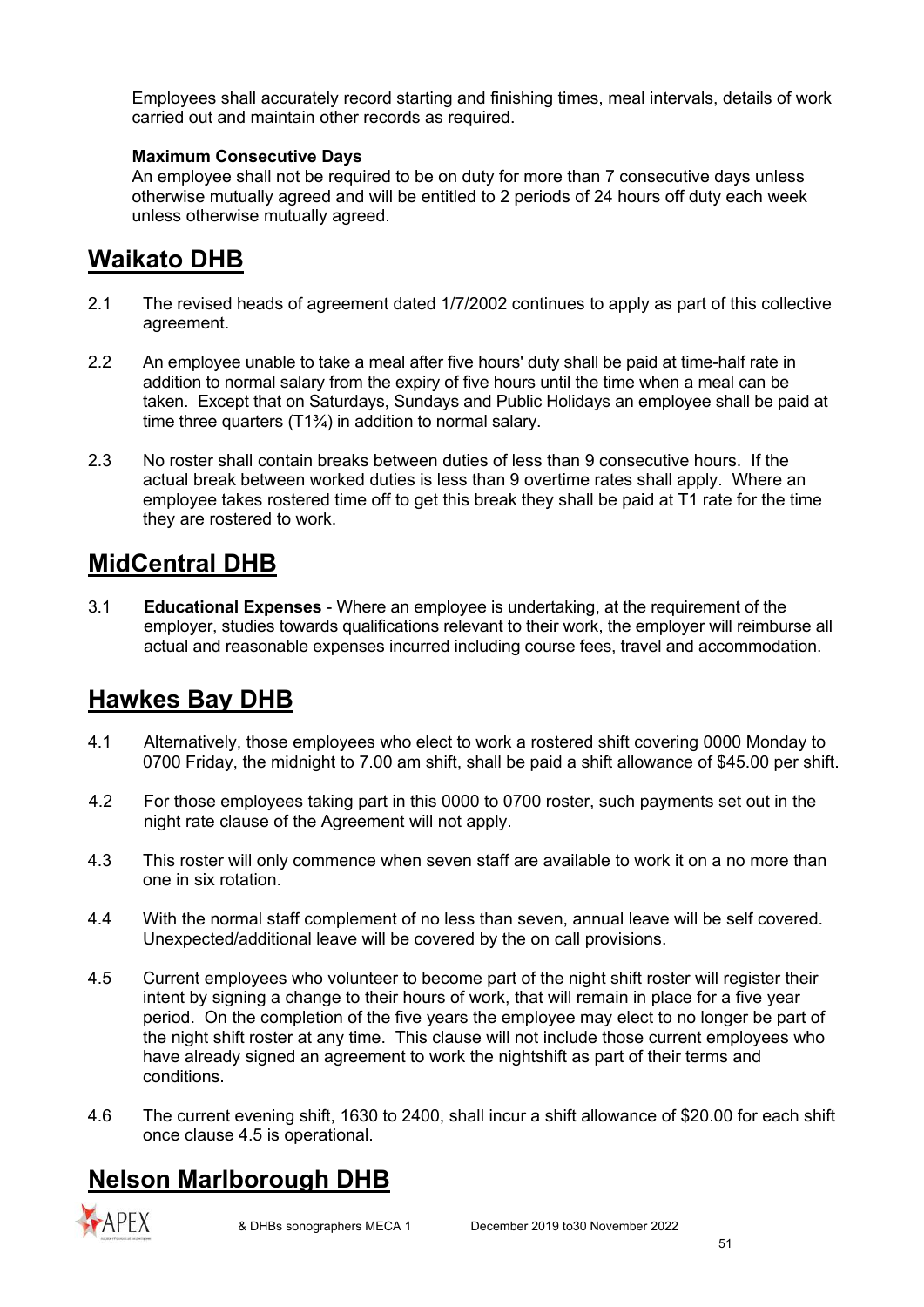Employees shall accurately record starting and finishing times, meal intervals, details of work carried out and maintain other records as required.

**Maximum Consecutive Days**
An employee shall not be required to be on duty for more than 7 consecutive days unless otherwise mutually agreed and will be entitled to 2 periods of 24 hours off duty each week unless otherwise mutually agreed.

## Waikato DHB

2.1 The revised heads of agreement dated 1/7/2002 continues to apply as part of this collective agreement.

2.2 An employee unable to take a meal after five hours' duty shall be paid at time-half rate in addition to normal salary from the expiry of five hours until the time when a meal can be taken. Except that on Saturdays, Sundays and Public Holidays an employee shall be paid at time three quarters (T1¾) in addition to normal salary.

2.3 No roster shall contain breaks between duties of less than 9 consecutive hours. If the actual break between worked duties is less than 9 overtime rates shall apply. Where an employee takes rostered time off to get this break they shall be paid at T1 rate for the time they are rostered to work.

## MidCentral DHB

3.1 **Educational Expenses** - Where an employee is undertaking, at the requirement of the employer, studies towards qualifications relevant to their work, the employer will reimburse all actual and reasonable expenses incurred including course fees, travel and accommodation.

## Hawkes Bay DHB

4.1 Alternatively, those employees who elect to work a rostered shift covering 0000 Monday to 0700 Friday, the midnight to 7.00 am shift, shall be paid a shift allowance of $45.00 per shift.

4.2 For those employees taking part in this 0000 to 0700 roster, such payments set out in the night rate clause of the Agreement will not apply.

4.3 This roster will only commence when seven staff are available to work it on a no more than one in six rotation.

4.4 With the normal staff complement of no less than seven, annual leave will be self covered. Unexpected/additional leave will be covered by the on call provisions.

4.5 Current employees who volunteer to become part of the night shift roster will register their intent by signing a change to their hours of work, that will remain in place for a five year period. On the completion of the five years the employee may elect to no longer be part of the night shift roster at any time. This clause will not include those current employees who have already signed an agreement to work the nightshift as part of their terms and conditions.

4.6 The current evening shift, 1630 to 2400, shall incur a shift allowance of $20.00 for each shift once clause 4.5 is operational.

## Nelson Marlborough DHB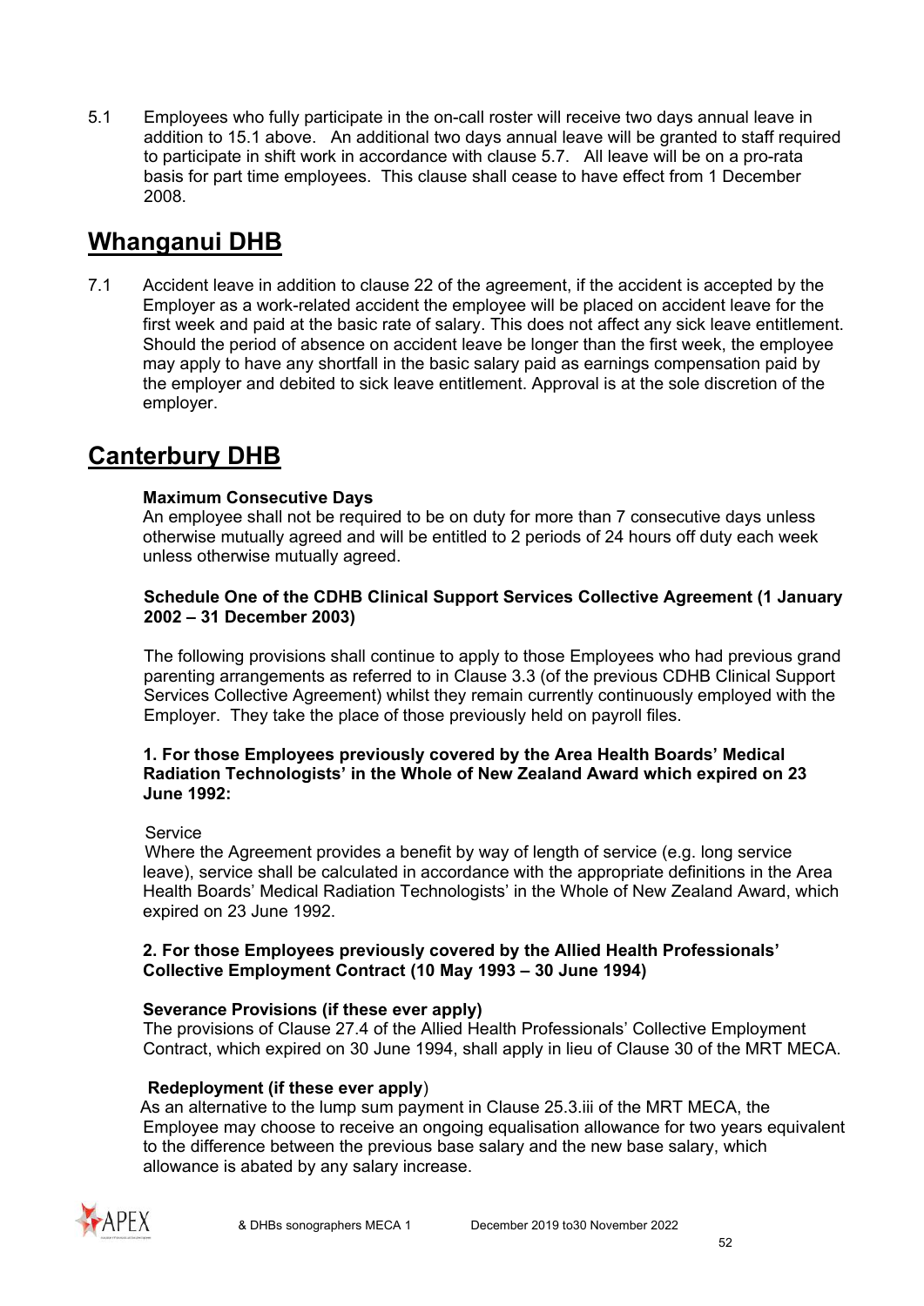5.1 Employees who fully participate in the on-call roster will receive two days annual leave in addition to 15.1 above. An additional two days annual leave will be granted to staff required to participate in shift work in accordance with clause 5.7. All leave will be on a pro-rata basis for part time employees. This clause shall cease to have effect from 1 December 2008.

## Whanganui DHB

7.1 Accident leave in addition to clause 22 of the agreement, if the accident is accepted by the Employer as a work-related accident the employee will be placed on accident leave for the first week and paid at the basic rate of salary. This does not affect any sick leave entitlement. Should the period of absence on accident leave be longer than the first week, the employee may apply to have any shortfall in the basic salary paid as earnings compensation paid by the employer and debited to sick leave entitlement. Approval is at the sole discretion of the employer.

## Canterbury DHB

**Maximum Consecutive Days**
An employee shall not be required to be on duty for more than 7 consecutive days unless otherwise mutually agreed and will be entitled to 2 periods of 24 hours off duty each week unless otherwise mutually agreed.

**Schedule One of the CDHB Clinical Support Services Collective Agreement (1 January 2002 – 31 December 2003)**

The following provisions shall continue to apply to those Employees who had previous grand parenting arrangements as referred to in Clause 3.3 (of the previous CDHB Clinical Support Services Collective Agreement) whilst they remain currently continuously employed with the Employer. They take the place of those previously held on payroll files.

**1. For those Employees previously covered by the Area Health Boards' Medical Radiation Technologists' in the Whole of New Zealand Award which expired on 23 June 1992:**

Service
Where the Agreement provides a benefit by way of length of service (e.g. long service leave), service shall be calculated in accordance with the appropriate definitions in the Area Health Boards' Medical Radiation Technologists' in the Whole of New Zealand Award, which expired on 23 June 1992.

**2. For those Employees previously covered by the Allied Health Professionals' Collective Employment Contract (10 May 1993 – 30 June 1994)**

**Severance Provisions (if these ever apply)**
The provisions of Clause 27.4 of the Allied Health Professionals' Collective Employment Contract, which expired on 30 June 1994, shall apply in lieu of Clause 30 of the MRT MECA.

**Redeployment (if these ever apply**)
As an alternative to the lump sum payment in Clause 25.3.iii of the MRT MECA, the Employee may choose to receive an ongoing equalisation allowance for two years equivalent to the difference between the previous base salary and the new base salary, which allowance is abated by any salary increase.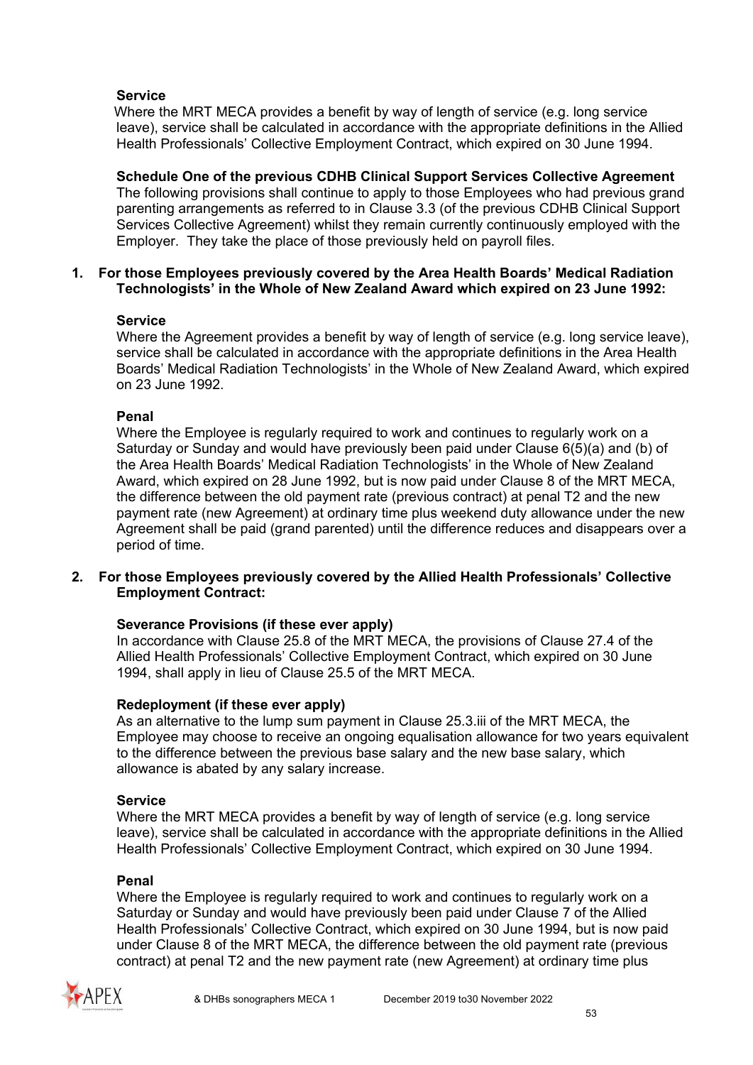**Service**

Where the MRT MECA provides a benefit by way of length of service (e.g. long service leave), service shall be calculated in accordance with the appropriate definitions in the Allied Health Professionals' Collective Employment Contract, which expired on 30 June 1994.

**Schedule One of the previous CDHB Clinical Support Services Collective Agreement**

The following provisions shall continue to apply to those Employees who had previous grand parenting arrangements as referred to in Clause 3.3 (of the previous CDHB Clinical Support Services Collective Agreement) whilst they remain currently continuously employed with the Employer. They take the place of those previously held on payroll files.

**1. For those Employees previously covered by the Area Health Boards' Medical Radiation Technologists' in the Whole of New Zealand Award which expired on 23 June 1992:**

**Service**

Where the Agreement provides a benefit by way of length of service (e.g. long service leave), service shall be calculated in accordance with the appropriate definitions in the Area Health Boards' Medical Radiation Technologists' in the Whole of New Zealand Award, which expired on 23 June 1992.

**Penal**

Where the Employee is regularly required to work and continues to regularly work on a Saturday or Sunday and would have previously been paid under Clause 6(5)(a) and (b) of the Area Health Boards' Medical Radiation Technologists' in the Whole of New Zealand Award, which expired on 28 June 1992, but is now paid under Clause 8 of the MRT MECA, the difference between the old payment rate (previous contract) at penal T2 and the new payment rate (new Agreement) at ordinary time plus weekend duty allowance under the new Agreement shall be paid (grand parented) until the difference reduces and disappears over a period of time.

**2. For those Employees previously covered by the Allied Health Professionals' Collective Employment Contract:**

**Severance Provisions (if these ever apply)**

In accordance with Clause 25.8 of the MRT MECA, the provisions of Clause 27.4 of the Allied Health Professionals' Collective Employment Contract, which expired on 30 June 1994, shall apply in lieu of Clause 25.5 of the MRT MECA.

**Redeployment (if these ever apply)**

As an alternative to the lump sum payment in Clause 25.3.iii of the MRT MECA, the Employee may choose to receive an ongoing equalisation allowance for two years equivalent to the difference between the previous base salary and the new base salary, which allowance is abated by any salary increase.

**Service**

Where the MRT MECA provides a benefit by way of length of service (e.g. long service leave), service shall be calculated in accordance with the appropriate definitions in the Allied Health Professionals' Collective Employment Contract, which expired on 30 June 1994.

**Penal**

Where the Employee is regularly required to work and continues to regularly work on a Saturday or Sunday and would have previously been paid under Clause 7 of the Allied Health Professionals' Collective Contract, which expired on 30 June 1994, but is now paid under Clause 8 of the MRT MECA, the difference between the old payment rate (previous contract) at penal T2 and the new payment rate (new Agreement) at ordinary time plus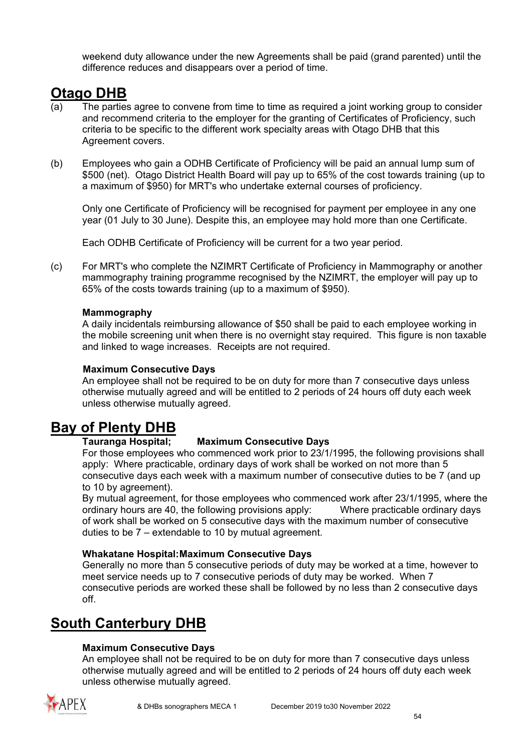weekend duty allowance under the new Agreements shall be paid (grand parented) until the difference reduces and disappears over a period of time.

## Otago DHB

(a) The parties agree to convene from time to time as required a joint working group to consider and recommend criteria to the employer for the granting of Certificates of Proficiency, such criteria to be specific to the different work specialty areas with Otago DHB that this Agreement covers.

(b) Employees who gain a ODHB Certificate of Proficiency will be paid an annual lump sum of $500 (net). Otago District Health Board will pay up to 65% of the cost towards training (up to a maximum of $950) for MRT's who undertake external courses of proficiency.

Only one Certificate of Proficiency will be recognised for payment per employee in any one year (01 July to 30 June). Despite this, an employee may hold more than one Certificate.

Each ODHB Certificate of Proficiency will be current for a two year period.

(c) For MRT's who complete the NZIMRT Certificate of Proficiency in Mammography or another mammography training programme recognised by the NZIMRT, the employer will pay up to 65% of the costs towards training (up to a maximum of $950).

**Mammography**
A daily incidentals reimbursing allowance of $50 shall be paid to each employee working in the mobile screening unit when there is no overnight stay required. This figure is non taxable and linked to wage increases. Receipts are not required.

**Maximum Consecutive Days**
An employee shall not be required to be on duty for more than 7 consecutive days unless otherwise mutually agreed and will be entitled to 2 periods of 24 hours off duty each week unless otherwise mutually agreed.

## Bay of Plenty DHB

**Tauranga Hospital; Maximum Consecutive Days**
For those employees who commenced work prior to 23/1/1995, the following provisions shall apply: Where practicable, ordinary days of work shall be worked on not more than 5 consecutive days each week with a maximum number of consecutive duties to be 7 (and up to 10 by agreement).
By mutual agreement, for those employees who commenced work after 23/1/1995, where the ordinary hours are 40, the following provisions apply: Where practicable ordinary days of work shall be worked on 5 consecutive days with the maximum number of consecutive duties to be 7 – extendable to 10 by mutual agreement.

**Whakatane Hospital: Maximum Consecutive Days**
Generally no more than 5 consecutive periods of duty may be worked at a time, however to meet service needs up to 7 consecutive periods of duty may be worked. When 7 consecutive periods are worked these shall be followed by no less than 2 consecutive days off.

## South Canterbury DHB

**Maximum Consecutive Days**
An employee shall not be required to be on duty for more than 7 consecutive days unless otherwise mutually agreed and will be entitled to 2 periods of 24 hours off duty each week unless otherwise mutually agreed.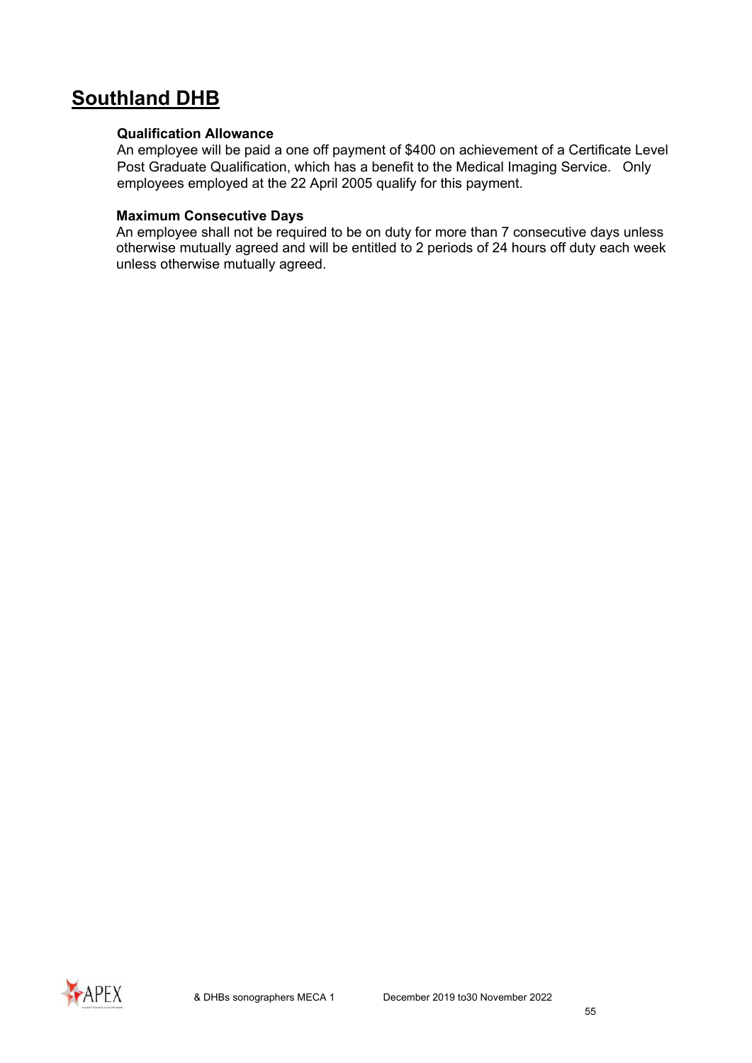## Southland DHB

### Qualification Allowance

An employee will be paid a one off payment of $400 on achievement of a Certificate Level Post Graduate Qualification, which has a benefit to the Medical Imaging Service. Only employees employed at the 22 April 2005 qualify for this payment.

### Maximum Consecutive Days

An employee shall not be required to be on duty for more than 7 consecutive days unless otherwise mutually agreed and will be entitled to 2 periods of 24 hours off duty each week unless otherwise mutually agreed.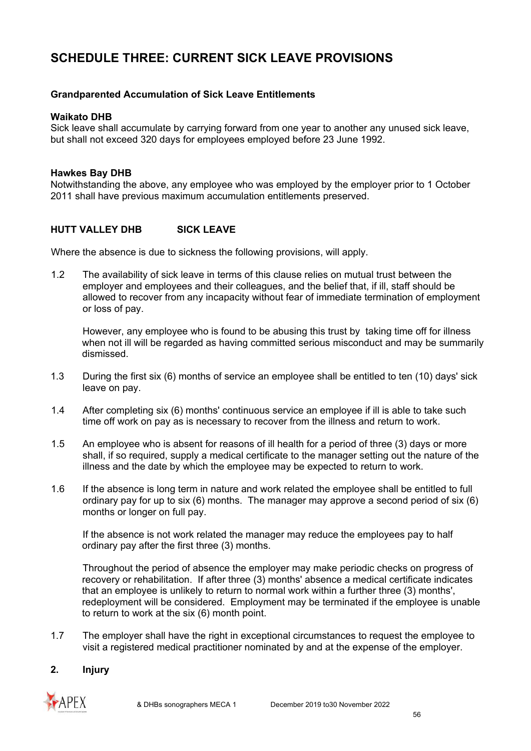# SCHEDULE THREE: CURRENT SICK LEAVE PROVISIONS

**Grandparented Accumulation of Sick Leave Entitlements**

**Waikato DHB**
Sick leave shall accumulate by carrying forward from one year to another any unused sick leave, but shall not exceed 320 days for employees employed before 23 June 1992.

**Hawkes Bay DHB**
Notwithstanding the above, any employee who was employed by the employer prior to 1 October 2011 shall have previous maximum accumulation entitlements preserved.

**HUTT VALLEY DHB SICK LEAVE**

Where the absence is due to sickness the following provisions, will apply.

1.2 The availability of sick leave in terms of this clause relies on mutual trust between the employer and employees and their colleagues, and the belief that, if ill, staff should be allowed to recover from any incapacity without fear of immediate termination of employment or loss of pay.

However, any employee who is found to be abusing this trust by taking time off for illness when not ill will be regarded as having committed serious misconduct and may be summarily dismissed.

1.3 During the first six (6) months of service an employee shall be entitled to ten (10) days' sick leave on pay.

1.4 After completing six (6) months' continuous service an employee if ill is able to take such time off work on pay as is necessary to recover from the illness and return to work.

1.5 An employee who is absent for reasons of ill health for a period of three (3) days or more shall, if so required, supply a medical certificate to the manager setting out the nature of the illness and the date by which the employee may be expected to return to work.

1.6 If the absence is long term in nature and work related the employee shall be entitled to full ordinary pay for up to six (6) months. The manager may approve a second period of six (6) months or longer on full pay.

If the absence is not work related the manager may reduce the employees pay to half ordinary pay after the first three (3) months.

Throughout the period of absence the employer may make periodic checks on progress of recovery or rehabilitation. If after three (3) months' absence a medical certificate indicates that an employee is unlikely to return to normal work within a further three (3) months', redeployment will be considered. Employment may be terminated if the employee is unable to return to work at the six (6) month point.

1.7 The employer shall have the right in exceptional circumstances to request the employee to visit a registered medical practitioner nominated by and at the expense of the employer.

**2. Injury**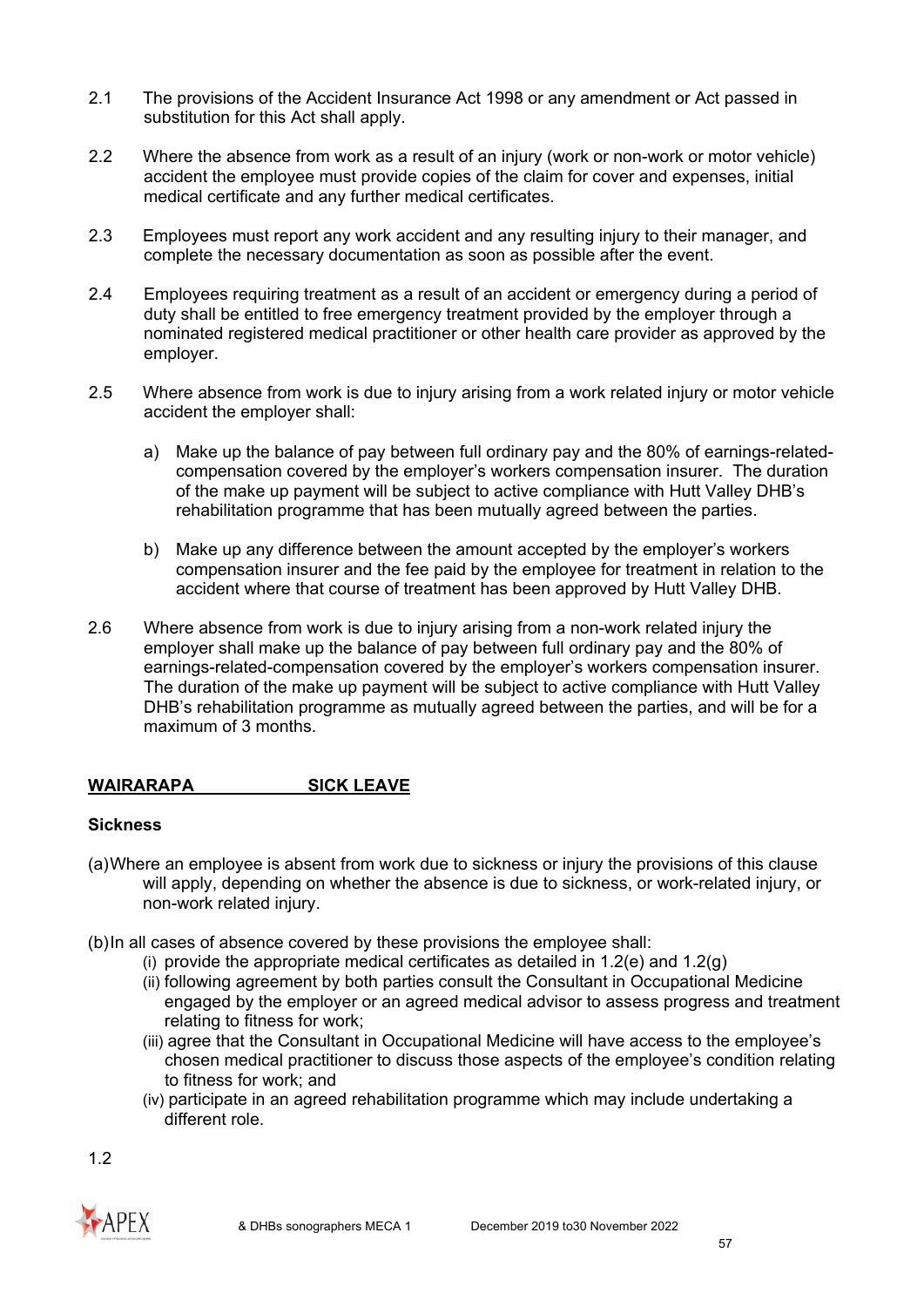2.1 The provisions of the Accident Insurance Act 1998 or any amendment or Act passed in substitution for this Act shall apply.

2.2 Where the absence from work as a result of an injury (work or non-work or motor vehicle) accident the employee must provide copies of the claim for cover and expenses, initial medical certificate and any further medical certificates.

2.3 Employees must report any work accident and any resulting injury to their manager, and complete the necessary documentation as soon as possible after the event.

2.4 Employees requiring treatment as a result of an accident or emergency during a period of duty shall be entitled to free emergency treatment provided by the employer through a nominated registered medical practitioner or other health care provider as approved by the employer.

2.5 Where absence from work is due to injury arising from a work related injury or motor vehicle accident the employer shall:

a) Make up the balance of pay between full ordinary pay and the 80% of earnings-related-compensation covered by the employer's workers compensation insurer. The duration of the make up payment will be subject to active compliance with Hutt Valley DHB's rehabilitation programme that has been mutually agreed between the parties.

b) Make up any difference between the amount accepted by the employer's workers compensation insurer and the fee paid by the employee for treatment in relation to the accident where that course of treatment has been approved by Hutt Valley DHB.

2.6 Where absence from work is due to injury arising from a non-work related injury the employer shall make up the balance of pay between full ordinary pay and the 80% of earnings-related-compensation covered by the employer's workers compensation insurer. The duration of the make up payment will be subject to active compliance with Hutt Valley DHB's rehabilitation programme as mutually agreed between the parties, and will be for a maximum of 3 months.

## WAIRARAPA SICK LEAVE

**Sickness**

(a) Where an employee is absent from work due to sickness or injury the provisions of this clause will apply, depending on whether the absence is due to sickness, or work-related injury, or non-work related injury.

(b) In all cases of absence covered by these provisions the employee shall:

- (i) provide the appropriate medical certificates as detailed in 1.2(e) and 1.2(g)
- (ii) following agreement by both parties consult the Consultant in Occupational Medicine engaged by the employer or an agreed medical advisor to assess progress and treatment relating to fitness for work;
- (iii) agree that the Consultant in Occupational Medicine will have access to the employee's chosen medical practitioner to discuss those aspects of the employee's condition relating to fitness for work; and
- (iv) participate in an agreed rehabilitation programme which may include undertaking a different role.

1.2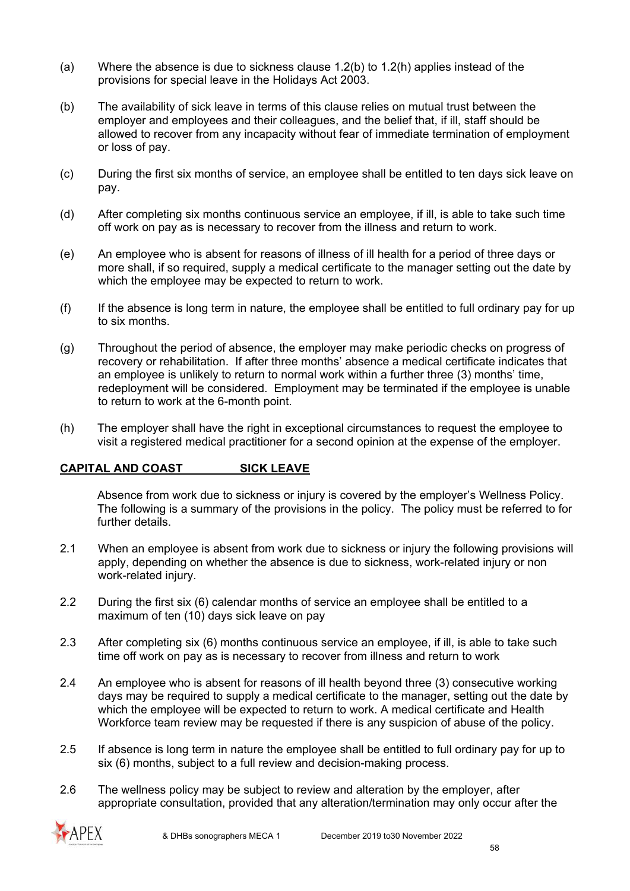(a) Where the absence is due to sickness clause 1.2(b) to 1.2(h) applies instead of the provisions for special leave in the Holidays Act 2003.

(b) The availability of sick leave in terms of this clause relies on mutual trust between the employer and employees and their colleagues, and the belief that, if ill, staff should be allowed to recover from any incapacity without fear of immediate termination of employment or loss of pay.

(c) During the first six months of service, an employee shall be entitled to ten days sick leave on pay.

(d) After completing six months continuous service an employee, if ill, is able to take such time off work on pay as is necessary to recover from the illness and return to work.

(e) An employee who is absent for reasons of illness of ill health for a period of three days or more shall, if so required, supply a medical certificate to the manager setting out the date by which the employee may be expected to return to work.

(f) If the absence is long term in nature, the employee shall be entitled to full ordinary pay for up to six months.

(g) Throughout the period of absence, the employer may make periodic checks on progress of recovery or rehabilitation. If after three months' absence a medical certificate indicates that an employee is unlikely to return to normal work within a further three (3) months' time, redeployment will be considered. Employment may be terminated if the employee is unable to return to work at the 6-month point.

(h) The employer shall have the right in exceptional circumstances to request the employee to visit a registered medical practitioner for a second opinion at the expense of the employer.

**CAPITAL AND COAST SICK LEAVE**

Absence from work due to sickness or injury is covered by the employer's Wellness Policy. The following is a summary of the provisions in the policy. The policy must be referred to for further details.

2.1 When an employee is absent from work due to sickness or injury the following provisions will apply, depending on whether the absence is due to sickness, work-related injury or non work-related injury.

2.2 During the first six (6) calendar months of service an employee shall be entitled to a maximum of ten (10) days sick leave on pay

2.3 After completing six (6) months continuous service an employee, if ill, is able to take such time off work on pay as is necessary to recover from illness and return to work

2.4 An employee who is absent for reasons of ill health beyond three (3) consecutive working days may be required to supply a medical certificate to the manager, setting out the date by which the employee will be expected to return to work. A medical certificate and Health Workforce team review may be requested if there is any suspicion of abuse of the policy.

2.5 If absence is long term in nature the employee shall be entitled to full ordinary pay for up to six (6) months, subject to a full review and decision-making process.

2.6 The wellness policy may be subject to review and alteration by the employer, after appropriate consultation, provided that any alteration/termination may only occur after the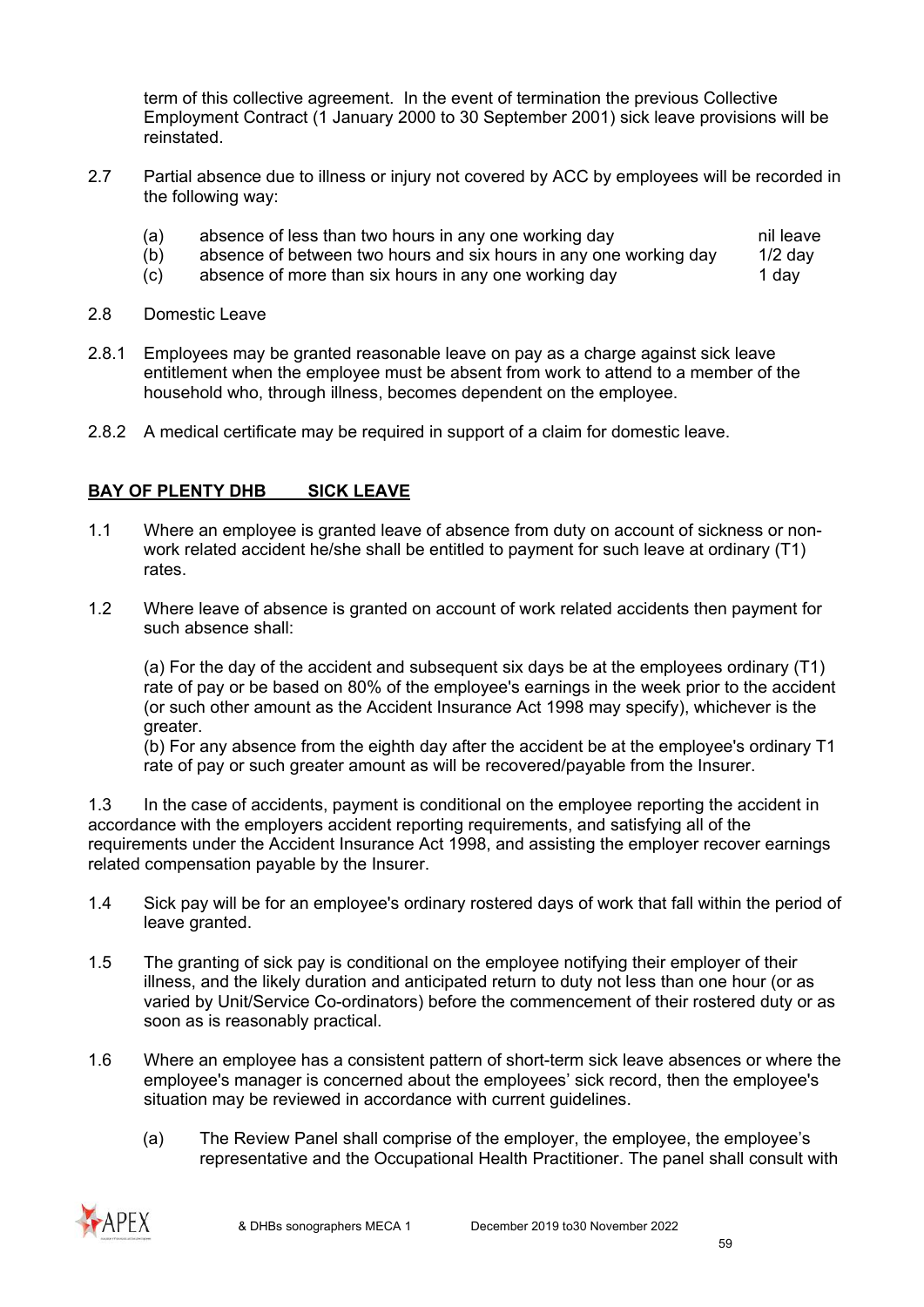term of this collective agreement. In the event of termination the previous Collective Employment Contract (1 January 2000 to 30 September 2001) sick leave provisions will be reinstated.

2.7 Partial absence due to illness or injury not covered by ACC by employees will be recorded in the following way:

| | | |
|---|---|---|
| (a) | absence of less than two hours in any one working day | nil leave |
| (b) | absence of between two hours and six hours in any one working day | 1/2 day |
| (c) | absence of more than six hours in any one working day | 1 day |

2.8 Domestic Leave

2.8.1 Employees may be granted reasonable leave on pay as a charge against sick leave entitlement when the employee must be absent from work to attend to a member of the household who, through illness, becomes dependent on the employee.

2.8.2 A medical certificate may be required in support of a claim for domestic leave.

**BAY OF PLENTY DHB SICK LEAVE**

1.1 Where an employee is granted leave of absence from duty on account of sickness or non-work related accident he/she shall be entitled to payment for such leave at ordinary (T1) rates.

1.2 Where leave of absence is granted on account of work related accidents then payment for such absence shall:

(a) For the day of the accident and subsequent six days be at the employees ordinary (T1) rate of pay or be based on 80% of the employee's earnings in the week prior to the accident (or such other amount as the Accident Insurance Act 1998 may specify), whichever is the greater.

(b) For any absence from the eighth day after the accident be at the employee's ordinary T1 rate of pay or such greater amount as will be recovered/payable from the Insurer.

1.3 In the case of accidents, payment is conditional on the employee reporting the accident in accordance with the employers accident reporting requirements, and satisfying all of the requirements under the Accident Insurance Act 1998, and assisting the employer recover earnings related compensation payable by the Insurer.

1.4 Sick pay will be for an employee's ordinary rostered days of work that fall within the period of leave granted.

1.5 The granting of sick pay is conditional on the employee notifying their employer of their illness, and the likely duration and anticipated return to duty not less than one hour (or as varied by Unit/Service Co-ordinators) before the commencement of their rostered duty or as soon as is reasonably practical.

1.6 Where an employee has a consistent pattern of short-term sick leave absences or where the employee's manager is concerned about the employees' sick record, then the employee's situation may be reviewed in accordance with current guidelines.

(a) The Review Panel shall comprise of the employer, the employee, the employee's representative and the Occupational Health Practitioner. The panel shall consult with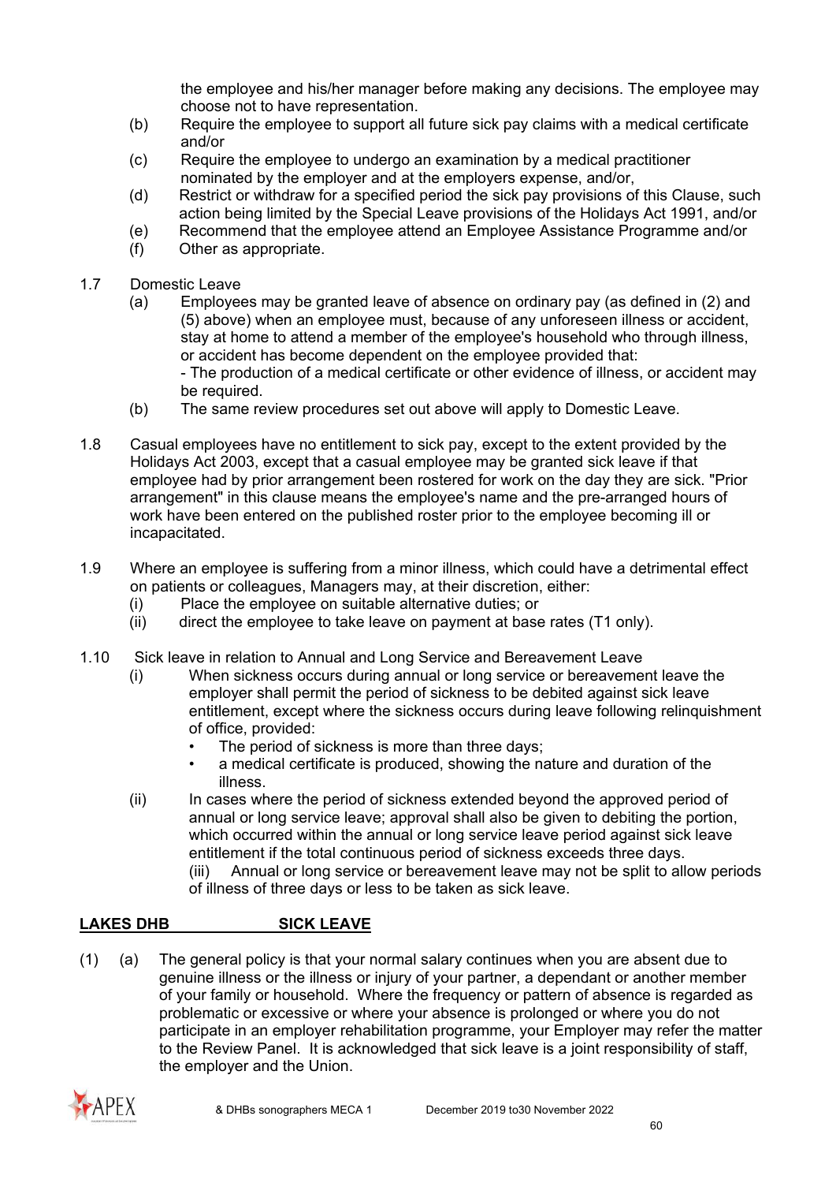the employee and his/her manager before making any decisions. The employee may choose not to have representation.

(b) Require the employee to support all future sick pay claims with a medical certificate and/or

(c) Require the employee to undergo an examination by a medical practitioner nominated by the employer and at the employers expense, and/or,

(d) Restrict or withdraw for a specified period the sick pay provisions of this Clause, such action being limited by the Special Leave provisions of the Holidays Act 1991, and/or

(e) Recommend that the employee attend an Employee Assistance Programme and/or

(f) Other as appropriate.

1.7 Domestic Leave

(a) Employees may be granted leave of absence on ordinary pay (as defined in (2) and (5) above) when an employee must, because of any unforeseen illness or accident, stay at home to attend a member of the employee's household who through illness, or accident has become dependent on the employee provided that:
- The production of a medical certificate or other evidence of illness, or accident may be required.

(b) The same review procedures set out above will apply to Domestic Leave.

1.8 Casual employees have no entitlement to sick pay, except to the extent provided by the Holidays Act 2003, except that a casual employee may be granted sick leave if that employee had by prior arrangement been rostered for work on the day they are sick. "Prior arrangement" in this clause means the employee's name and the pre-arranged hours of work have been entered on the published roster prior to the employee becoming ill or incapacitated.

1.9 Where an employee is suffering from a minor illness, which could have a detrimental effect on patients or colleagues, Managers may, at their discretion, either:

(i) Place the employee on suitable alternative duties; or

(ii) direct the employee to take leave on payment at base rates (T1 only).

1.10 Sick leave in relation to Annual and Long Service and Bereavement Leave

(i) When sickness occurs during annual or long service or bereavement leave the employer shall permit the period of sickness to be debited against sick leave entitlement, except where the sickness occurs during leave following relinquishment of office, provided:
- The period of sickness is more than three days;
- a medical certificate is produced, showing the nature and duration of the illness.

(ii) In cases where the period of sickness extended beyond the approved period of annual or long service leave; approval shall also be given to debiting the portion, which occurred within the annual or long service leave period against sick leave entitlement if the total continuous period of sickness exceeds three days.
(iii) Annual or long service or bereavement leave may not be split to allow periods of illness of three days or less to be taken as sick leave.

**LAKES DHB SICK LEAVE**

(1) (a) The general policy is that your normal salary continues when you are absent due to genuine illness or the illness or injury of your partner, a dependant or another member of your family or household. Where the frequency or pattern of absence is regarded as problematic or excessive or where your absence is prolonged or where you do not participate in an employer rehabilitation programme, your Employer may refer the matter to the Review Panel. It is acknowledged that sick leave is a joint responsibility of staff, the employer and the Union.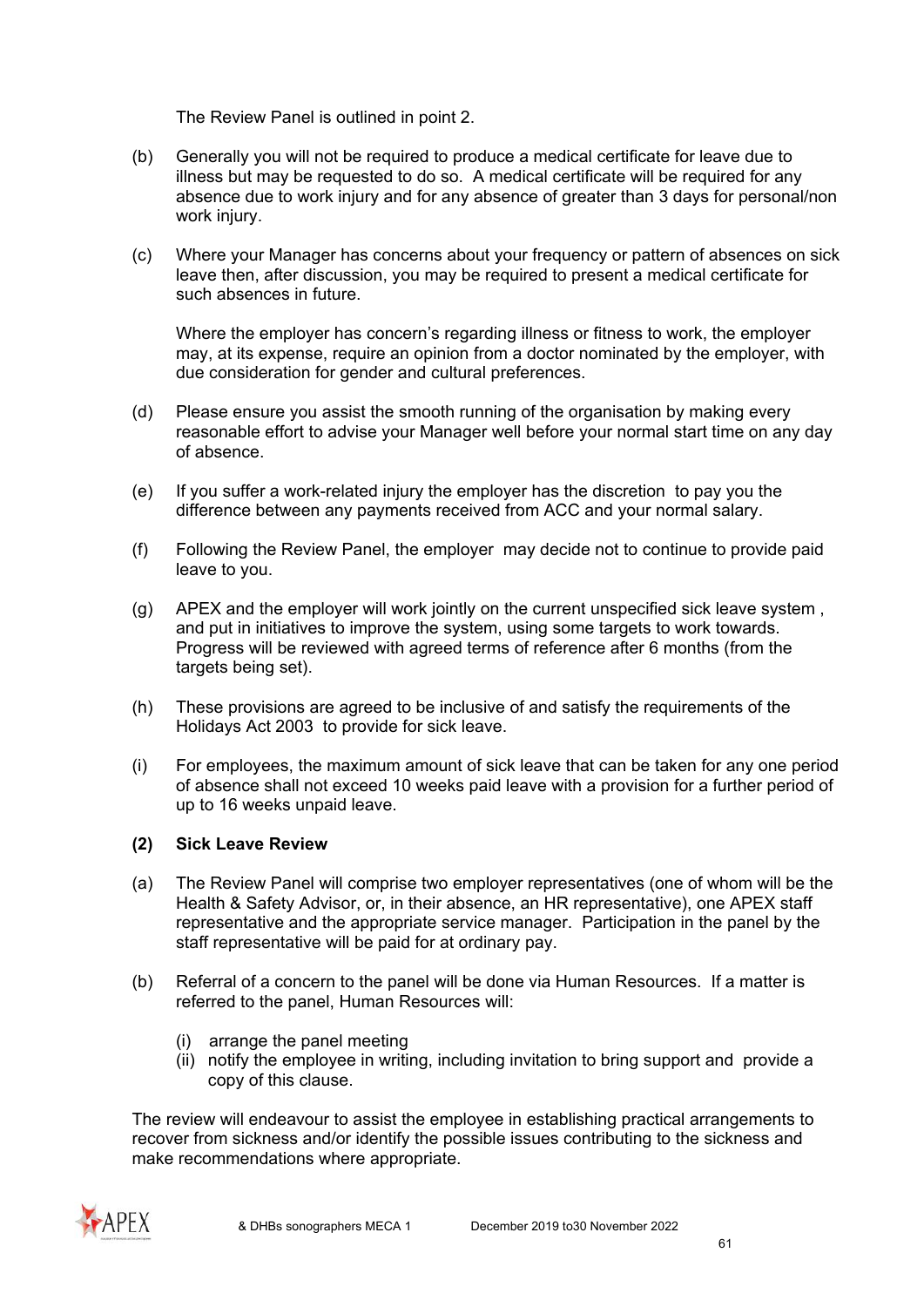The Review Panel is outlined in point 2.

(b) Generally you will not be required to produce a medical certificate for leave due to illness but may be requested to do so. A medical certificate will be required for any absence due to work injury and for any absence of greater than 3 days for personal/non work injury.

(c) Where your Manager has concerns about your frequency or pattern of absences on sick leave then, after discussion, you may be required to present a medical certificate for such absences in future.

Where the employer has concern's regarding illness or fitness to work, the employer may, at its expense, require an opinion from a doctor nominated by the employer, with due consideration for gender and cultural preferences.

(d) Please ensure you assist the smooth running of the organisation by making every reasonable effort to advise your Manager well before your normal start time on any day of absence.

(e) If you suffer a work-related injury the employer has the discretion to pay you the difference between any payments received from ACC and your normal salary.

(f) Following the Review Panel, the employer may decide not to continue to provide paid leave to you.

(g) APEX and the employer will work jointly on the current unspecified sick leave system , and put in initiatives to improve the system, using some targets to work towards. Progress will be reviewed with agreed terms of reference after 6 months (from the targets being set).

(h) These provisions are agreed to be inclusive of and satisfy the requirements of the Holidays Act 2003 to provide for sick leave.

(i) For employees, the maximum amount of sick leave that can be taken for any one period of absence shall not exceed 10 weeks paid leave with a provision for a further period of up to 16 weeks unpaid leave.

**(2) Sick Leave Review**

(a) The Review Panel will comprise two employer representatives (one of whom will be the Health & Safety Advisor, or, in their absence, an HR representative), one APEX staff representative and the appropriate service manager. Participation in the panel by the staff representative will be paid for at ordinary pay.

(b) Referral of a concern to the panel will be done via Human Resources. If a matter is referred to the panel, Human Resources will:

(i) arrange the panel meeting
(ii) notify the employee in writing, including invitation to bring support and provide a copy of this clause.

The review will endeavour to assist the employee in establishing practical arrangements to recover from sickness and/or identify the possible issues contributing to the sickness and make recommendations where appropriate.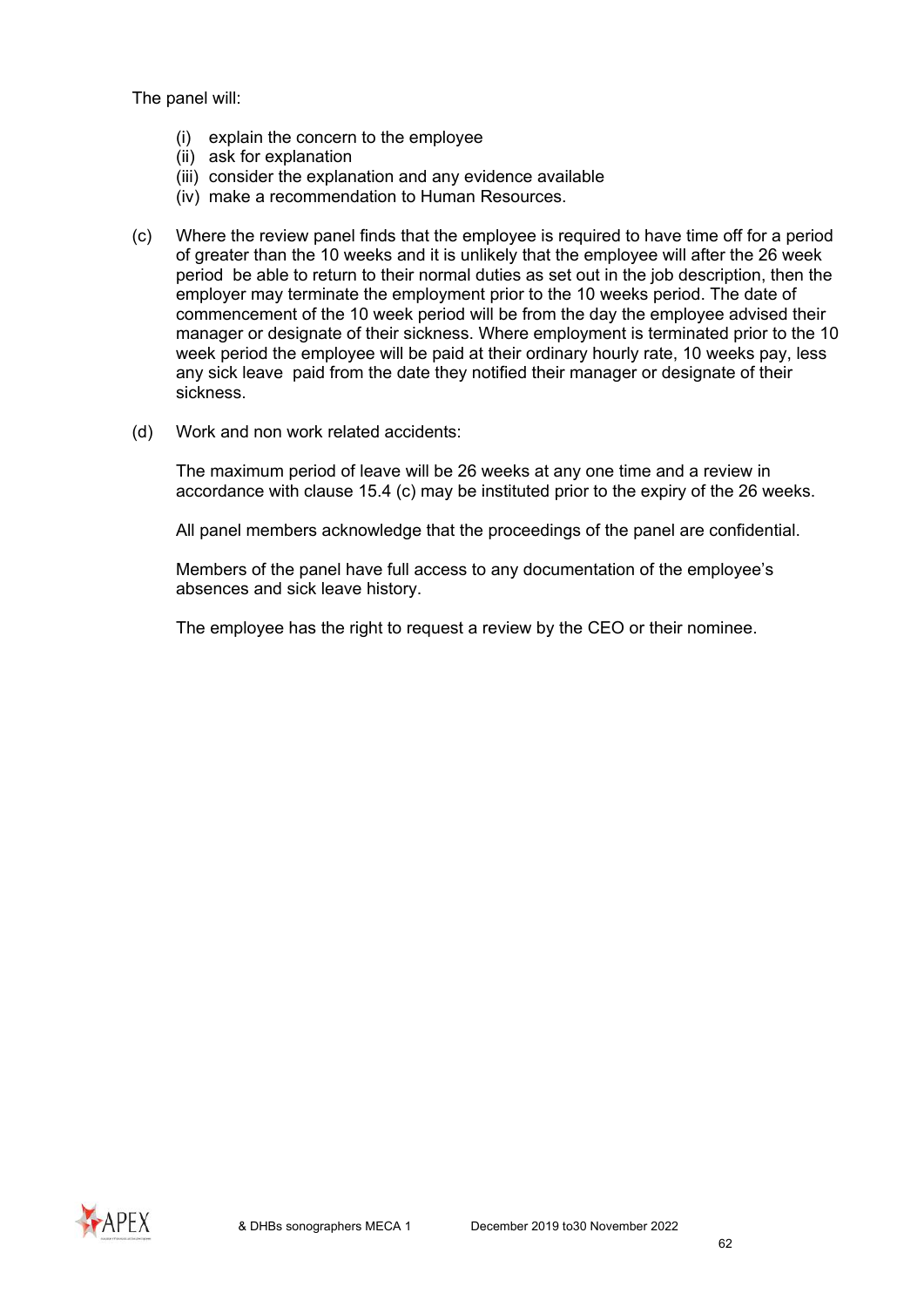The panel will:

- (i) explain the concern to the employee
- (ii) ask for explanation
- (iii) consider the explanation and any evidence available
- (iv) make a recommendation to Human Resources.

(c) Where the review panel finds that the employee is required to have time off for a period of greater than the 10 weeks and it is unlikely that the employee will after the 26 week period be able to return to their normal duties as set out in the job description, then the employer may terminate the employment prior to the 10 weeks period. The date of commencement of the 10 week period will be from the day the employee advised their manager or designate of their sickness. Where employment is terminated prior to the 10 week period the employee will be paid at their ordinary hourly rate, 10 weeks pay, less any sick leave paid from the date they notified their manager or designate of their sickness.

(d) Work and non work related accidents:

The maximum period of leave will be 26 weeks at any one time and a review in accordance with clause 15.4 (c) may be instituted prior to the expiry of the 26 weeks.

All panel members acknowledge that the proceedings of the panel are confidential.

Members of the panel have full access to any documentation of the employee's absences and sick leave history.

The employee has the right to request a review by the CEO or their nominee.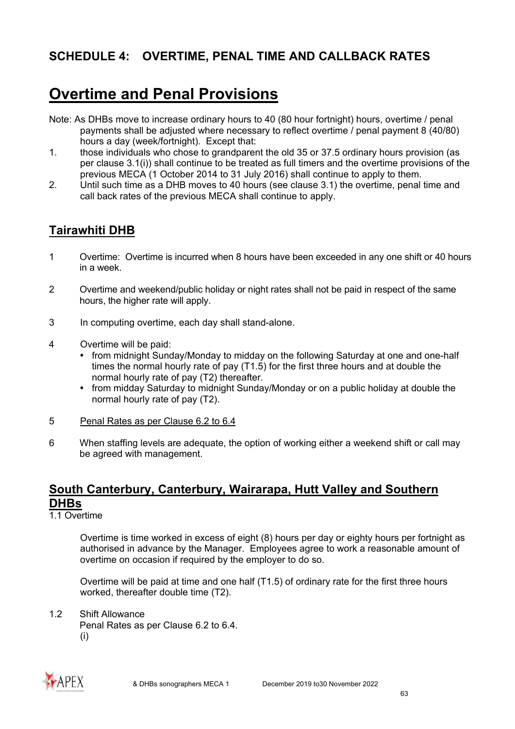## SCHEDULE 4: OVERTIME, PENAL TIME AND CALLBACK RATES

# Overtime and Penal Provisions

Note: As DHBs move to increase ordinary hours to 40 (80 hour fortnight) hours, overtime / penal payments shall be adjusted where necessary to reflect overtime / penal payment 8 (40/80) hours a day (week/fortnight). Except that:

1. those individuals who chose to grandparent the old 35 or 37.5 ordinary hours provision (as per clause 3.1(i)) shall continue to be treated as full timers and the overtime provisions of the previous MECA (1 October 2014 to 31 July 2016) shall continue to apply to them.
2. Until such time as a DHB moves to 40 hours (see clause 3.1) the overtime, penal time and call back rates of the previous MECA shall continue to apply.

## Tairawhiti DHB

1 Overtime: Overtime is incurred when 8 hours have been exceeded in any one shift or 40 hours in a week.

2 Overtime and weekend/public holiday or night rates shall not be paid in respect of the same hours, the higher rate will apply.

3 In computing overtime, each day shall stand-alone.

4 Overtime will be paid:
- from midnight Sunday/Monday to midday on the following Saturday at one and one-half times the normal hourly rate of pay (T1.5) for the first three hours and at double the normal hourly rate of pay (T2) thereafter.
- from midday Saturday to midnight Sunday/Monday or on a public holiday at double the normal hourly rate of pay (T2).

5 Penal Rates as per Clause 6.2 to 6.4

6 When staffing levels are adequate, the option of working either a weekend shift or call may be agreed with management.

## South Canterbury, Canterbury, Wairarapa, Hutt Valley and Southern DHBs

1.1 Overtime

Overtime is time worked in excess of eight (8) hours per day or eighty hours per fortnight as authorised in advance by the Manager. Employees agree to work a reasonable amount of overtime on occasion if required by the employer to do so.

Overtime will be paid at time and one half (T1.5) of ordinary rate for the first three hours worked, thereafter double time (T2).

1.2 Shift Allowance

Penal Rates as per Clause 6.2 to 6.4.

(i)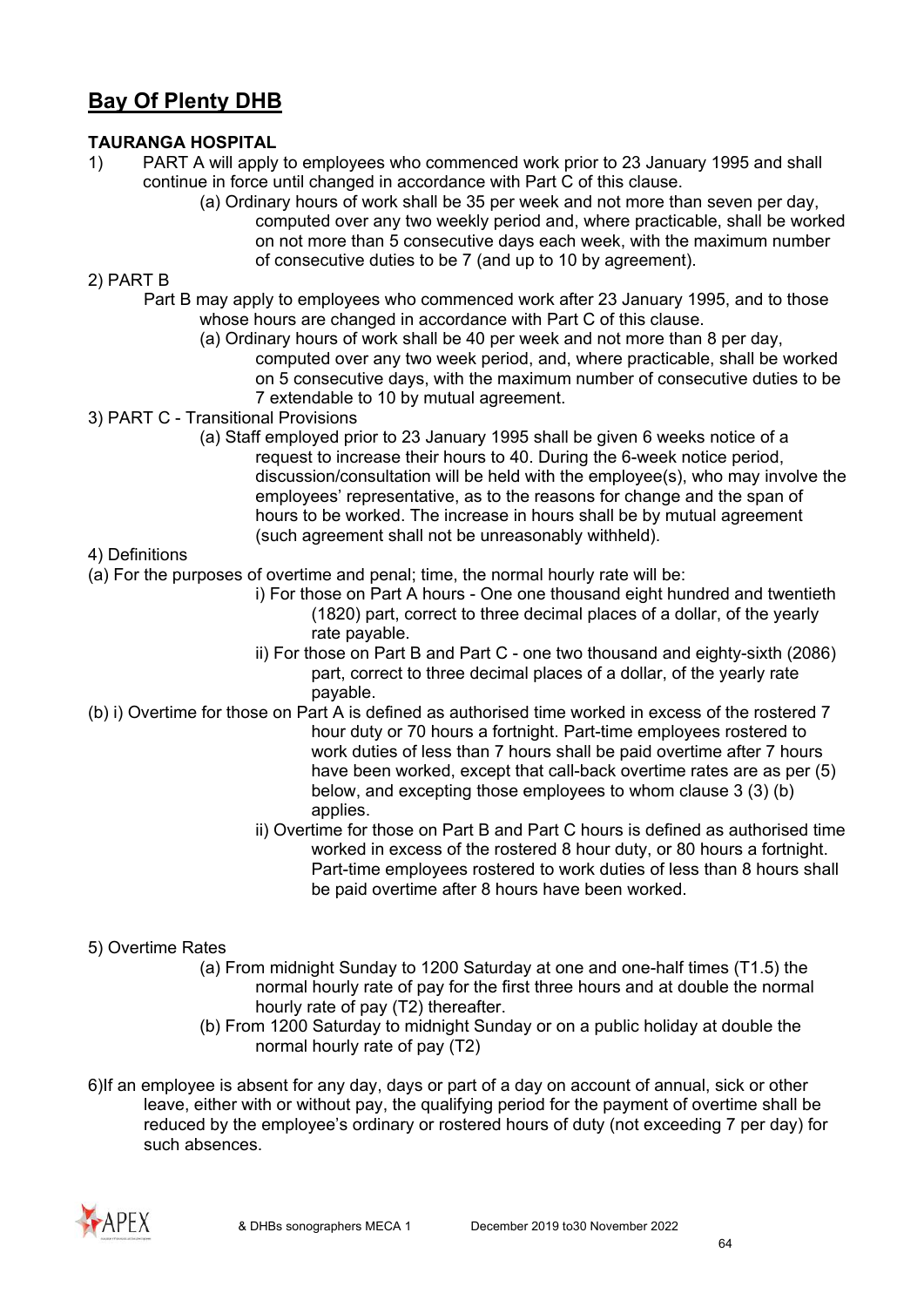# Bay Of Plenty DHB

**TAURANGA HOSPITAL**

1) PART A will apply to employees who commenced work prior to 23 January 1995 and shall continue in force until changed in accordance with Part C of this clause.

   (a) Ordinary hours of work shall be 35 per week and not more than seven per day, computed over any two weekly period and, where practicable, shall be worked on not more than 5 consecutive days each week, with the maximum number of consecutive duties to be 7 (and up to 10 by agreement).

2) PART B

   Part B may apply to employees who commenced work after 23 January 1995, and to those whose hours are changed in accordance with Part C of this clause.

   (a) Ordinary hours of work shall be 40 per week and not more than 8 per day, computed over any two week period, and, where practicable, shall be worked on 5 consecutive days, with the maximum number of consecutive duties to be 7 extendable to 10 by mutual agreement.

3) PART C - Transitional Provisions

   (a) Staff employed prior to 23 January 1995 shall be given 6 weeks notice of a request to increase their hours to 40. During the 6-week notice period, discussion/consultation will be held with the employee(s), who may involve the employees' representative, as to the reasons for change and the span of hours to be worked. The increase in hours shall be by mutual agreement (such agreement shall not be unreasonably withheld).

4) Definitions

(a) For the purposes of overtime and penal; time, the normal hourly rate will be:

   i) For those on Part A hours - One one thousand eight hundred and twentieth (1820) part, correct to three decimal places of a dollar, of the yearly rate payable.

   ii) For those on Part B and Part C - one two thousand and eighty-sixth (2086) part, correct to three decimal places of a dollar, of the yearly rate payable.

(b) i) Overtime for those on Part A is defined as authorised time worked in excess of the rostered 7 hour duty or 70 hours a fortnight. Part-time employees rostered to work duties of less than 7 hours shall be paid overtime after 7 hours have been worked, except that call-back overtime rates are as per (5) below, and excepting those employees to whom clause 3 (3) (b) applies.

   ii) Overtime for those on Part B and Part C hours is defined as authorised time worked in excess of the rostered 8 hour duty, or 80 hours a fortnight. Part-time employees rostered to work duties of less than 8 hours shall be paid overtime after 8 hours have been worked.

5) Overtime Rates

   (a) From midnight Sunday to 1200 Saturday at one and one-half times (T1.5) the normal hourly rate of pay for the first three hours and at double the normal hourly rate of pay (T2) thereafter.

   (b) From 1200 Saturday to midnight Sunday or on a public holiday at double the normal hourly rate of pay (T2)

6) If an employee is absent for any day, days or part of a day on account of annual, sick or other leave, either with or without pay, the qualifying period for the payment of overtime shall be reduced by the employee's ordinary or rostered hours of duty (not exceeding 7 per day) for such absences.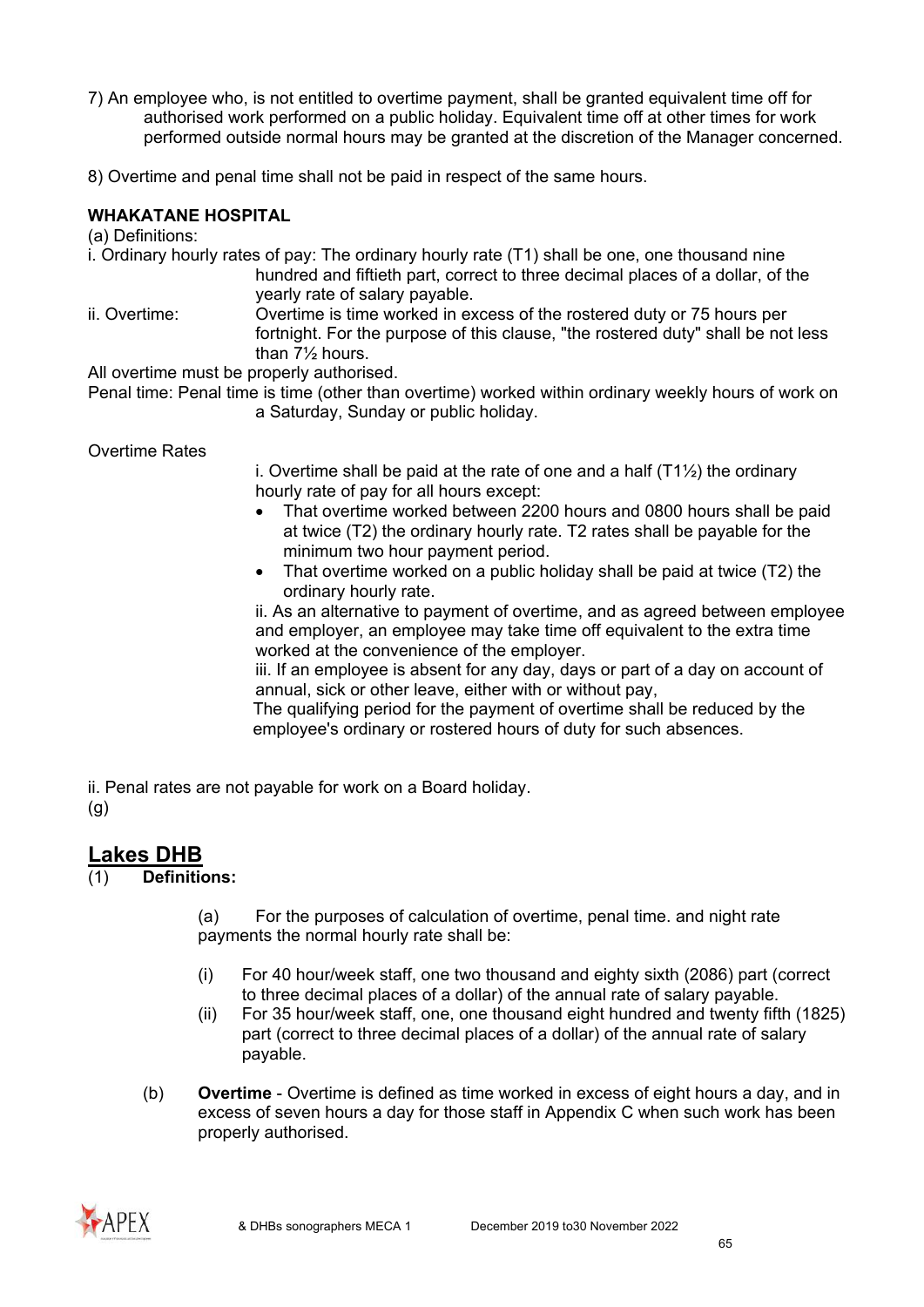7) An employee who, is not entitled to overtime payment, shall be granted equivalent time off for authorised work performed on a public holiday. Equivalent time off at other times for work performed outside normal hours may be granted at the discretion of the Manager concerned.

8) Overtime and penal time shall not be paid in respect of the same hours.

**WHAKATANE HOSPITAL**

(a) Definitions:

i. Ordinary hourly rates of pay: The ordinary hourly rate (T1) shall be one, one thousand nine hundred and fiftieth part, correct to three decimal places of a dollar, of the yearly rate of salary payable.

ii. Overtime: Overtime is time worked in excess of the rostered duty or 75 hours per fortnight. For the purpose of this clause, "the rostered duty" shall be not less than 7½ hours.

All overtime must be properly authorised.

Penal time: Penal time is time (other than overtime) worked within ordinary weekly hours of work on a Saturday, Sunday or public holiday.

Overtime Rates

i. Overtime shall be paid at the rate of one and a half (T1½) the ordinary hourly rate of pay for all hours except:

- That overtime worked between 2200 hours and 0800 hours shall be paid at twice (T2) the ordinary hourly rate. T2 rates shall be payable for the minimum two hour payment period.
- That overtime worked on a public holiday shall be paid at twice (T2) the ordinary hourly rate.

ii. As an alternative to payment of overtime, and as agreed between employee and employer, an employee may take time off equivalent to the extra time worked at the convenience of the employer.

iii. If an employee is absent for any day, days or part of a day on account of annual, sick or other leave, either with or without pay,

The qualifying period for the payment of overtime shall be reduced by the employee's ordinary or rostered hours of duty for such absences.

ii. Penal rates are not payable for work on a Board holiday.

(g)

## Lakes DHB

(1) **Definitions:**

(a) For the purposes of calculation of overtime, penal time. and night rate payments the normal hourly rate shall be:

(i) For 40 hour/week staff, one two thousand and eighty sixth (2086) part (correct to three decimal places of a dollar) of the annual rate of salary payable.

(ii) For 35 hour/week staff, one, one thousand eight hundred and twenty fifth (1825) part (correct to three decimal places of a dollar) of the annual rate of salary payable.

(b) **Overtime** - Overtime is defined as time worked in excess of eight hours a day, and in excess of seven hours a day for those staff in Appendix C when such work has been properly authorised.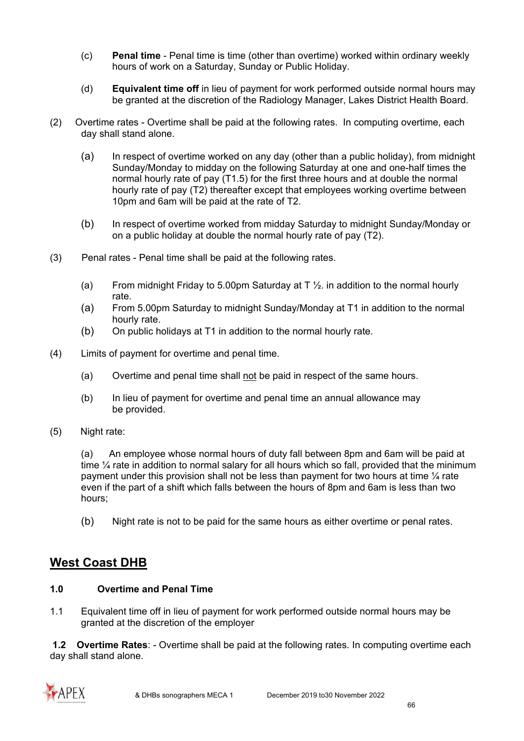(c) **Penal time** - Penal time is time (other than overtime) worked within ordinary weekly hours of work on a Saturday, Sunday or Public Holiday.

(d) **Equivalent time off** in lieu of payment for work performed outside normal hours may be granted at the discretion of the Radiology Manager, Lakes District Health Board.

(2) Overtime rates - Overtime shall be paid at the following rates. In computing overtime, each day shall stand alone.

(a) In respect of overtime worked on any day (other than a public holiday), from midnight Sunday/Monday to midday on the following Saturday at one and one-half times the normal hourly rate of pay (T1.5) for the first three hours and at double the normal hourly rate of pay (T2) thereafter except that employees working overtime between 10pm and 6am will be paid at the rate of T2.

(b) In respect of overtime worked from midday Saturday to midnight Sunday/Monday or on a public holiday at double the normal hourly rate of pay (T2).

(3) Penal rates - Penal time shall be paid at the following rates.

(a) From midnight Friday to 5.00pm Saturday at T ½. in addition to the normal hourly rate.
(a) From 5.00pm Saturday to midnight Sunday/Monday at T1 in addition to the normal hourly rate.
(b) On public holidays at T1 in addition to the normal hourly rate.

(4) Limits of payment for overtime and penal time.

(a) Overtime and penal time shall not be paid in respect of the same hours.

(b) In lieu of payment for overtime and penal time an annual allowance may be provided.

(5) Night rate:

(a) An employee whose normal hours of duty fall between 8pm and 6am will be paid at time ¼ rate in addition to normal salary for all hours which so fall, provided that the minimum payment under this provision shall not be less than payment for two hours at time ¼ rate even if the part of a shift which falls between the hours of 8pm and 6am is less than two hours;

(b) Night rate is not to be paid for the same hours as either overtime or penal rates.

## West Coast DHB

**1.0 Overtime and Penal Time**

1.1 Equivalent time off in lieu of payment for work performed outside normal hours may be granted at the discretion of the employer

**1.2 Overtime Rates**: - Overtime shall be paid at the following rates. In computing overtime each day shall stand alone.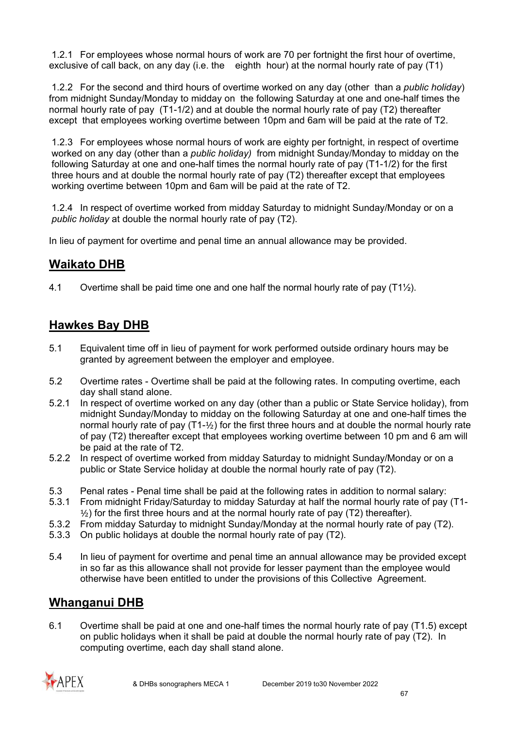1.2.1 For employees whose normal hours of work are 70 per fortnight the first hour of overtime, exclusive of call back, on any day (i.e. the eighth hour) at the normal hourly rate of pay (T1)

1.2.2 For the second and third hours of overtime worked on any day (other than a *public holiday*) from midnight Sunday/Monday to midday on the following Saturday at one and one-half times the normal hourly rate of pay (T1-1/2) and at double the normal hourly rate of pay (T2) thereafter except that employees working overtime between 10pm and 6am will be paid at the rate of T2.

1.2.3 For employees whose normal hours of work are eighty per fortnight, in respect of overtime worked on any day (other than a *public holiday)* from midnight Sunday/Monday to midday on the following Saturday at one and one-half times the normal hourly rate of pay (T1-1/2) for the first three hours and at double the normal hourly rate of pay (T2) thereafter except that employees working overtime between 10pm and 6am will be paid at the rate of T2.

1.2.4 In respect of overtime worked from midday Saturday to midnight Sunday/Monday or on a *public holiday* at double the normal hourly rate of pay (T2).

In lieu of payment for overtime and penal time an annual allowance may be provided.

## Waikato DHB

4.1 Overtime shall be paid time one and one half the normal hourly rate of pay (T1½).

## Hawkes Bay DHB

5.1 Equivalent time off in lieu of payment for work performed outside ordinary hours may be granted by agreement between the employer and employee.

5.2 Overtime rates - Overtime shall be paid at the following rates. In computing overtime, each day shall stand alone.

5.2.1 In respect of overtime worked on any day (other than a public or State Service holiday), from midnight Sunday/Monday to midday on the following Saturday at one and one-half times the normal hourly rate of pay (T1-½) for the first three hours and at double the normal hourly rate of pay (T2) thereafter except that employees working overtime between 10 pm and 6 am will be paid at the rate of T2.

5.2.2 In respect of overtime worked from midday Saturday to midnight Sunday/Monday or on a public or State Service holiday at double the normal hourly rate of pay (T2).

5.3 Penal rates - Penal time shall be paid at the following rates in addition to normal salary:

5.3.1 From midnight Friday/Saturday to midday Saturday at half the normal hourly rate of pay (T1-½) for the first three hours and at the normal hourly rate of pay (T2) thereafter).

5.3.2 From midday Saturday to midnight Sunday/Monday at the normal hourly rate of pay (T2).

5.3.3 On public holidays at double the normal hourly rate of pay (T2).

5.4 In lieu of payment for overtime and penal time an annual allowance may be provided except in so far as this allowance shall not provide for lesser payment than the employee would otherwise have been entitled to under the provisions of this Collective Agreement.

## Whanganui DHB

6.1 Overtime shall be paid at one and one-half times the normal hourly rate of pay (T1.5) except on public holidays when it shall be paid at double the normal hourly rate of pay (T2). In computing overtime, each day shall stand alone.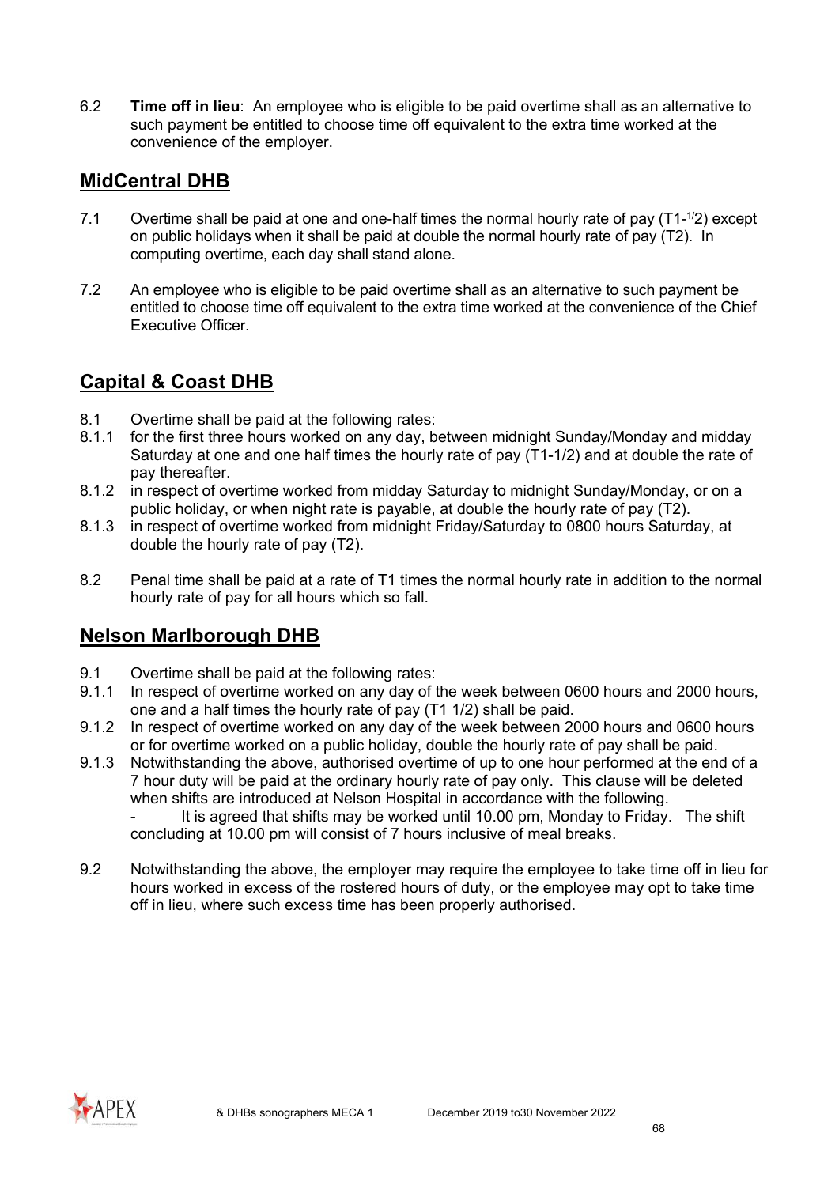6.2 **Time off in lieu**: An employee who is eligible to be paid overtime shall as an alternative to such payment be entitled to choose time off equivalent to the extra time worked at the convenience of the employer.

## MidCentral DHB

7.1 Overtime shall be paid at one and one-half times the normal hourly rate of pay (T1-1/2) except on public holidays when it shall be paid at double the normal hourly rate of pay (T2). In computing overtime, each day shall stand alone.

7.2 An employee who is eligible to be paid overtime shall as an alternative to such payment be entitled to choose time off equivalent to the extra time worked at the convenience of the Chief Executive Officer.

## Capital & Coast DHB

8.1 Overtime shall be paid at the following rates:

8.1.1 for the first three hours worked on any day, between midnight Sunday/Monday and midday Saturday at one and one half times the hourly rate of pay (T1-1/2) and at double the rate of pay thereafter.

8.1.2 in respect of overtime worked from midday Saturday to midnight Sunday/Monday, or on a public holiday, or when night rate is payable, at double the hourly rate of pay (T2).

8.1.3 in respect of overtime worked from midnight Friday/Saturday to 0800 hours Saturday, at double the hourly rate of pay (T2).

8.2 Penal time shall be paid at a rate of T1 times the normal hourly rate in addition to the normal hourly rate of pay for all hours which so fall.

## Nelson Marlborough DHB

9.1 Overtime shall be paid at the following rates:

9.1.1 In respect of overtime worked on any day of the week between 0600 hours and 2000 hours, one and a half times the hourly rate of pay (T1 1/2) shall be paid.

9.1.2 In respect of overtime worked on any day of the week between 2000 hours and 0600 hours or for overtime worked on a public holiday, double the hourly rate of pay shall be paid.

9.1.3 Notwithstanding the above, authorised overtime of up to one hour performed at the end of a 7 hour duty will be paid at the ordinary hourly rate of pay only. This clause will be deleted when shifts are introduced at Nelson Hospital in accordance with the following.
- It is agreed that shifts may be worked until 10.00 pm, Monday to Friday. The shift concluding at 10.00 pm will consist of 7 hours inclusive of meal breaks.

9.2 Notwithstanding the above, the employer may require the employee to take time off in lieu for hours worked in excess of the rostered hours of duty, or the employee may opt to take time off in lieu, where such excess time has been properly authorised.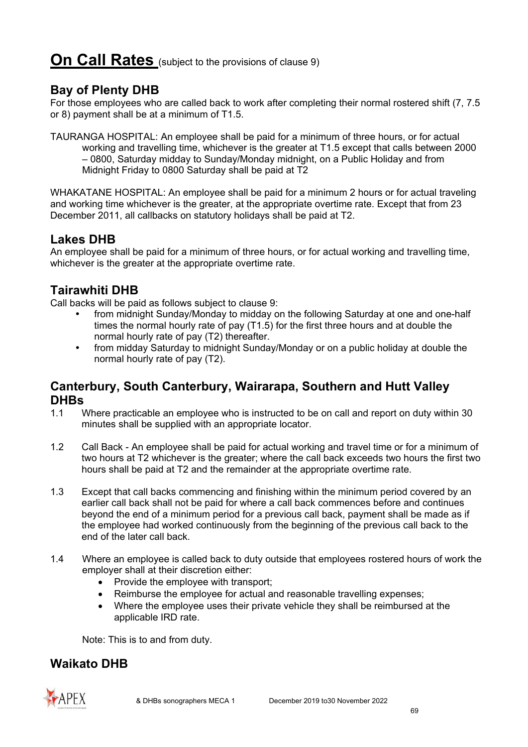# On Call Rates (subject to the provisions of clause 9)

## Bay of Plenty DHB

For those employees who are called back to work after completing their normal rostered shift (7, 7.5 or 8) payment shall be at a minimum of T1.5.

TAURANGA HOSPITAL: An employee shall be paid for a minimum of three hours, or for actual working and travelling time, whichever is the greater at T1.5 except that calls between 2000 – 0800, Saturday midday to Sunday/Monday midnight, on a Public Holiday and from Midnight Friday to 0800 Saturday shall be paid at T2

WHAKATANE HOSPITAL: An employee shall be paid for a minimum 2 hours or for actual traveling and working time whichever is the greater, at the appropriate overtime rate. Except that from 23 December 2011, all callbacks on statutory holidays shall be paid at T2.

## Lakes DHB

An employee shall be paid for a minimum of three hours, or for actual working and travelling time, whichever is the greater at the appropriate overtime rate.

## Tairawhiti DHB

Call backs will be paid as follows subject to clause 9:

- from midnight Sunday/Monday to midday on the following Saturday at one and one-half times the normal hourly rate of pay (T1.5) for the first three hours and at double the normal hourly rate of pay (T2) thereafter.
- from midday Saturday to midnight Sunday/Monday or on a public holiday at double the normal hourly rate of pay (T2).

## Canterbury, South Canterbury, Wairarapa, Southern and Hutt Valley DHBs

1.1 Where practicable an employee who is instructed to be on call and report on duty within 30 minutes shall be supplied with an appropriate locator.

1.2 Call Back - An employee shall be paid for actual working and travel time or for a minimum of two hours at T2 whichever is the greater; where the call back exceeds two hours the first two hours shall be paid at T2 and the remainder at the appropriate overtime rate.

1.3 Except that call backs commencing and finishing within the minimum period covered by an earlier call back shall not be paid for where a call back commences before and continues beyond the end of a minimum period for a previous call back, payment shall be made as if the employee had worked continuously from the beginning of the previous call back to the end of the later call back.

1.4 Where an employee is called back to duty outside that employees rostered hours of work the employer shall at their discretion either:

- Provide the employee with transport;
- Reimburse the employee for actual and reasonable travelling expenses;
- Where the employee uses their private vehicle they shall be reimbursed at the applicable IRD rate.

Note: This is to and from duty.

## Waikato DHB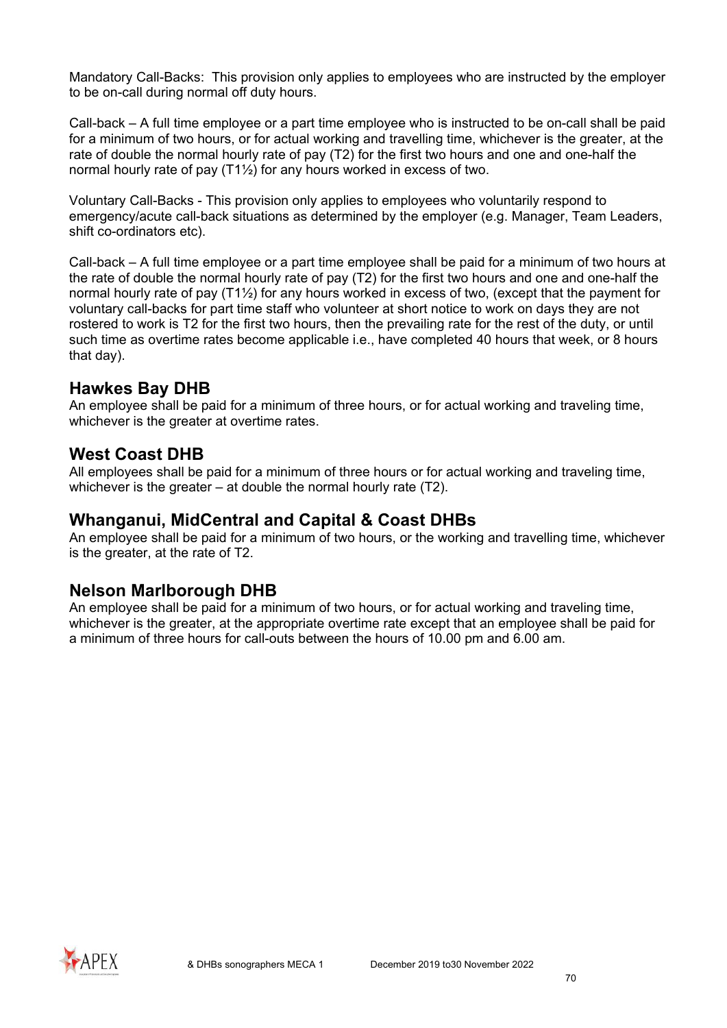Mandatory Call-Backs: This provision only applies to employees who are instructed by the employer to be on-call during normal off duty hours.

Call-back – A full time employee or a part time employee who is instructed to be on-call shall be paid for a minimum of two hours, or for actual working and travelling time, whichever is the greater, at the rate of double the normal hourly rate of pay (T2) for the first two hours and one and one-half the normal hourly rate of pay (T1½) for any hours worked in excess of two.

Voluntary Call-Backs - This provision only applies to employees who voluntarily respond to emergency/acute call-back situations as determined by the employer (e.g. Manager, Team Leaders, shift co-ordinators etc).

Call-back – A full time employee or a part time employee shall be paid for a minimum of two hours at the rate of double the normal hourly rate of pay (T2) for the first two hours and one and one-half the normal hourly rate of pay (T1½) for any hours worked in excess of two, (except that the payment for voluntary call-backs for part time staff who volunteer at short notice to work on days they are not rostered to work is T2 for the first two hours, then the prevailing rate for the rest of the duty, or until such time as overtime rates become applicable i.e., have completed 40 hours that week, or 8 hours that day).

## Hawkes Bay DHB

An employee shall be paid for a minimum of three hours, or for actual working and traveling time, whichever is the greater at overtime rates.

## West Coast DHB

All employees shall be paid for a minimum of three hours or for actual working and traveling time, whichever is the greater – at double the normal hourly rate (T2).

## Whanganui, MidCentral and Capital & Coast DHBs

An employee shall be paid for a minimum of two hours, or the working and travelling time, whichever is the greater, at the rate of T2.

## Nelson Marlborough DHB

An employee shall be paid for a minimum of two hours, or for actual working and traveling time, whichever is the greater, at the appropriate overtime rate except that an employee shall be paid for a minimum of three hours for call-outs between the hours of 10.00 pm and 6.00 am.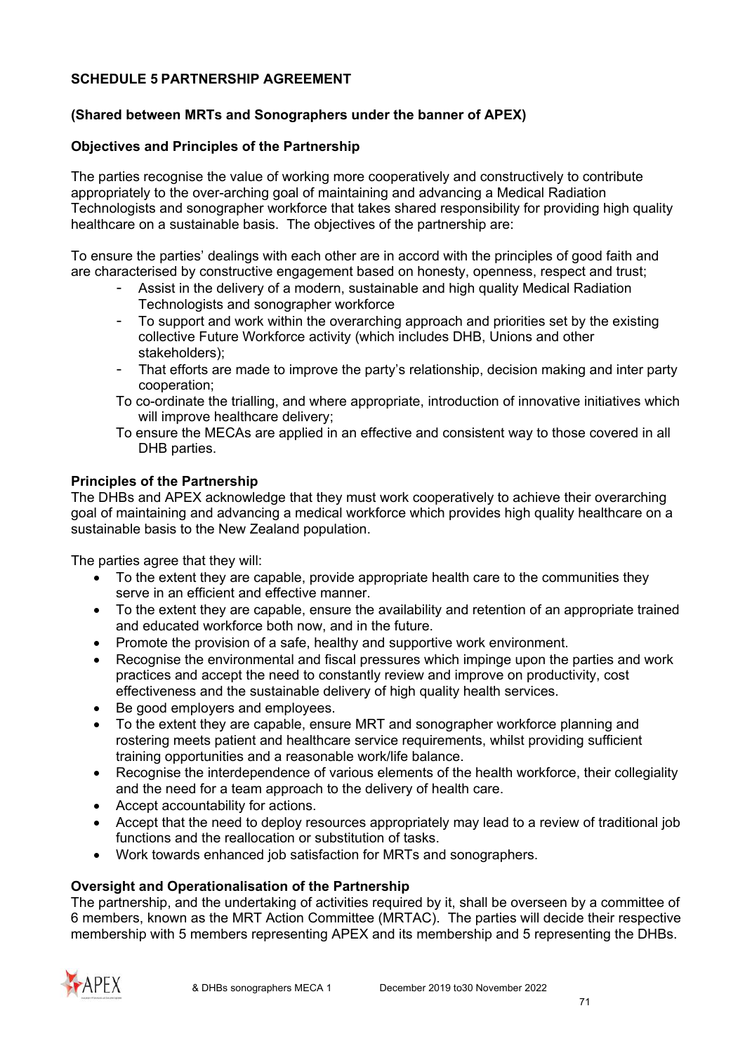## SCHEDULE 5 PARTNERSHIP AGREEMENT

### (Shared between MRTs and Sonographers under the banner of APEX)

### Objectives and Principles of the Partnership

The parties recognise the value of working more cooperatively and constructively to contribute appropriately to the over-arching goal of maintaining and advancing a Medical Radiation Technologists and sonographer workforce that takes shared responsibility for providing high quality healthcare on a sustainable basis. The objectives of the partnership are:

To ensure the parties' dealings with each other are in accord with the principles of good faith and are characterised by constructive engagement based on honesty, openness, respect and trust;

- Assist in the delivery of a modern, sustainable and high quality Medical Radiation Technologists and sonographer workforce
- To support and work within the overarching approach and priorities set by the existing collective Future Workforce activity (which includes DHB, Unions and other stakeholders);
- That efforts are made to improve the party's relationship, decision making and inter party cooperation;

To co-ordinate the trialling, and where appropriate, introduction of innovative initiatives which will improve healthcare delivery;

To ensure the MECAs are applied in an effective and consistent way to those covered in all DHB parties.

### Principles of the Partnership

The DHBs and APEX acknowledge that they must work cooperatively to achieve their overarching goal of maintaining and advancing a medical workforce which provides high quality healthcare on a sustainable basis to the New Zealand population.

The parties agree that they will:

- To the extent they are capable, provide appropriate health care to the communities they serve in an efficient and effective manner.
- To the extent they are capable, ensure the availability and retention of an appropriate trained and educated workforce both now, and in the future.
- Promote the provision of a safe, healthy and supportive work environment.
- Recognise the environmental and fiscal pressures which impinge upon the parties and work practices and accept the need to constantly review and improve on productivity, cost effectiveness and the sustainable delivery of high quality health services.
- Be good employers and employees.
- To the extent they are capable, ensure MRT and sonographer workforce planning and rostering meets patient and healthcare service requirements, whilst providing sufficient training opportunities and a reasonable work/life balance.
- Recognise the interdependence of various elements of the health workforce, their collegiality and the need for a team approach to the delivery of health care.
- Accept accountability for actions.
- Accept that the need to deploy resources appropriately may lead to a review of traditional job functions and the reallocation or substitution of tasks.
- Work towards enhanced job satisfaction for MRTs and sonographers.

### Oversight and Operationalisation of the Partnership

The partnership, and the undertaking of activities required by it, shall be overseen by a committee of 6 members, known as the MRT Action Committee (MRTAC). The parties will decide their respective membership with 5 members representing APEX and its membership and 5 representing the DHBs.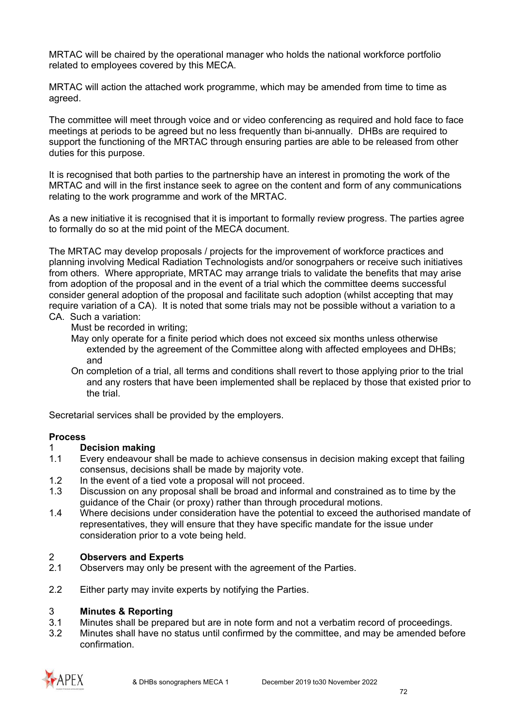MRTAC will be chaired by the operational manager who holds the national workforce portfolio related to employees covered by this MECA.

MRTAC will action the attached work programme, which may be amended from time to time as agreed.

The committee will meet through voice and or video conferencing as required and hold face to face meetings at periods to be agreed but no less frequently than bi-annually. DHBs are required to support the functioning of the MRTAC through ensuring parties are able to be released from other duties for this purpose.

It is recognised that both parties to the partnership have an interest in promoting the work of the MRTAC and will in the first instance seek to agree on the content and form of any communications relating to the work programme and work of the MRTAC.

As a new initiative it is recognised that it is important to formally review progress. The parties agree to formally do so at the mid point of the MECA document.

The MRTAC may develop proposals / projects for the improvement of workforce practices and planning involving Medical Radiation Technologists and/or sonogrpahers or receive such initiatives from others. Where appropriate, MRTAC may arrange trials to validate the benefits that may arise from adoption of the proposal and in the event of a trial which the committee deems successful consider general adoption of the proposal and facilitate such adoption (whilst accepting that may require variation of a CA). It is noted that some trials may not be possible without a variation to a CA. Such a variation:

- Must be recorded in writing;
- May only operate for a finite period which does not exceed six months unless otherwise extended by the agreement of the Committee along with affected employees and DHBs; and
- On completion of a trial, all terms and conditions shall revert to those applying prior to the trial and any rosters that have been implemented shall be replaced by those that existed prior to the trial.

Secretarial services shall be provided by the employers.

**Process**

1 **Decision making**

1.1 Every endeavour shall be made to achieve consensus in decision making except that failing consensus, decisions shall be made by majority vote.

1.2 In the event of a tied vote a proposal will not proceed.

1.3 Discussion on any proposal shall be broad and informal and constrained as to time by the guidance of the Chair (or proxy) rather than through procedural motions.

1.4 Where decisions under consideration have the potential to exceed the authorised mandate of representatives, they will ensure that they have specific mandate for the issue under consideration prior to a vote being held.

2 **Observers and Experts**

2.1 Observers may only be present with the agreement of the Parties.

2.2 Either party may invite experts by notifying the Parties.

3 **Minutes & Reporting**

3.1 Minutes shall be prepared but are in note form and not a verbatim record of proceedings.

3.2 Minutes shall have no status until confirmed by the committee, and may be amended before confirmation.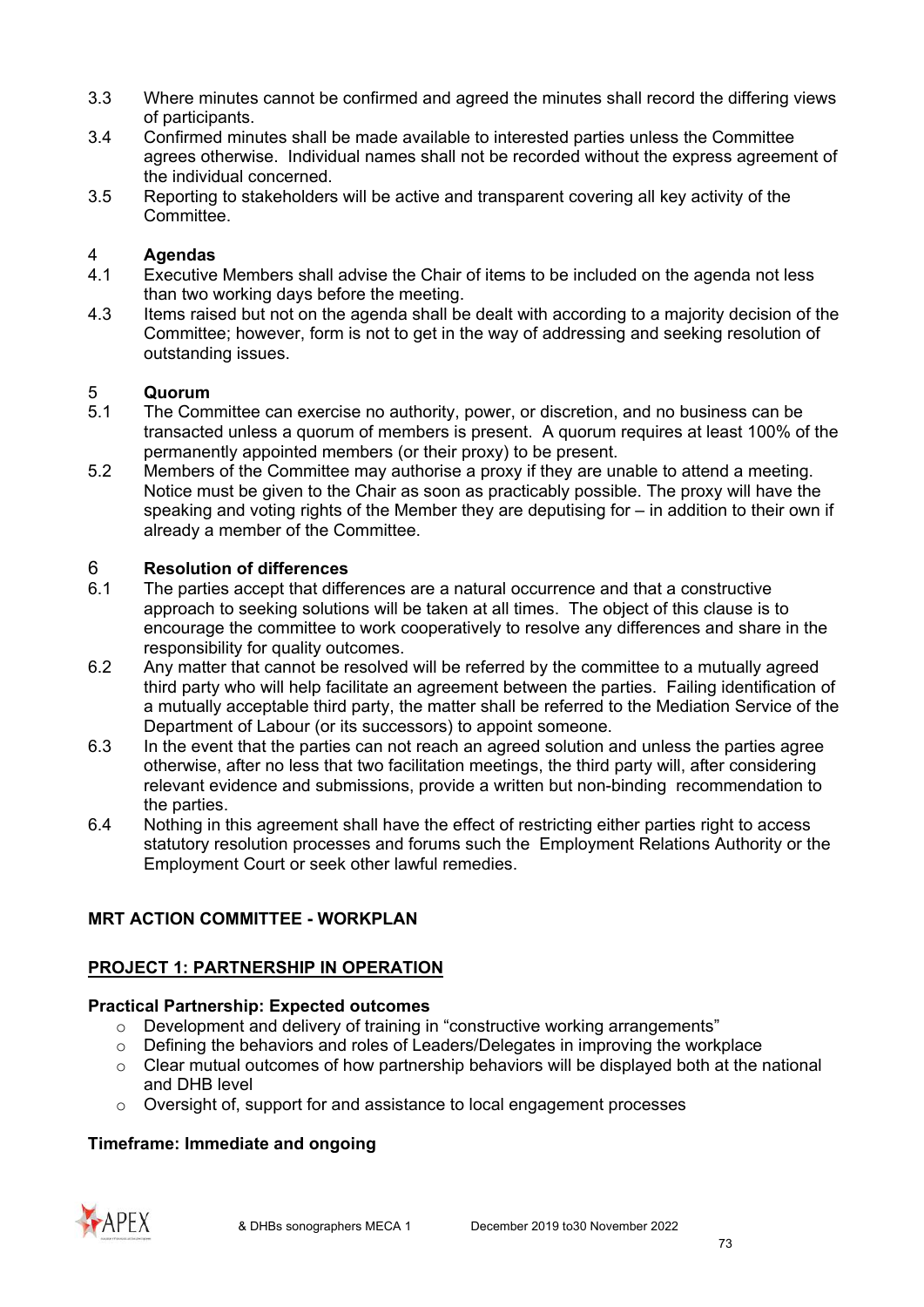3.3 Where minutes cannot be confirmed and agreed the minutes shall record the differing views of participants.

3.4 Confirmed minutes shall be made available to interested parties unless the Committee agrees otherwise. Individual names shall not be recorded without the express agreement of the individual concerned.

3.5 Reporting to stakeholders will be active and transparent covering all key activity of the Committee.

**4 Agendas**

4.1 Executive Members shall advise the Chair of items to be included on the agenda not less than two working days before the meeting.

4.3 Items raised but not on the agenda shall be dealt with according to a majority decision of the Committee; however, form is not to get in the way of addressing and seeking resolution of outstanding issues.

**5 Quorum**

5.1 The Committee can exercise no authority, power, or discretion, and no business can be transacted unless a quorum of members is present. A quorum requires at least 100% of the permanently appointed members (or their proxy) to be present.

5.2 Members of the Committee may authorise a proxy if they are unable to attend a meeting. Notice must be given to the Chair as soon as practicably possible. The proxy will have the speaking and voting rights of the Member they are deputising for – in addition to their own if already a member of the Committee.

**6 Resolution of differences**

6.1 The parties accept that differences are a natural occurrence and that a constructive approach to seeking solutions will be taken at all times. The object of this clause is to encourage the committee to work cooperatively to resolve any differences and share in the responsibility for quality outcomes.

6.2 Any matter that cannot be resolved will be referred by the committee to a mutually agreed third party who will help facilitate an agreement between the parties. Failing identification of a mutually acceptable third party, the matter shall be referred to the Mediation Service of the Department of Labour (or its successors) to appoint someone.

6.3 In the event that the parties can not reach an agreed solution and unless the parties agree otherwise, after no less that two facilitation meetings, the third party will, after considering relevant evidence and submissions, provide a written but non-binding recommendation to the parties.

6.4 Nothing in this agreement shall have the effect of restricting either parties right to access statutory resolution processes and forums such the Employment Relations Authority or the Employment Court or seek other lawful remedies.

## MRT ACTION COMMITTEE - WORKPLAN

### PROJECT 1: PARTNERSHIP IN OPERATION

**Practical Partnership: Expected outcomes**

- Development and delivery of training in "constructive working arrangements"
- Defining the behaviors and roles of Leaders/Delegates in improving the workplace
- Clear mutual outcomes of how partnership behaviors will be displayed both at the national and DHB level
- Oversight of, support for and assistance to local engagement processes

**Timeframe: Immediate and ongoing**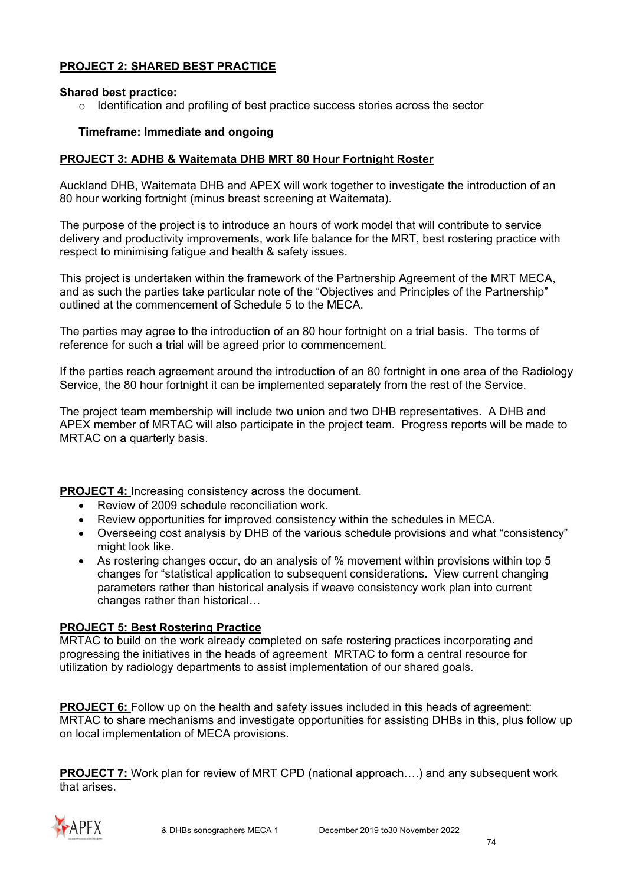**PROJECT 2: SHARED BEST PRACTICE**

**Shared best practice:**

- Identification and profiling of best practice success stories across the sector

**Timeframe: Immediate and ongoing**

**PROJECT 3: ADHB & Waitemata DHB MRT 80 Hour Fortnight Roster**

Auckland DHB, Waitemata DHB and APEX will work together to investigate the introduction of an 80 hour working fortnight (minus breast screening at Waitemata).

The purpose of the project is to introduce an hours of work model that will contribute to service delivery and productivity improvements, work life balance for the MRT, best rostering practice with respect to minimising fatigue and health & safety issues.

This project is undertaken within the framework of the Partnership Agreement of the MRT MECA, and as such the parties take particular note of the "Objectives and Principles of the Partnership" outlined at the commencement of Schedule 5 to the MECA.

The parties may agree to the introduction of an 80 hour fortnight on a trial basis. The terms of reference for such a trial will be agreed prior to commencement.

If the parties reach agreement around the introduction of an 80 fortnight in one area of the Radiology Service, the 80 hour fortnight it can be implemented separately from the rest of the Service.

The project team membership will include two union and two DHB representatives. A DHB and APEX member of MRTAC will also participate in the project team. Progress reports will be made to MRTAC on a quarterly basis.

**PROJECT 4:** Increasing consistency across the document.

- Review of 2009 schedule reconciliation work.
- Review opportunities for improved consistency within the schedules in MECA.
- Overseeing cost analysis by DHB of the various schedule provisions and what "consistency" might look like.
- As rostering changes occur, do an analysis of % movement within provisions within top 5 changes for "statistical application to subsequent considerations. View current changing parameters rather than historical analysis if weave consistency work plan into current changes rather than historical…

**PROJECT 5: Best Rostering Practice**

MRTAC to build on the work already completed on safe rostering practices incorporating and progressing the initiatives in the heads of agreement MRTAC to form a central resource for utilization by radiology departments to assist implementation of our shared goals.

**PROJECT 6:** Follow up on the health and safety issues included in this heads of agreement: MRTAC to share mechanisms and investigate opportunities for assisting DHBs in this, plus follow up on local implementation of MECA provisions.

**PROJECT 7:** Work plan for review of MRT CPD (national approach….) and any subsequent work that arises.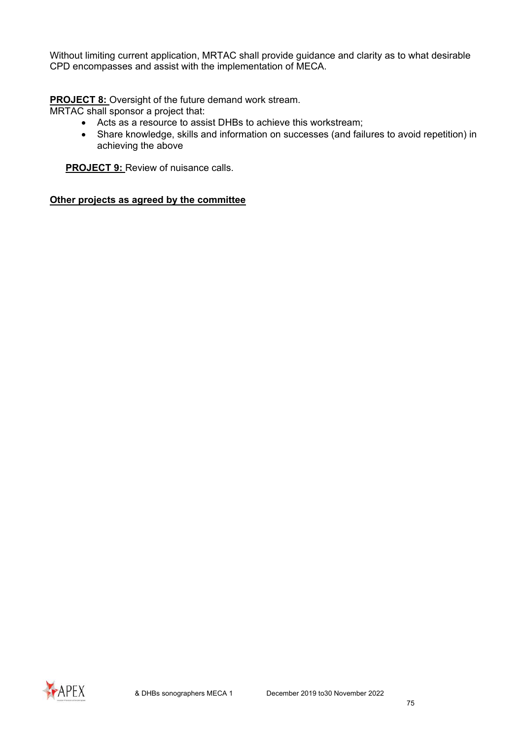Without limiting current application, MRTAC shall provide guidance and clarity as to what desirable CPD encompasses and assist with the implementation of MECA.

**PROJECT 8:** Oversight of the future demand work stream.
MRTAC shall sponsor a project that:

- Acts as a resource to assist DHBs to achieve this workstream;
- Share knowledge, skills and information on successes (and failures to avoid repetition) in achieving the above

**PROJECT 9:** Review of nuisance calls.

**Other projects as agreed by the committee**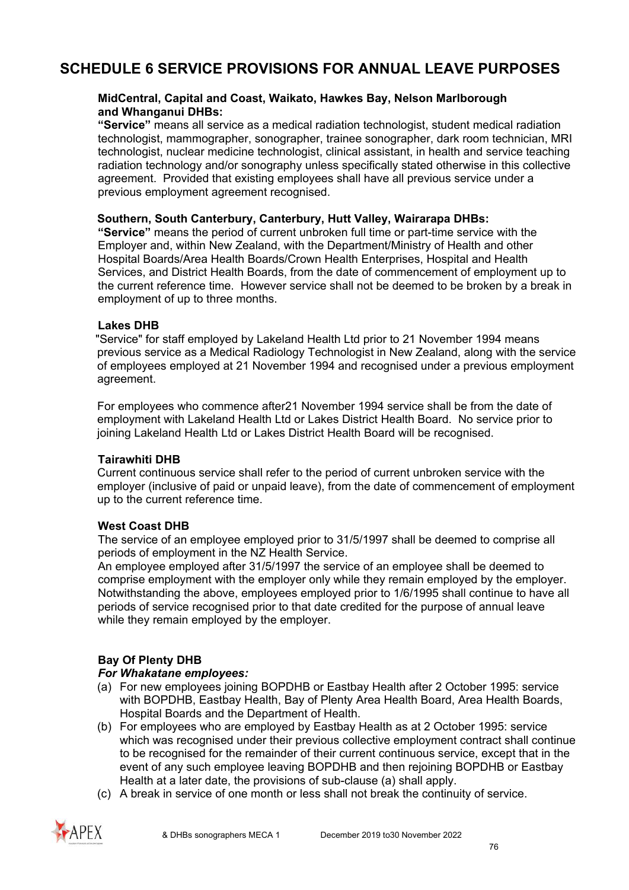# SCHEDULE 6 SERVICE PROVISIONS FOR ANNUAL LEAVE PURPOSES

**MidCentral, Capital and Coast, Waikato, Hawkes Bay, Nelson Marlborough and Whanganui DHBs:**
**"Service"** means all service as a medical radiation technologist, student medical radiation technologist, mammographer, sonographer, trainee sonographer, dark room technician, MRI technologist, nuclear medicine technologist, clinical assistant, in health and service teaching radiation technology and/or sonography unless specifically stated otherwise in this collective agreement. Provided that existing employees shall have all previous service under a previous employment agreement recognised.

**Southern, South Canterbury, Canterbury, Hutt Valley, Wairarapa DHBs:**
**"Service"** means the period of current unbroken full time or part-time service with the Employer and, within New Zealand, with the Department/Ministry of Health and other Hospital Boards/Area Health Boards/Crown Health Enterprises, Hospital and Health Services, and District Health Boards, from the date of commencement of employment up to the current reference time. However service shall not be deemed to be broken by a break in employment of up to three months.

**Lakes DHB**
"Service" for staff employed by Lakeland Health Ltd prior to 21 November 1994 means previous service as a Medical Radiology Technologist in New Zealand, along with the service of employees employed at 21 November 1994 and recognised under a previous employment agreement.

For employees who commence after21 November 1994 service shall be from the date of employment with Lakeland Health Ltd or Lakes District Health Board. No service prior to joining Lakeland Health Ltd or Lakes District Health Board will be recognised.

**Tairawhiti DHB**
Current continuous service shall refer to the period of current unbroken service with the employer (inclusive of paid or unpaid leave), from the date of commencement of employment up to the current reference time.

**West Coast DHB**
The service of an employee employed prior to 31/5/1997 shall be deemed to comprise all periods of employment in the NZ Health Service.
An employee employed after 31/5/1997 the service of an employee shall be deemed to comprise employment with the employer only while they remain employed by the employer. Notwithstanding the above, employees employed prior to 1/6/1995 shall continue to have all periods of service recognised prior to that date credited for the purpose of annual leave while they remain employed by the employer.

**Bay Of Plenty DHB**
***For Whakatane employees:***

(a) For new employees joining BOPDHB or Eastbay Health after 2 October 1995: service with BOPDHB, Eastbay Health, Bay of Plenty Area Health Board, Area Health Boards, Hospital Boards and the Department of Health.
(b) For employees who are employed by Eastbay Health as at 2 October 1995: service which was recognised under their previous collective employment contract shall continue to be recognised for the remainder of their current continuous service, except that in the event of any such employee leaving BOPDHB and then rejoining BOPDHB or Eastbay Health at a later date, the provisions of sub-clause (a) shall apply.
(c) A break in service of one month or less shall not break the continuity of service.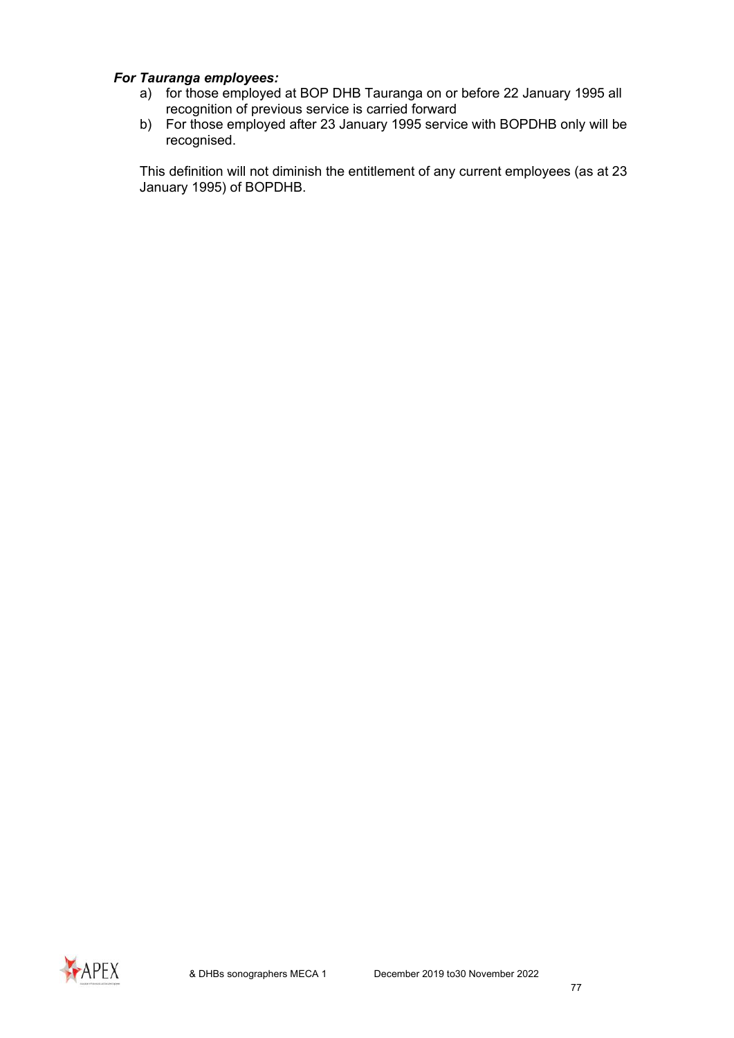***For Tauranga employees:***

a) for those employed at BOP DHB Tauranga on or before 22 January 1995 all recognition of previous service is carried forward
b) For those employed after 23 January 1995 service with BOPDHB only will be recognised.

This definition will not diminish the entitlement of any current employees (as at 23 January 1995) of BOPDHB.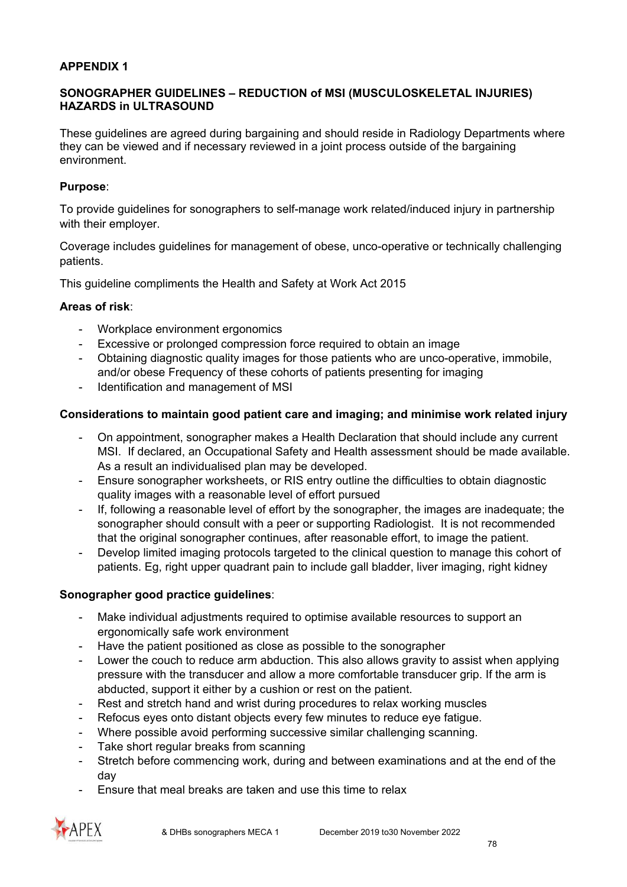# APPENDIX 1

## SONOGRAPHER GUIDELINES – REDUCTION of MSI (MUSCULOSKELETAL INJURIES) HAZARDS in ULTRASOUND

These guidelines are agreed during bargaining and should reside in Radiology Departments where they can be viewed and if necessary reviewed in a joint process outside of the bargaining environment.

**Purpose**:

To provide guidelines for sonographers to self-manage work related/induced injury in partnership with their employer.

Coverage includes guidelines for management of obese, unco-operative or technically challenging patients.

This guideline compliments the Health and Safety at Work Act 2015

**Areas of risk**:

- Workplace environment ergonomics
- Excessive or prolonged compression force required to obtain an image
- Obtaining diagnostic quality images for those patients who are unco-operative, immobile, and/or obese Frequency of these cohorts of patients presenting for imaging
- Identification and management of MSI

**Considerations to maintain good patient care and imaging; and minimise work related injury**

- On appointment, sonographer makes a Health Declaration that should include any current MSI. If declared, an Occupational Safety and Health assessment should be made available. As a result an individualised plan may be developed.
- Ensure sonographer worksheets, or RIS entry outline the difficulties to obtain diagnostic quality images with a reasonable level of effort pursued
- If, following a reasonable level of effort by the sonographer, the images are inadequate; the sonographer should consult with a peer or supporting Radiologist. It is not recommended that the original sonographer continues, after reasonable effort, to image the patient.
- Develop limited imaging protocols targeted to the clinical question to manage this cohort of patients. Eg, right upper quadrant pain to include gall bladder, liver imaging, right kidney

**Sonographer good practice guidelines**:

- Make individual adjustments required to optimise available resources to support an ergonomically safe work environment
- Have the patient positioned as close as possible to the sonographer
- Lower the couch to reduce arm abduction. This also allows gravity to assist when applying pressure with the transducer and allow a more comfortable transducer grip. If the arm is abducted, support it either by a cushion or rest on the patient.
- Rest and stretch hand and wrist during procedures to relax working muscles
- Refocus eyes onto distant objects every few minutes to reduce eye fatigue.
- Where possible avoid performing successive similar challenging scanning.
- Take short regular breaks from scanning
- Stretch before commencing work, during and between examinations and at the end of the day
- Ensure that meal breaks are taken and use this time to relax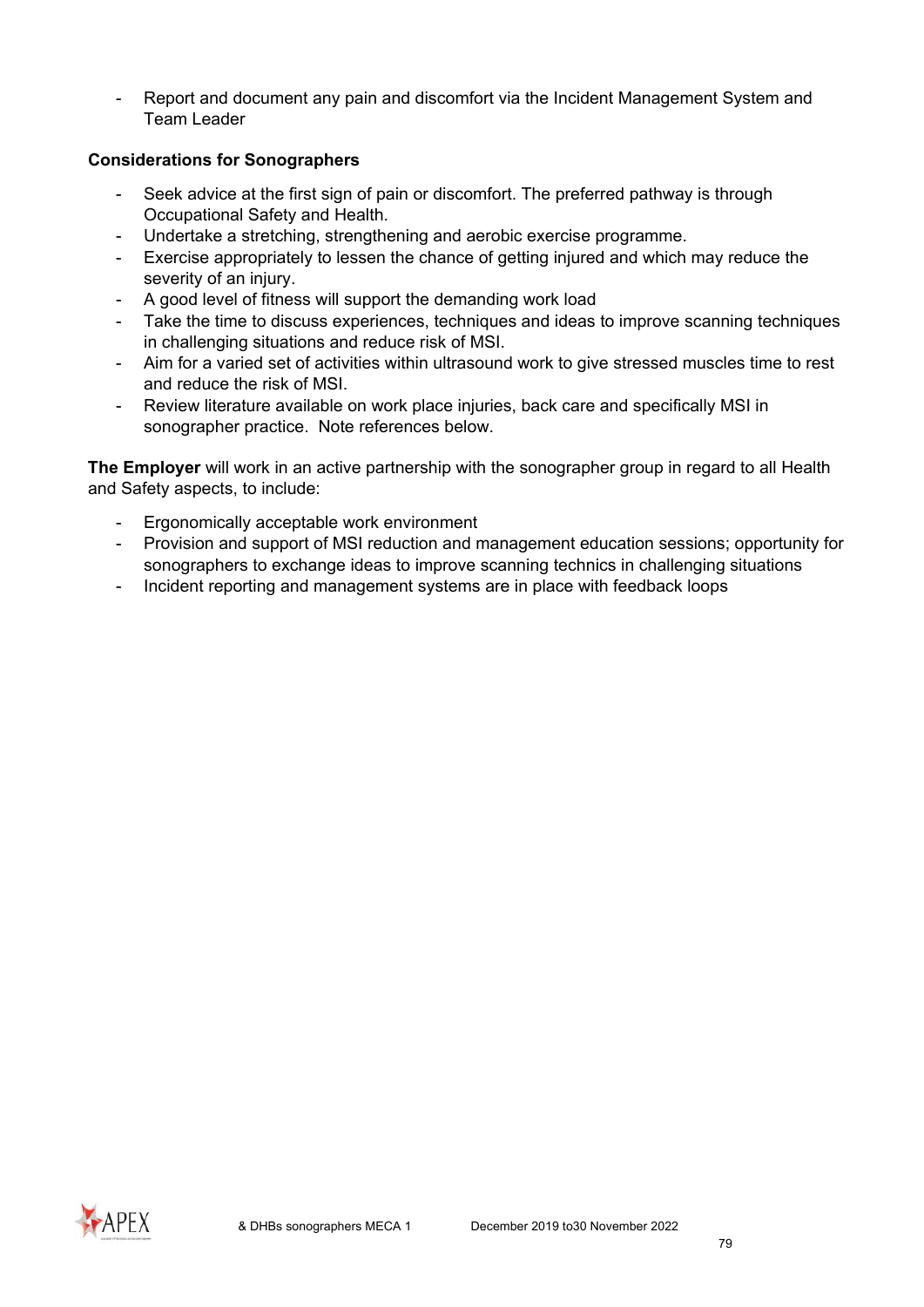- Report and document any pain and discomfort via the Incident Management System and Team Leader

**Considerations for Sonographers**

- Seek advice at the first sign of pain or discomfort. The preferred pathway is through Occupational Safety and Health.
- Undertake a stretching, strengthening and aerobic exercise programme.
- Exercise appropriately to lessen the chance of getting injured and which may reduce the severity of an injury.
- A good level of fitness will support the demanding work load
- Take the time to discuss experiences, techniques and ideas to improve scanning techniques in challenging situations and reduce risk of MSI.
- Aim for a varied set of activities within ultrasound work to give stressed muscles time to rest and reduce the risk of MSI.
- Review literature available on work place injuries, back care and specifically MSI in sonographer practice. Note references below.

**The Employer** will work in an active partnership with the sonographer group in regard to all Health and Safety aspects, to include:

- Ergonomically acceptable work environment
- Provision and support of MSI reduction and management education sessions; opportunity for sonographers to exchange ideas to improve scanning technics in challenging situations
- Incident reporting and management systems are in place with feedback loops